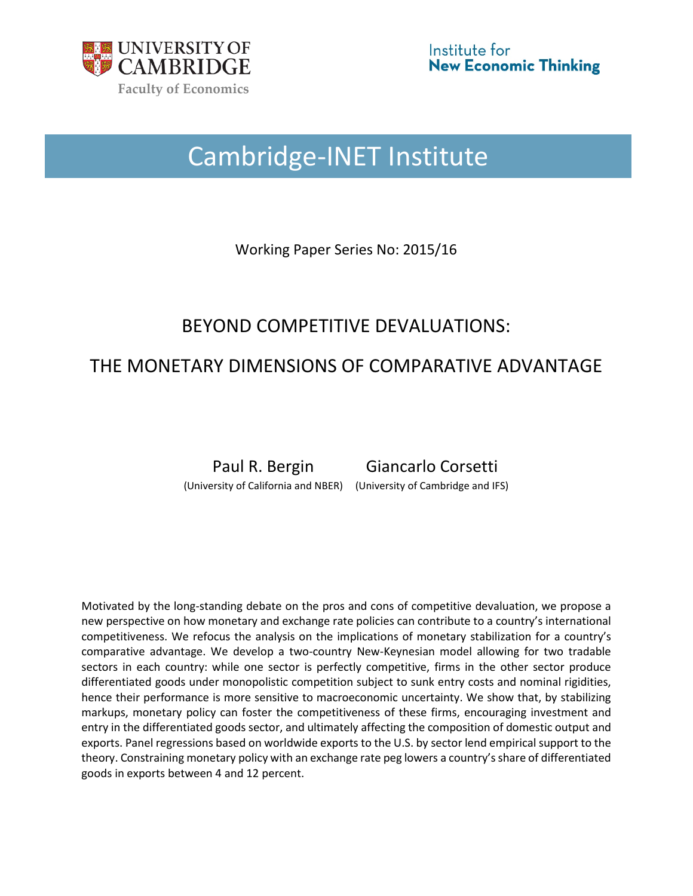UNIVERSITY OF CAMBRIDGE

Faculty of Economics

Institute for **New Economic Thinking**

# Cambridge-INET Institute

Working Paper Series No: 2015/16

## BEYOND COMPETITIVE DEVALUATIONS:

## THE MONETARY DIMENSIONS OF COMPARATIVE ADVANTAGE

Paul R. Bergin (University of California and NBER)

Giancarlo Corsetti (University of Cambridge and IFS)

Motivated by the long-standing debate on the pros and cons of competitive devaluation, we propose a new perspective on how monetary and exchange rate policies can contribute to a country's international competitiveness. We refocus the analysis on the implications of monetary stabilization for a country's comparative advantage. We develop a two-country New-Keynesian model allowing for two tradable sectors in each country: while one sector is perfectly competitive, firms in the other sector produce differentiated goods under monopolistic competition subject to sunk entry costs and nominal rigidities, hence their performance is more sensitive to macroeconomic uncertainty. We show that, by stabilizing markups, monetary policy can foster the competitiveness of these firms, encouraging investment and entry in the differentiated goods sector, and ultimately affecting the composition of domestic output and exports. Panel regressions based on worldwide exports to the U.S. by sector lend empirical support to the theory. Constraining monetary policy with an exchange rate peg lowers a country's share of differentiated goods in exports between 4 and 12 percent.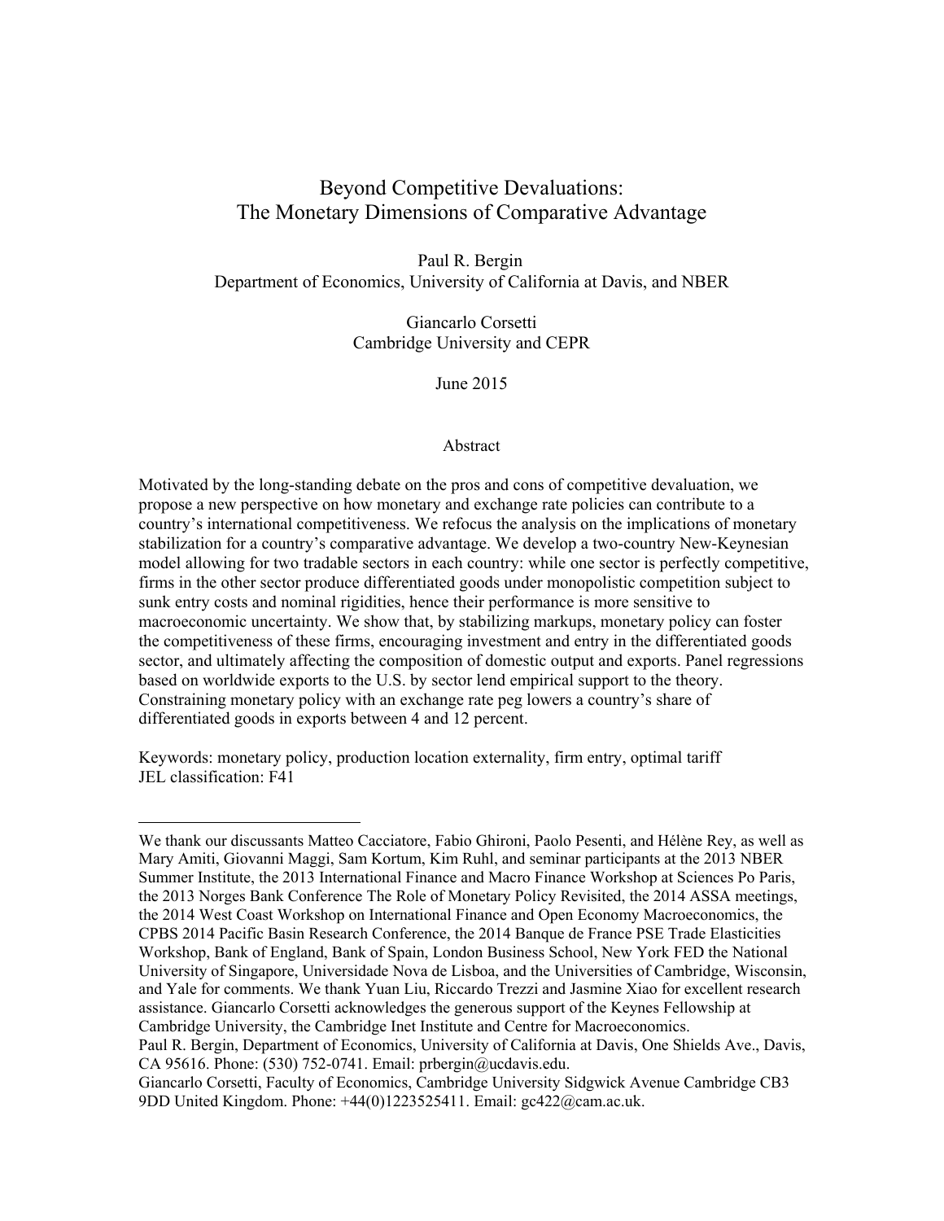# Beyond Competitive Devaluations: The Monetary Dimensions of Comparative Advantage

Paul R. Bergin
Department of Economics, University of California at Davis, and NBER

Giancarlo Corsetti
Cambridge University and CEPR

June 2015

## Abstract

Motivated by the long-standing debate on the pros and cons of competitive devaluation, we propose a new perspective on how monetary and exchange rate policies can contribute to a country's international competitiveness. We refocus the analysis on the implications of monetary stabilization for a country's comparative advantage. We develop a two-country New-Keynesian model allowing for two tradable sectors in each country: while one sector is perfectly competitive, firms in the other sector produce differentiated goods under monopolistic competition subject to sunk entry costs and nominal rigidities, hence their performance is more sensitive to macroeconomic uncertainty. We show that, by stabilizing markups, monetary policy can foster the competitiveness of these firms, encouraging investment and entry in the differentiated goods sector, and ultimately affecting the composition of domestic output and exports. Panel regressions based on worldwide exports to the U.S. by sector lend empirical support to the theory. Constraining monetary policy with an exchange rate peg lowers a country's share of differentiated goods in exports between 4 and 12 percent.

Keywords: monetary policy, production location externality, firm entry, optimal tariff
JEL classification: F41

---

We thank our discussants Matteo Cacciatore, Fabio Ghironi, Paolo Pesenti, and Hélène Rey, as well as Mary Amiti, Giovanni Maggi, Sam Kortum, Kim Ruhl, and seminar participants at the 2013 NBER Summer Institute, the 2013 International Finance and Macro Finance Workshop at Sciences Po Paris, the 2013 Norges Bank Conference The Role of Monetary Policy Revisited, the 2014 ASSA meetings, the 2014 West Coast Workshop on International Finance and Open Economy Macroeconomics, the CPBS 2014 Pacific Basin Research Conference, the 2014 Banque de France PSE Trade Elasticities Workshop, Bank of England, Bank of Spain, London Business School, New York FED the National University of Singapore, Universidade Nova de Lisboa, and the Universities of Cambridge, Wisconsin, and Yale for comments. We thank Yuan Liu, Riccardo Trezzi and Jasmine Xiao for excellent research assistance. Giancarlo Corsetti acknowledges the generous support of the Keynes Fellowship at Cambridge University, the Cambridge Inet Institute and Centre for Macroeconomics.
Paul R. Bergin, Department of Economics, University of California at Davis, One Shields Ave., Davis, CA 95616. Phone: (530) 752-0741. Email: prbergin@ucdavis.edu.
Giancarlo Corsetti, Faculty of Economics, Cambridge University Sidgwick Avenue Cambridge CB3 9DD United Kingdom. Phone: +44(0)1223525411. Email: gc422@cam.ac.uk.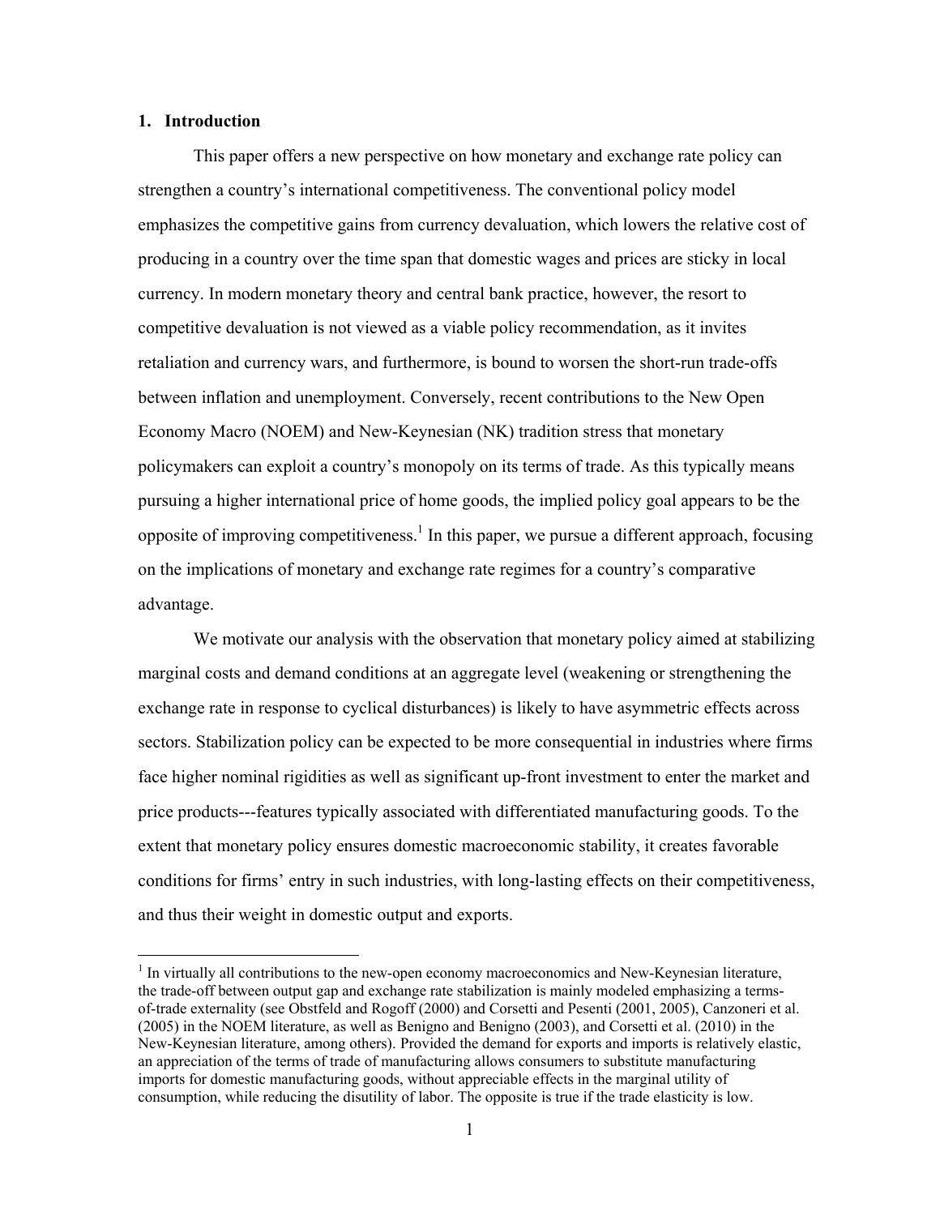## 1. Introduction

This paper offers a new perspective on how monetary and exchange rate policy can strengthen a country's international competitiveness. The conventional policy model emphasizes the competitive gains from currency devaluation, which lowers the relative cost of producing in a country over the time span that domestic wages and prices are sticky in local currency. In modern monetary theory and central bank practice, however, the resort to competitive devaluation is not viewed as a viable policy recommendation, as it invites retaliation and currency wars, and furthermore, is bound to worsen the short-run trade-offs between inflation and unemployment. Conversely, recent contributions to the New Open Economy Macro (NOEM) and New-Keynesian (NK) tradition stress that monetary policymakers can exploit a country's monopoly on its terms of trade. As this typically means pursuing a higher international price of home goods, the implied policy goal appears to be the opposite of improving competitiveness.[1] In this paper, we pursue a different approach, focusing on the implications of monetary and exchange rate regimes for a country's comparative advantage.

We motivate our analysis with the observation that monetary policy aimed at stabilizing marginal costs and demand conditions at an aggregate level (weakening or strengthening the exchange rate in response to cyclical disturbances) is likely to have asymmetric effects across sectors. Stabilization policy can be expected to be more consequential in industries where firms face higher nominal rigidities as well as significant up-front investment to enter the market and price products---features typically associated with differentiated manufacturing goods. To the extent that monetary policy ensures domestic macroeconomic stability, it creates favorable conditions for firms' entry in such industries, with long-lasting effects on their competitiveness, and thus their weight in domestic output and exports.

[1] In virtually all contributions to the new-open economy macroeconomics and New-Keynesian literature, the trade-off between output gap and exchange rate stabilization is mainly modeled emphasizing a terms-of-trade externality (see Obstfeld and Rogoff (2000) and Corsetti and Pesenti (2001, 2005), Canzoneri et al. (2005) in the NOEM literature, as well as Benigno and Benigno (2003), and Corsetti et al. (2010) in the New-Keynesian literature, among others). Provided the demand for exports and imports is relatively elastic, an appreciation of the terms of trade of manufacturing allows consumers to substitute manufacturing imports for domestic manufacturing goods, without appreciable effects in the marginal utility of consumption, while reducing the disutility of labor. The opposite is true if the trade elasticity is low.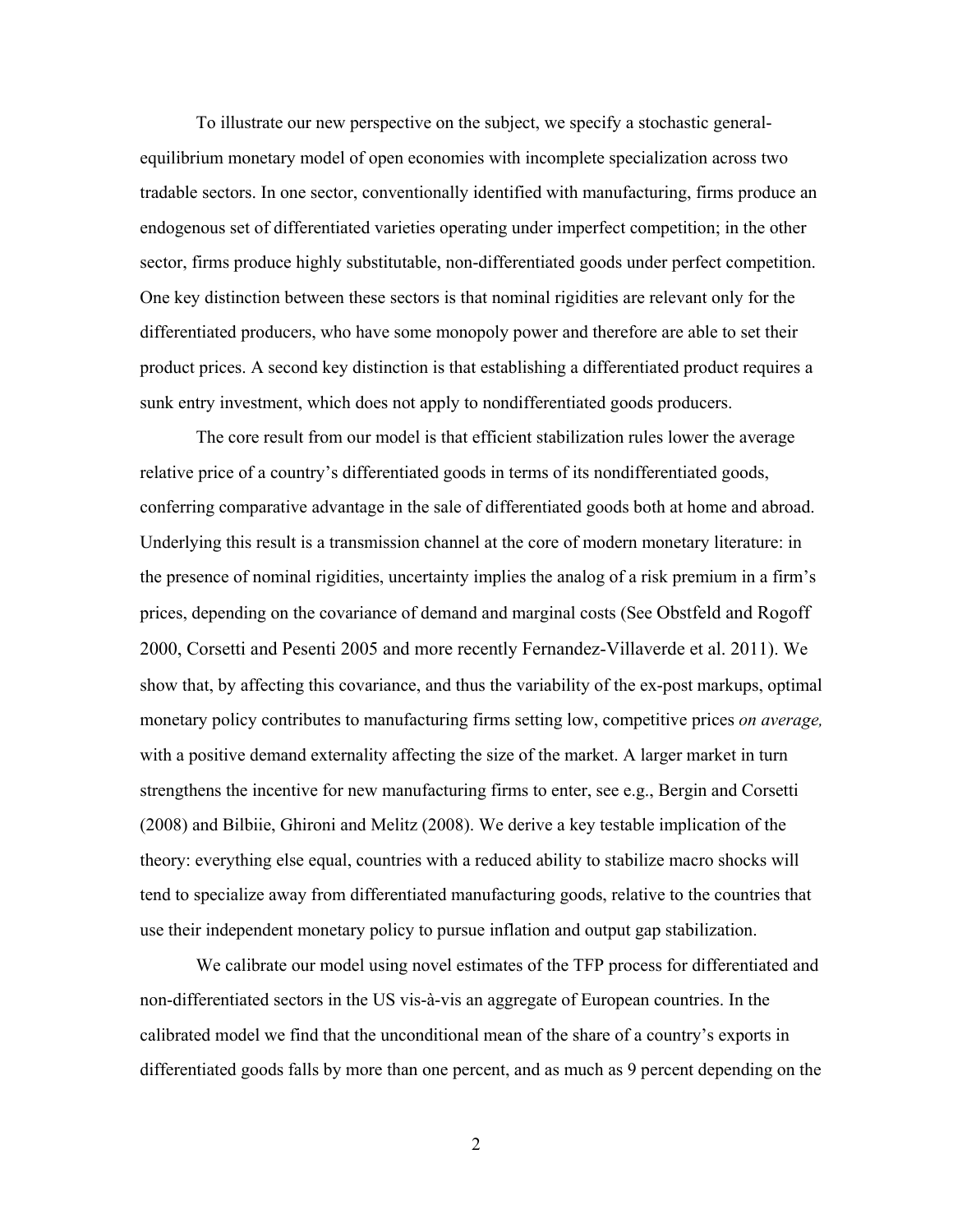To illustrate our new perspective on the subject, we specify a stochastic general-equilibrium monetary model of open economies with incomplete specialization across two tradable sectors. In one sector, conventionally identified with manufacturing, firms produce an endogenous set of differentiated varieties operating under imperfect competition; in the other sector, firms produce highly substitutable, non-differentiated goods under perfect competition. One key distinction between these sectors is that nominal rigidities are relevant only for the differentiated producers, who have some monopoly power and therefore are able to set their product prices. A second key distinction is that establishing a differentiated product requires a sunk entry investment, which does not apply to nondifferentiated goods producers.

The core result from our model is that efficient stabilization rules lower the average relative price of a country's differentiated goods in terms of its nondifferentiated goods, conferring comparative advantage in the sale of differentiated goods both at home and abroad. Underlying this result is a transmission channel at the core of modern monetary literature: in the presence of nominal rigidities, uncertainty implies the analog of a risk premium in a firm's prices, depending on the covariance of demand and marginal costs (See Obstfeld and Rogoff 2000, Corsetti and Pesenti 2005 and more recently Fernandez-Villaverde et al. 2011). We show that, by affecting this covariance, and thus the variability of the ex-post markups, optimal monetary policy contributes to manufacturing firms setting low, competitive prices *on average,* with a positive demand externality affecting the size of the market. A larger market in turn strengthens the incentive for new manufacturing firms to enter, see e.g., Bergin and Corsetti (2008) and Bilbiie, Ghironi and Melitz (2008). We derive a key testable implication of the theory: everything else equal, countries with a reduced ability to stabilize macro shocks will tend to specialize away from differentiated manufacturing goods, relative to the countries that use their independent monetary policy to pursue inflation and output gap stabilization.

We calibrate our model using novel estimates of the TFP process for differentiated and non-differentiated sectors in the US vis-à-vis an aggregate of European countries. In the calibrated model we find that the unconditional mean of the share of a country's exports in differentiated goods falls by more than one percent, and as much as 9 percent depending on the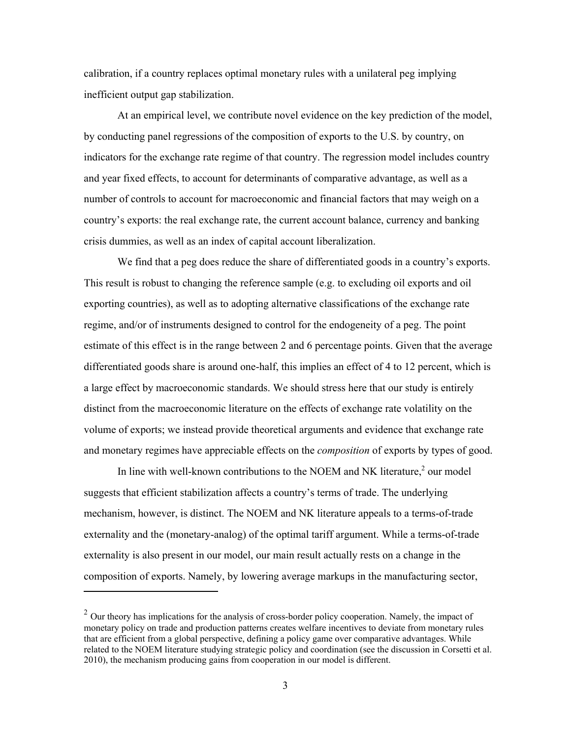calibration, if a country replaces optimal monetary rules with a unilateral peg implying inefficient output gap stabilization.

At an empirical level, we contribute novel evidence on the key prediction of the model, by conducting panel regressions of the composition of exports to the U.S. by country, on indicators for the exchange rate regime of that country. The regression model includes country and year fixed effects, to account for determinants of comparative advantage, as well as a number of controls to account for macroeconomic and financial factors that may weigh on a country's exports: the real exchange rate, the current account balance, currency and banking crisis dummies, as well as an index of capital account liberalization.

We find that a peg does reduce the share of differentiated goods in a country's exports. This result is robust to changing the reference sample (e.g. to excluding oil exports and oil exporting countries), as well as to adopting alternative classifications of the exchange rate regime, and/or of instruments designed to control for the endogeneity of a peg. The point estimate of this effect is in the range between 2 and 6 percentage points. Given that the average differentiated goods share is around one-half, this implies an effect of 4 to 12 percent, which is a large effect by macroeconomic standards. We should stress here that our study is entirely distinct from the macroeconomic literature on the effects of exchange rate volatility on the volume of exports; we instead provide theoretical arguments and evidence that exchange rate and monetary regimes have appreciable effects on the *composition* of exports by types of good.

In line with well-known contributions to the NOEM and NK literature,[2] our model suggests that efficient stabilization affects a country's terms of trade. The underlying mechanism, however, is distinct. The NOEM and NK literature appeals to a terms-of-trade externality and the (monetary-analog) of the optimal tariff argument. While a terms-of-trade externality is also present in our model, our main result actually rests on a change in the composition of exports. Namely, by lowering average markups in the manufacturing sector,

[2] Our theory has implications for the analysis of cross-border policy cooperation. Namely, the impact of monetary policy on trade and production patterns creates welfare incentives to deviate from monetary rules that are efficient from a global perspective, defining a policy game over comparative advantages. While related to the NOEM literature studying strategic policy and coordination (see the discussion in Corsetti et al. 2010), the mechanism producing gains from cooperation in our model is different.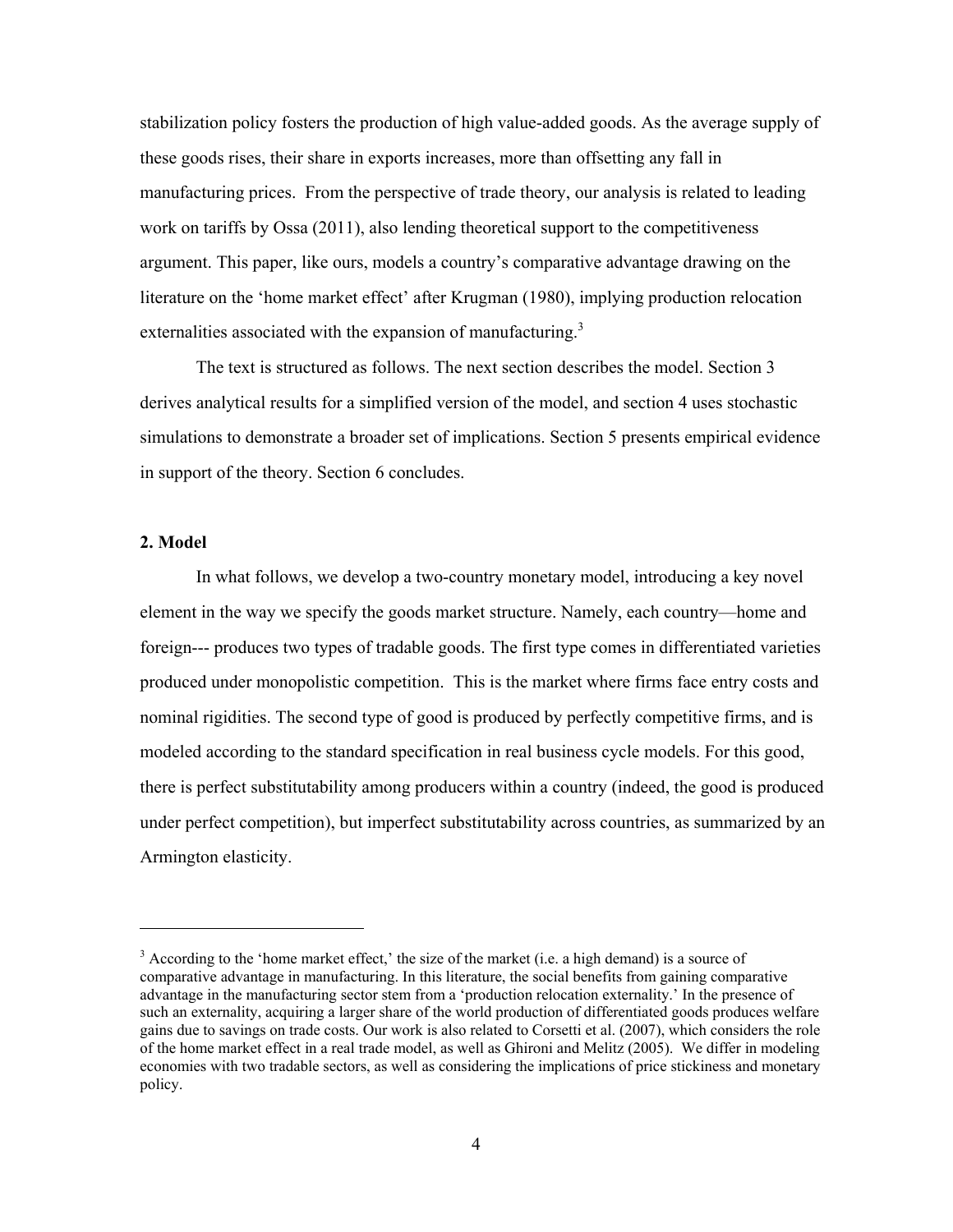stabilization policy fosters the production of high value-added goods. As the average supply of these goods rises, their share in exports increases, more than offsetting any fall in manufacturing prices. From the perspective of trade theory, our analysis is related to leading work on tariffs by Ossa (2011), also lending theoretical support to the competitiveness argument. This paper, like ours, models a country's comparative advantage drawing on the literature on the 'home market effect' after Krugman (1980), implying production relocation externalities associated with the expansion of manufacturing.[3]

The text is structured as follows. The next section describes the model. Section 3 derives analytical results for a simplified version of the model, and section 4 uses stochastic simulations to demonstrate a broader set of implications. Section 5 presents empirical evidence in support of the theory. Section 6 concludes.

## 2. Model

In what follows, we develop a two-country monetary model, introducing a key novel element in the way we specify the goods market structure. Namely, each country—home and foreign--- produces two types of tradable goods. The first type comes in differentiated varieties produced under monopolistic competition. This is the market where firms face entry costs and nominal rigidities. The second type of good is produced by perfectly competitive firms, and is modeled according to the standard specification in real business cycle models. For this good, there is perfect substitutability among producers within a country (indeed, the good is produced under perfect competition), but imperfect substitutability across countries, as summarized by an Armington elasticity.

---

[3] According to the 'home market effect,' the size of the market (i.e. a high demand) is a source of comparative advantage in manufacturing. In this literature, the social benefits from gaining comparative advantage in the manufacturing sector stem from a 'production relocation externality.' In the presence of such an externality, acquiring a larger share of the world production of differentiated goods produces welfare gains due to savings on trade costs. Our work is also related to Corsetti et al. (2007), which considers the role of the home market effect in a real trade model, as well as Ghironi and Melitz (2005). We differ in modeling economies with two tradable sectors, as well as considering the implications of price stickiness and monetary policy.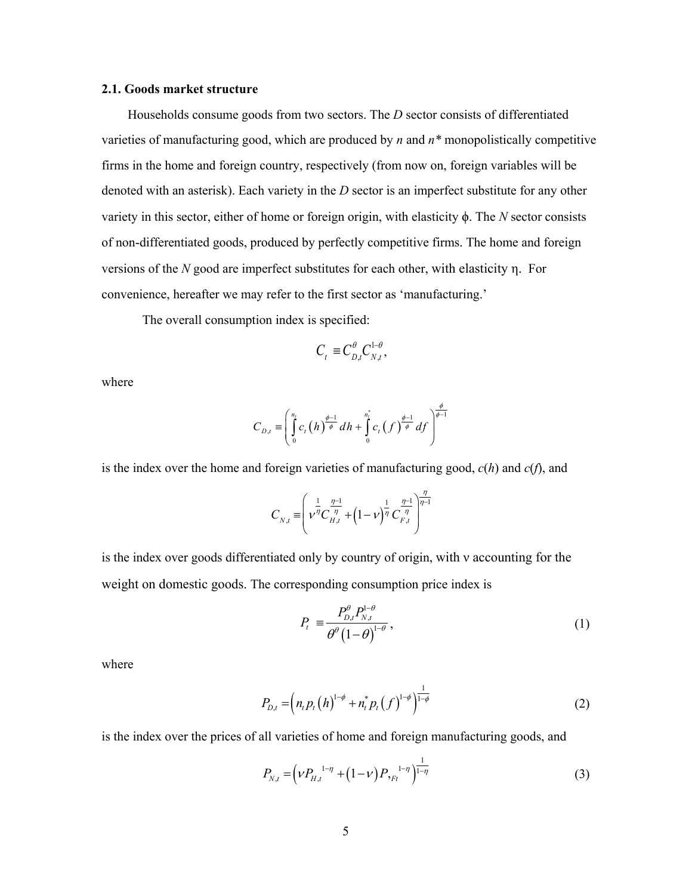### 2.1. Goods market structure

Households consume goods from two sectors. The *D* sector consists of differentiated varieties of manufacturing good, which are produced by *n* and *n\** monopolistically competitive firms in the home and foreign country, respectively (from now on, foreign variables will be denoted with an asterisk). Each variety in the *D* sector is an imperfect substitute for any other variety in this sector, either of home or foreign origin, with elasticity $\phi$. The *N* sector consists of non-differentiated goods, produced by perfectly competitive firms. The home and foreign versions of the *N* good are imperfect substitutes for each other, with elasticity $\eta$. For convenience, hereafter we may refer to the first sector as 'manufacturing.'

The overall consumption index is specified:

$$C_t \equiv C_{D,t}^{\theta} C_{N,t}^{1-\theta},$$

where

$$C_{D,t} \equiv \left( \int_0^{n_t} c_t(h)^{\frac{\phi-1}{\phi}} dh + \int_0^{n_t^*} c_t(f)^{\frac{\phi-1}{\phi}} df \right)^{\frac{\phi}{\phi-1}}$$

is the index over the home and foreign varieties of manufacturing good, *c*(*h*) and *c*(*f*), and

$$C_{N,t} \equiv \left( \nu^{\frac{1}{\eta}} C_{H,t}^{\frac{\eta-1}{\eta}} + (1-\nu)^{\frac{1}{\eta}} C_{F,t}^{\frac{\eta-1}{\eta}} \right)^{\frac{\eta}{\eta-1}}$$

is the index over goods differentiated only by country of origin, with $\nu$ accounting for the weight on domestic goods. The corresponding consumption price index is

$$P_t \equiv \frac{P_{D,t}^{\theta} P_{N,t}^{1-\theta}}{\theta^{\theta} (1-\theta)^{1-\theta}}, \tag{1}$$

where

$$P_{D,t} = \left( n_t p_t(h)^{1-\phi} + n_t^* p_t(f)^{1-\phi} \right)^{\frac{1}{1-\phi}} \tag{2}$$

is the index over the prices of all varieties of home and foreign manufacturing goods, and

$$P_{N,t} = \left( \nu P_{H,t}{}^{1-\eta} + (1-\nu) P_{Ft}{}^{1-\eta} \right)^{\frac{1}{1-\eta}} \tag{3}$$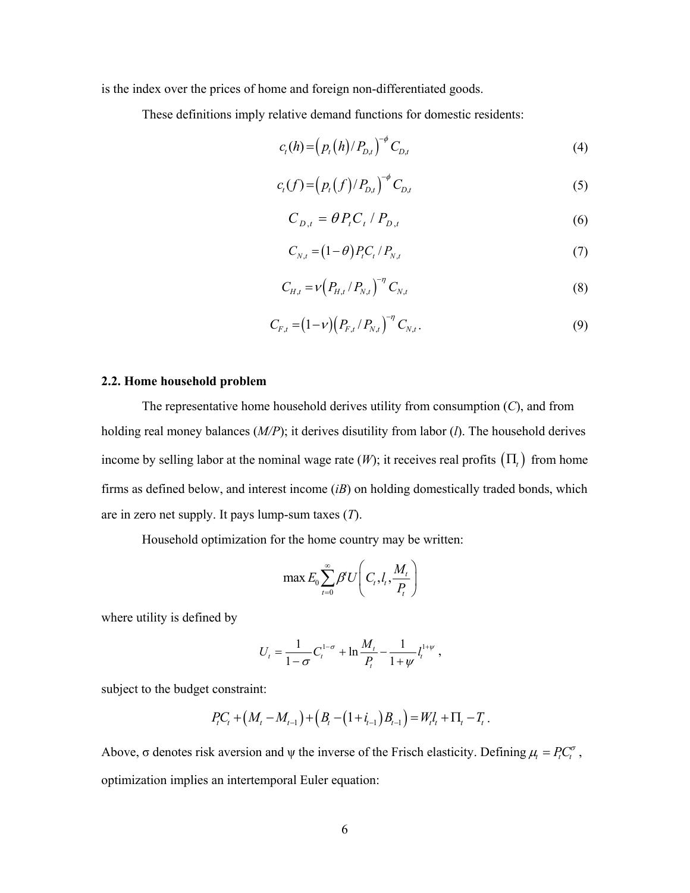is the index over the prices of home and foreign non-differentiated goods.

These definitions imply relative demand functions for domestic residents:

$$c_t(h) = \left(p_t(h)/P_{D,t}\right)^{-\phi} C_{D,t} \tag{4}$$

$$c_t(f) = \left(p_t(f)/P_{D,t}\right)^{-\phi} C_{D,t} \tag{5}$$

$$C_{D,t} = \theta P_t C_t / P_{D,t} \tag{6}$$

$$C_{N,t} = (1-\theta) P_t C_t / P_{N,t} \tag{7}$$

$$C_{H,t} = \nu \left(P_{H,t}/P_{N,t}\right)^{-\eta} C_{N,t} \tag{8}$$

$$C_{F,t} = (1-\nu)\left(P_{F,t}/P_{N,t}\right)^{-\eta} C_{N,t}. \tag{9}$$

### 2.2. Home household problem

The representative home household derives utility from consumption ($C$), and from holding real money balances ($M/P$); it derives disutility from labor ($l$). The household derives income by selling labor at the nominal wage rate ($W$); it receives real profits $(\Pi_t)$ from home firms as defined below, and interest income ($iB$) on holding domestically traded bonds, which are in zero net supply. It pays lump-sum taxes ($T$).

Household optimization for the home country may be written:

$$\max E_0 \sum_{t=0}^{\infty} \beta^t U\left(C_t, l_t, \frac{M_t}{P_t}\right)$$

where utility is defined by

$$U_t = \frac{1}{1-\sigma} C_t^{1-\sigma} + \ln \frac{M_t}{P_t} - \frac{1}{1+\psi} l_t^{1+\psi},$$

subject to the budget constraint:

$$P_t C_t + \left(M_t - M_{t-1}\right) + \left(B_t - \left(1+i_{t-1}\right) B_{t-1}\right) = W_t l_t + \Pi_t - T_t.$$

Above, σ denotes risk aversion and ψ the inverse of the Frisch elasticity. Defining $\mu_t = P_t C_t^{\sigma}$, optimization implies an intertemporal Euler equation: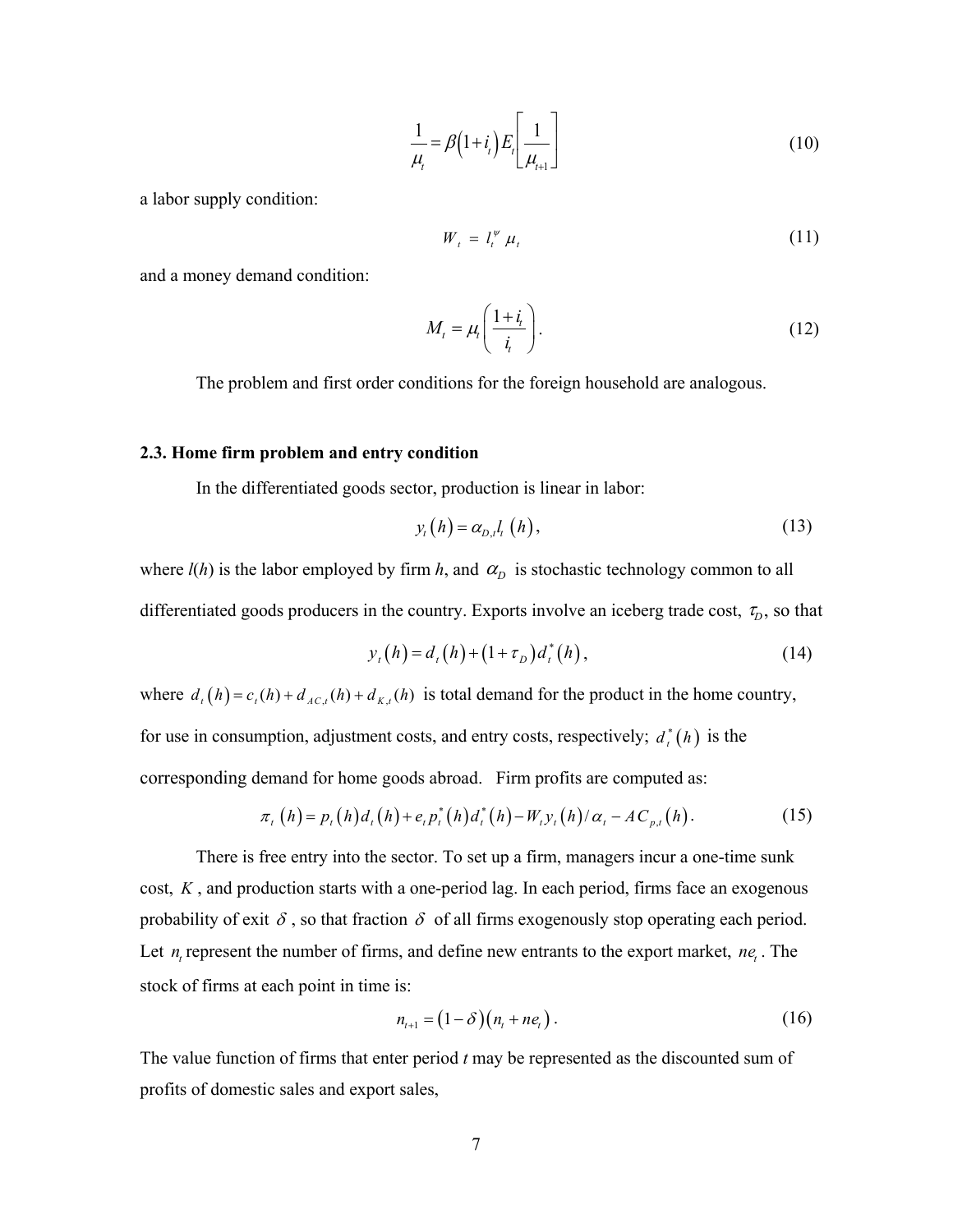$$\frac{1}{\mu_t} = \beta\left(1+i_t\right)E_t\left[\frac{1}{\mu_{t+1}}\right] \tag{10}$$

a labor supply condition:

$$W_t = l_t^{\psi}\,\mu_t \tag{11}$$

and a money demand condition:

$$M_t = \mu_t\left(\frac{1+i_t}{i_t}\right). \tag{12}$$

The problem and first order conditions for the foreign household are analogous.

### 2.3. Home firm problem and entry condition

In the differentiated goods sector, production is linear in labor:

$$y_t\left(h\right) = \alpha_{D,t} l_t\left(h\right), \tag{13}$$

where $l(h)$ is the labor employed by firm $h$, and $\alpha_D$ is stochastic technology common to all differentiated goods producers in the country. Exports involve an iceberg trade cost, $\tau_D$, so that

$$y_t\left(h\right) = d_t\left(h\right) + \left(1+\tau_D\right)d_t^*\left(h\right), \tag{14}$$

where $d_t\left(h\right) = c_t(h) + d_{AC,t}(h) + d_{K,t}(h)$ is total demand for the product in the home country, for use in consumption, adjustment costs, and entry costs, respectively; $d_t^*\left(h\right)$ is the corresponding demand for home goods abroad. Firm profits are computed as:

$$\pi_t\left(h\right) = p_t\left(h\right)d_t\left(h\right) + e_t p_t^*\left(h\right)d_t^*\left(h\right) - W_t y_t\left(h\right)/\alpha_t - AC_{p,t}\left(h\right). \tag{15}$$

There is free entry into the sector. To set up a firm, managers incur a one-time sunk cost, $K$, and production starts with a one-period lag. In each period, firms face an exogenous probability of exit $\delta$, so that fraction $\delta$ of all firms exogenously stop operating each period. Let $n_t$ represent the number of firms, and define new entrants to the export market, $ne_t$. The stock of firms at each point in time is:

$$n_{t+1} = \left(1-\delta\right)\left(n_t + ne_t\right). \tag{16}$$

The value function of firms that enter period $t$ may be represented as the discounted sum of profits of domestic sales and export sales,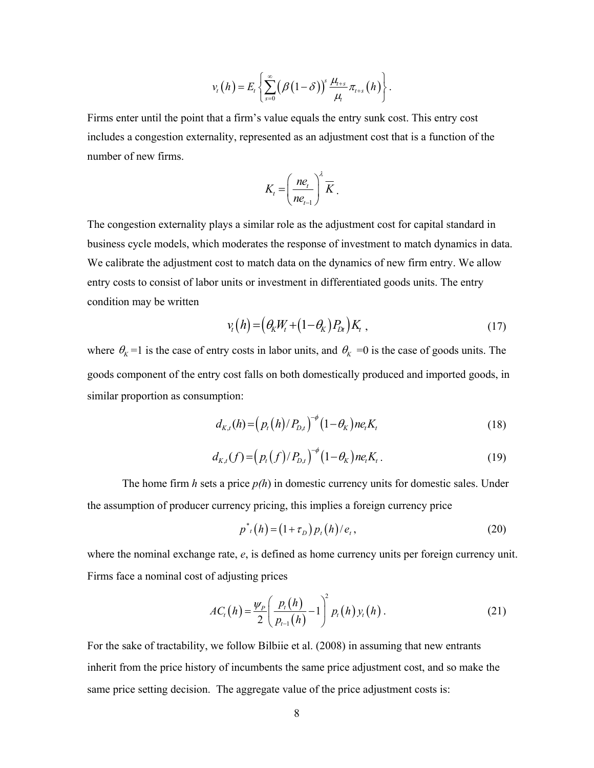$$v_t(h) = E_t\left\{\sum_{s=0}^{\infty}\left(\beta(1-\delta)\right)^s \frac{\mu_{t+s}}{\mu_t}\pi_{t+s}(h)\right\}.$$

Firms enter until the point that a firm's value equals the entry sunk cost. This entry cost includes a congestion externality, represented as an adjustment cost that is a function of the number of new firms.

$$K_t = \left(\frac{ne_t}{ne_{t-1}}\right)^{\lambda}\overline{K}.$$

The congestion externality plays a similar role as the adjustment cost for capital standard in business cycle models, which moderates the response of investment to match dynamics in data. We calibrate the adjustment cost to match data on the dynamics of new firm entry. We allow entry costs to consist of labor units or investment in differentiated goods units. The entry condition may be written

$$v_t(h) = \left(\theta_K W_t + (1-\theta_K)P_{Dt}\right)K_t\ , \tag{17}$$

where $\theta_K$ =1 is the case of entry costs in labor units, and $\theta_K$ =0 is the case of goods units. The goods component of the entry cost falls on both domestically produced and imported goods, in similar proportion as consumption:

$$d_{K,t}(h) = \left(p_t(h)/P_{D,t}\right)^{-\phi}(1-\theta_K)ne_t K_t \tag{18}$$

$$d_{K,t}(f) = \left(p_t(f)/P_{D,t}\right)^{-\phi}(1-\theta_K)ne_t K_t\ . \tag{19}$$

The home firm *h* sets a price *p(h)* in domestic currency units for domestic sales. Under the assumption of producer currency pricing, this implies a foreign currency price

$$p^*_t(h) = (1+\tau_D)\,p_t(h)/e_t\,, \tag{20}$$

where the nominal exchange rate, *e*, is defined as home currency units per foreign currency unit. Firms face a nominal cost of adjusting prices

$$AC_t(h) = \frac{\psi_P}{2}\left(\frac{p_t(h)}{p_{t-1}(h)}-1\right)^2 p_t(h)\,y_t(h)\,. \tag{21}$$

For the sake of tractability, we follow Bilbiie et al. (2008) in assuming that new entrants inherit from the price history of incumbents the same price adjustment cost, and so make the same price setting decision. The aggregate value of the price adjustment costs is: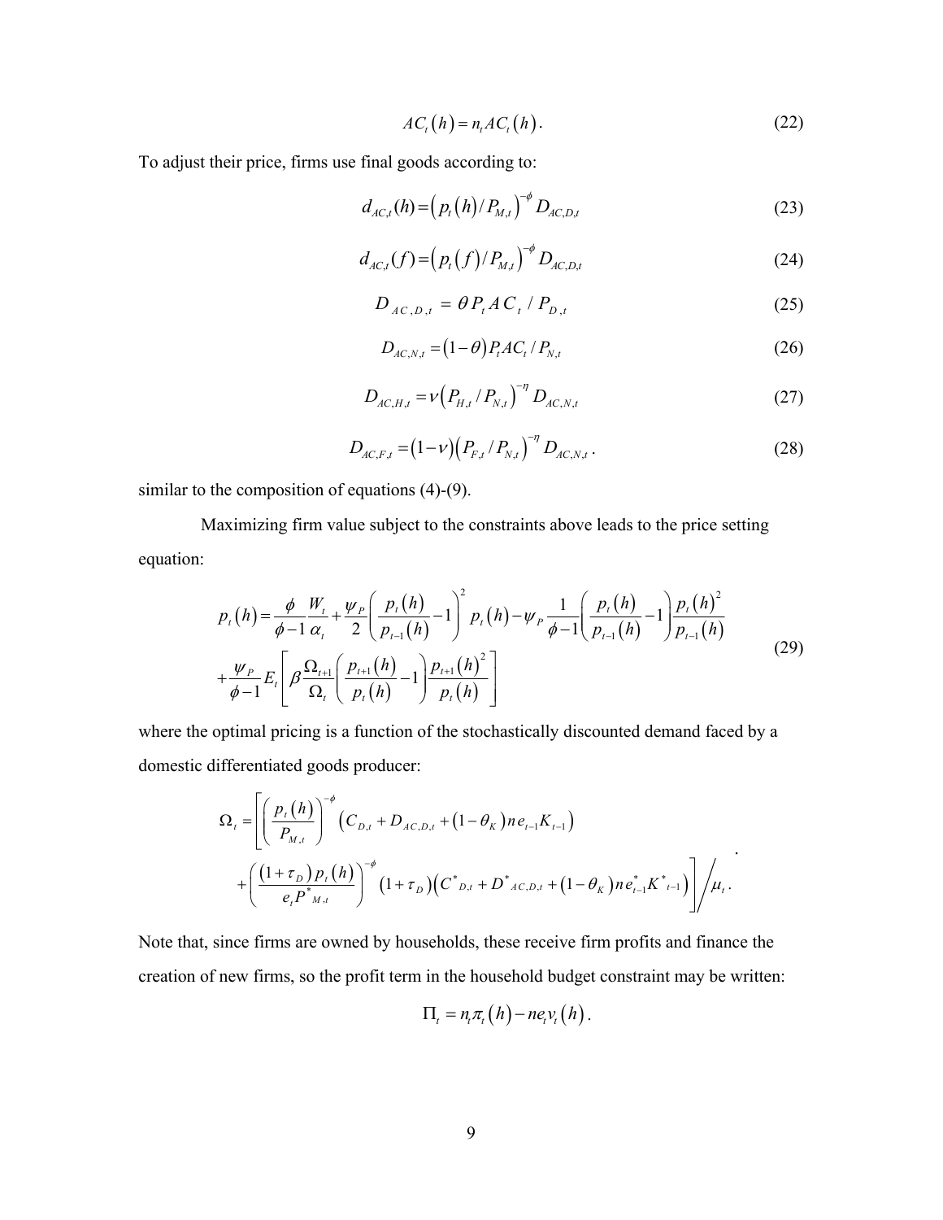$$AC_t(h) = n_t AC_t(h). \tag{22}$$

To adjust their price, firms use final goods according to:

$$d_{AC,t}(h) = \left(p_t(h)/P_{M,t}\right)^{-\phi} D_{AC,D,t} \tag{23}$$

$$d_{AC,t}(f) = \left(p_t(f)/P_{M,t}\right)^{-\phi} D_{AC,D,t} \tag{24}$$

$$D_{AC,D,t} = \theta P_t AC_t / P_{D,t} \tag{25}$$

$$D_{AC,N,t} = (1-\theta) P_t AC_t / P_{N,t} \tag{26}$$

$$D_{AC,H,t} = \nu \left(P_{H,t}/P_{N,t}\right)^{-\eta} D_{AC,N,t} \tag{27}$$

$$D_{AC,F,t} = (1-\nu)\left(P_{F,t}/P_{N,t}\right)^{-\eta} D_{AC,N,t}. \tag{28}$$

similar to the composition of equations (4)-(9).

Maximizing firm value subject to the constraints above leads to the price setting equation:

$$\begin{aligned} p_t(h) = {} & \frac{\phi}{\phi-1}\frac{W_t}{\alpha_t} + \frac{\psi_P}{2}\left(\frac{p_t(h)}{p_{t-1}(h)}-1\right)^2 p_t(h) - \psi_P \frac{1}{\phi-1}\left(\frac{p_t(h)}{p_{t-1}(h)}-1\right)\frac{p_t(h)^2}{p_{t-1}(h)} \\ & + \frac{\psi_P}{\phi-1} E_t\left[\beta \frac{\Omega_{t+1}}{\Omega_t}\left(\frac{p_{t+1}(h)}{p_t(h)}-1\right)\frac{p_{t+1}(h)^2}{p_t(h)}\right] \end{aligned} \tag{29}$$

where the optimal pricing is a function of the stochastically discounted demand faced by a domestic differentiated goods producer:

$$\begin{aligned} \Omega_t = \Bigg[ & \left(\frac{p_t(h)}{P_{M,t}}\right)^{-\phi}\left(C_{D,t} + D_{AC,D,t} + (1-\theta_K) n e_{t-1} K_{t-1}\right) \\ & + \left(\frac{(1+\tau_D) p_t(h)}{e_t P^*_{M,t}}\right)^{-\phi}(1+\tau_D)\left(C^*_{D,t} + D^*_{AC,D,t} + (1-\theta_K) n e^*_{t-1} K^*_{t-1}\right)\Bigg] \Big/ \mu_t. \end{aligned}$$

Note that, since firms are owned by households, these receive firm profits and finance the creation of new firms, so the profit term in the household budget constraint may be written:

$$\Pi_t = n_t \pi_t(h) - n e_t v_t(h).$$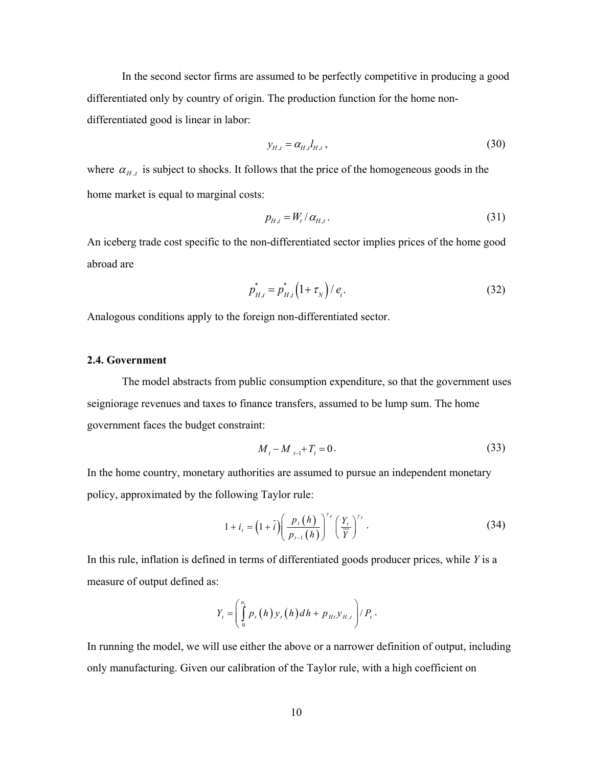In the second sector firms are assumed to be perfectly competitive in producing a good differentiated only by country of origin. The production function for the home non-differentiated good is linear in labor:

$$y_{H,t} = \alpha_{H,t} l_{H,t} , \tag{30}$$

where $\alpha_{H,t}$ is subject to shocks. It follows that the price of the homogeneous goods in the home market is equal to marginal costs:

$$p_{H,t} = W_t / \alpha_{H,t} . \tag{31}$$

An iceberg trade cost specific to the non-differentiated sector implies prices of the home good abroad are

$$p^*_{H,t} = p^*_{H,t} \left(1 + \tau_N\right) / e_t . \tag{32}$$

Analogous conditions apply to the foreign non-differentiated sector.

### 2.4. Government

The model abstracts from public consumption expenditure, so that the government uses seigniorage revenues and taxes to finance transfers, assumed to be lump sum. The home government faces the budget constraint:

$$M_t - M_{t-1} + T_t = 0 . \tag{33}$$

In the home country, monetary authorities are assumed to pursue an independent monetary policy, approximated by the following Taylor rule:

$$1 + i_t = \left(1 + \bar{i}\right) \left( \frac{p_t(h)}{p_{t-1}(h)} \right)^{\gamma_p} \left( \frac{Y_t}{\bar{Y}} \right)^{\gamma_Y} . \tag{34}$$

In this rule, inflation is defined in terms of differentiated goods producer prices, while *Y* is a measure of output defined as:

$$Y_t = \left( \int_0^{n_t} p_t(h) y_t(h) dh + p_{Ht} y_{H,t} \right) / P_t .$$

In running the model, we will use either the above or a narrower definition of output, including only manufacturing. Given our calibration of the Taylor rule, with a high coefficient on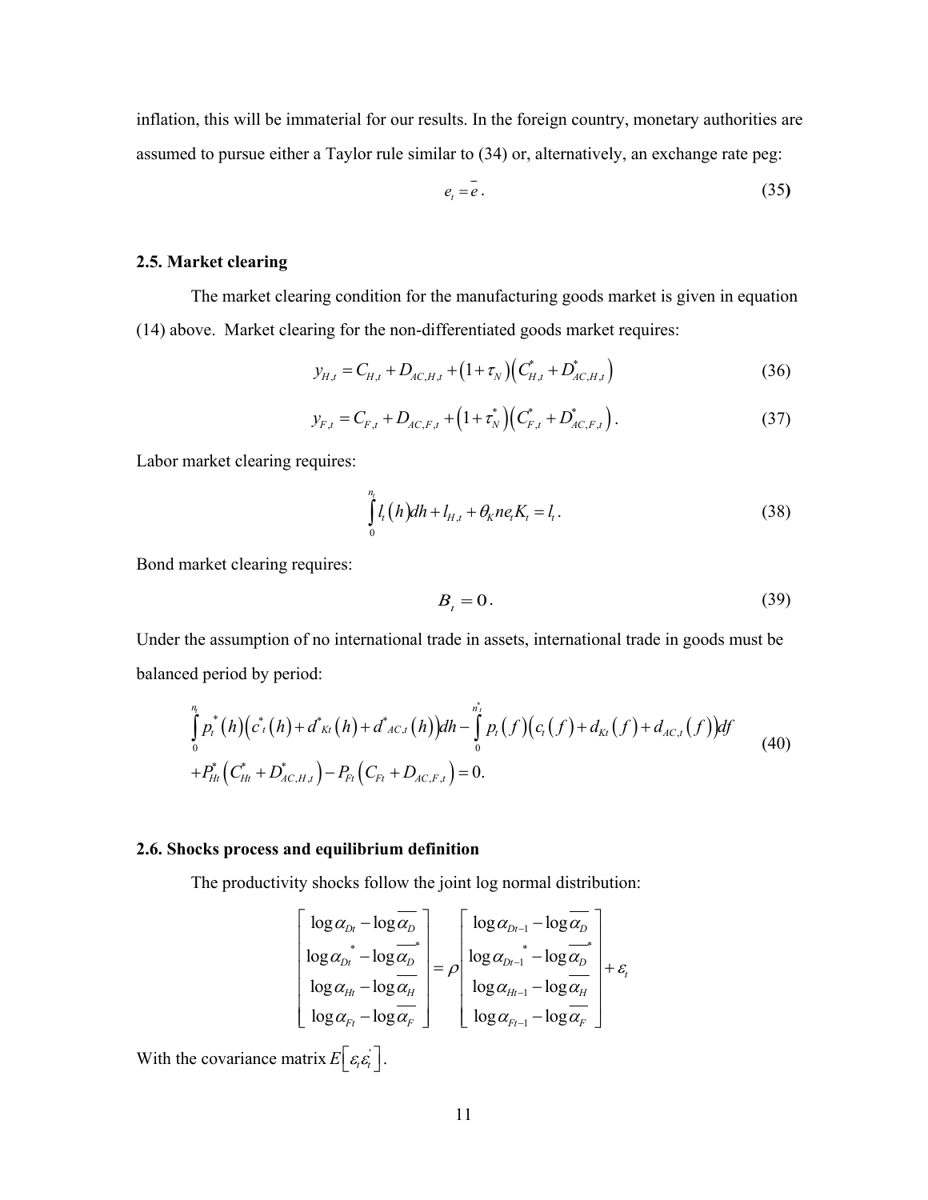inflation, this will be immaterial for our results. In the foreign country, monetary authorities are assumed to pursue either a Taylor rule similar to (34) or, alternatively, an exchange rate peg:

$$e_t = \bar{e}. \tag{35}$$

### 2.5. Market clearing

The market clearing condition for the manufacturing goods market is given in equation (14) above. Market clearing for the non-differentiated goods market requires:

$$y_{H,t} = C_{H,t} + D_{AC,H,t} + (1+\tau_N)\left(C^*_{H,t} + D^*_{AC,H,t}\right) \tag{36}$$

$$y_{F,t} = C_{F,t} + D_{AC,F,t} + (1+\tau^*_N)\left(C^*_{F,t} + D^*_{AC,F,t}\right). \tag{37}$$

Labor market clearing requires:

$$\int_0^{n_t} l_t(h)dh + l_{H,t} + \theta_K n e_t K_t = l_t. \tag{38}$$

Bond market clearing requires:

$$B_t = 0. \tag{39}$$

Under the assumption of no international trade in assets, international trade in goods must be balanced period by period:

$$\begin{aligned} &\int_0^{n_t} p^*_t(h)\left(c^*_t(h) + d^*_{Kt}(h) + d^*_{AC,t}(h)\right)dh - \int_0^{n^*_t} p_t(f)\left(c_t(f) + d_{Kt}(f) + d_{AC,t}(f)\right)df \\ &+ P^*_{Ht}\left(C^*_{Ht} + D^*_{AC,H,t}\right) - P_{Ft}\left(C_{Ft} + D_{AC,F,t}\right) = 0. \end{aligned} \tag{40}$$

### 2.6. Shocks process and equilibrium definition

The productivity shocks follow the joint log normal distribution:

$$\begin{bmatrix} \log\alpha_{Dt} - \log\overline{\alpha_D} \\ \log\alpha_{Dt}^* - \log\overline{\alpha_D}^* \\ \log\alpha_{Ht} - \log\overline{\alpha_H} \\ \log\alpha_{Ft} - \log\overline{\alpha_F} \end{bmatrix} = \rho \begin{bmatrix} \log\alpha_{Dt-1} - \log\overline{\alpha_D} \\ \log\alpha_{Dt-1}^* - \log\overline{\alpha_D}^* \\ \log\alpha_{Ht-1} - \log\overline{\alpha_H} \\ \log\alpha_{Ft-1} - \log\overline{\alpha_F} \end{bmatrix} + \varepsilon_t$$

With the covariance matrix $E\left[\varepsilon_t \varepsilon_t'\right]$.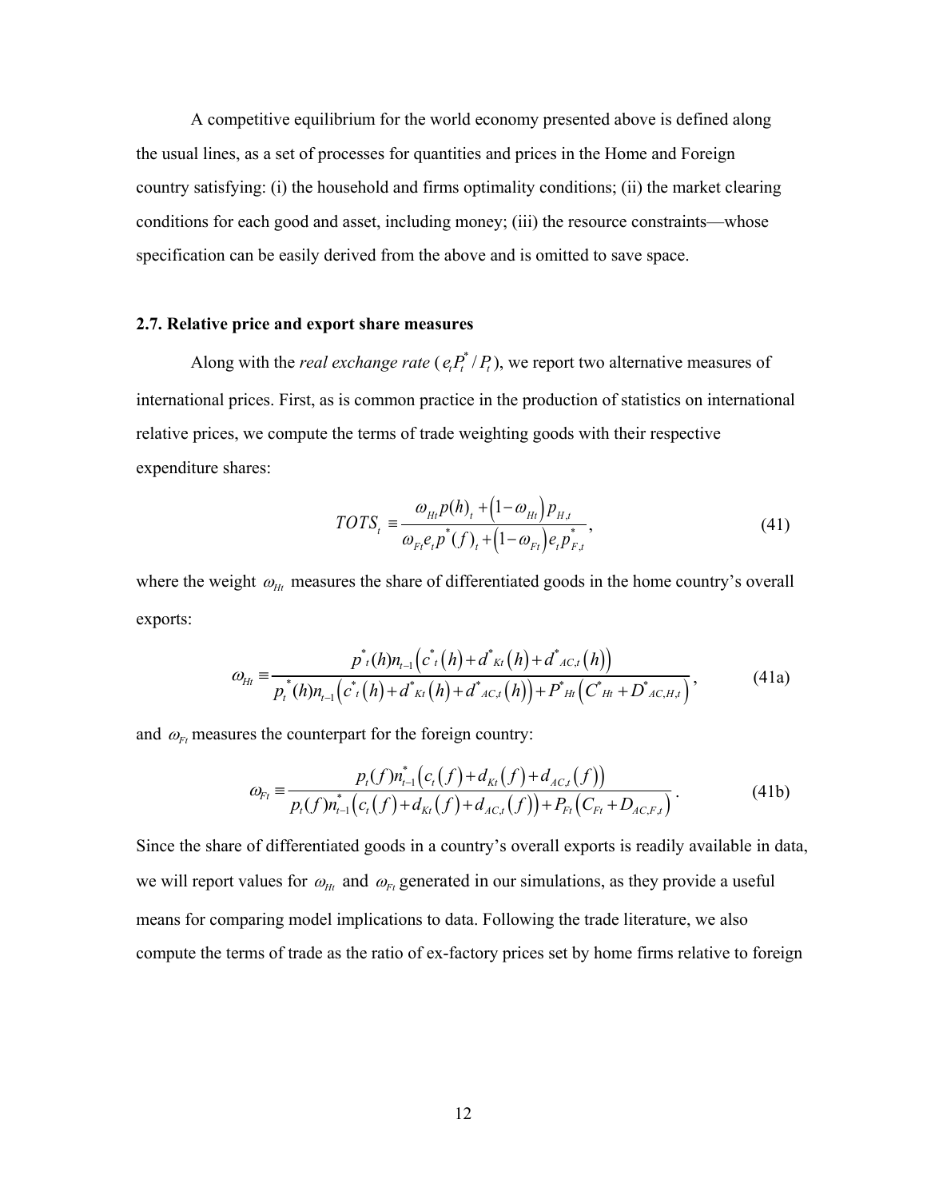A competitive equilibrium for the world economy presented above is defined along the usual lines, as a set of processes for quantities and prices in the Home and Foreign country satisfying: (i) the household and firms optimality conditions; (ii) the market clearing conditions for each good and asset, including money; (iii) the resource constraints—whose specification can be easily derived from the above and is omitted to save space.

### 2.7. Relative price and export share measures

Along with the *real exchange rate* ($e_t P_t^* / P_t$), we report two alternative measures of international prices. First, as is common practice in the production of statistics on international relative prices, we compute the terms of trade weighting goods with their respective expenditure shares:

$$TOTS_t \equiv \frac{\omega_{Ht} p(h)_t + \left(1-\omega_{Ht}\right) p_{H,t}}{\omega_{Ft} e_t p^*(f)_t + \left(1-\omega_{Ft}\right) e_t p^*_{F,t}}, \tag{41}$$

where the weight $\omega_{Ht}$ measures the share of differentiated goods in the home country's overall exports:

$$\omega_{Ht} \equiv \frac{p^*_t(h) n_{t-1}\left(c^*_t\left(h\right) + d^*_{Kt}\left(h\right) + d^*_{AC,t}\left(h\right)\right)}{p^*_t(h) n_{t-1}\left(c^*_t\left(h\right) + d^*_{Kt}\left(h\right) + d^*_{AC,t}\left(h\right)\right) + P^*_{Ht}\left(C^*_{Ht} + D^*_{AC,H,t}\right)}, \tag{41a}$$

and $\omega_{Ft}$ measures the counterpart for the foreign country:

$$\omega_{Ft} \equiv \frac{p_t(f) n^*_{t-1}\left(c_t\left(f\right) + d_{Kt}\left(f\right) + d_{AC,t}\left(f\right)\right)}{p_t(f) n^*_{t-1}\left(c_t\left(f\right) + d_{Kt}\left(f\right) + d_{AC,t}\left(f\right)\right) + P_{Ft}\left(C_{Ft} + D_{AC,F,t}\right)}. \tag{41b}$$

Since the share of differentiated goods in a country's overall exports is readily available in data, we will report values for $\omega_{Ht}$ and $\omega_{Ft}$ generated in our simulations, as they provide a useful means for comparing model implications to data. Following the trade literature, we also compute the terms of trade as the ratio of ex-factory prices set by home firms relative to foreign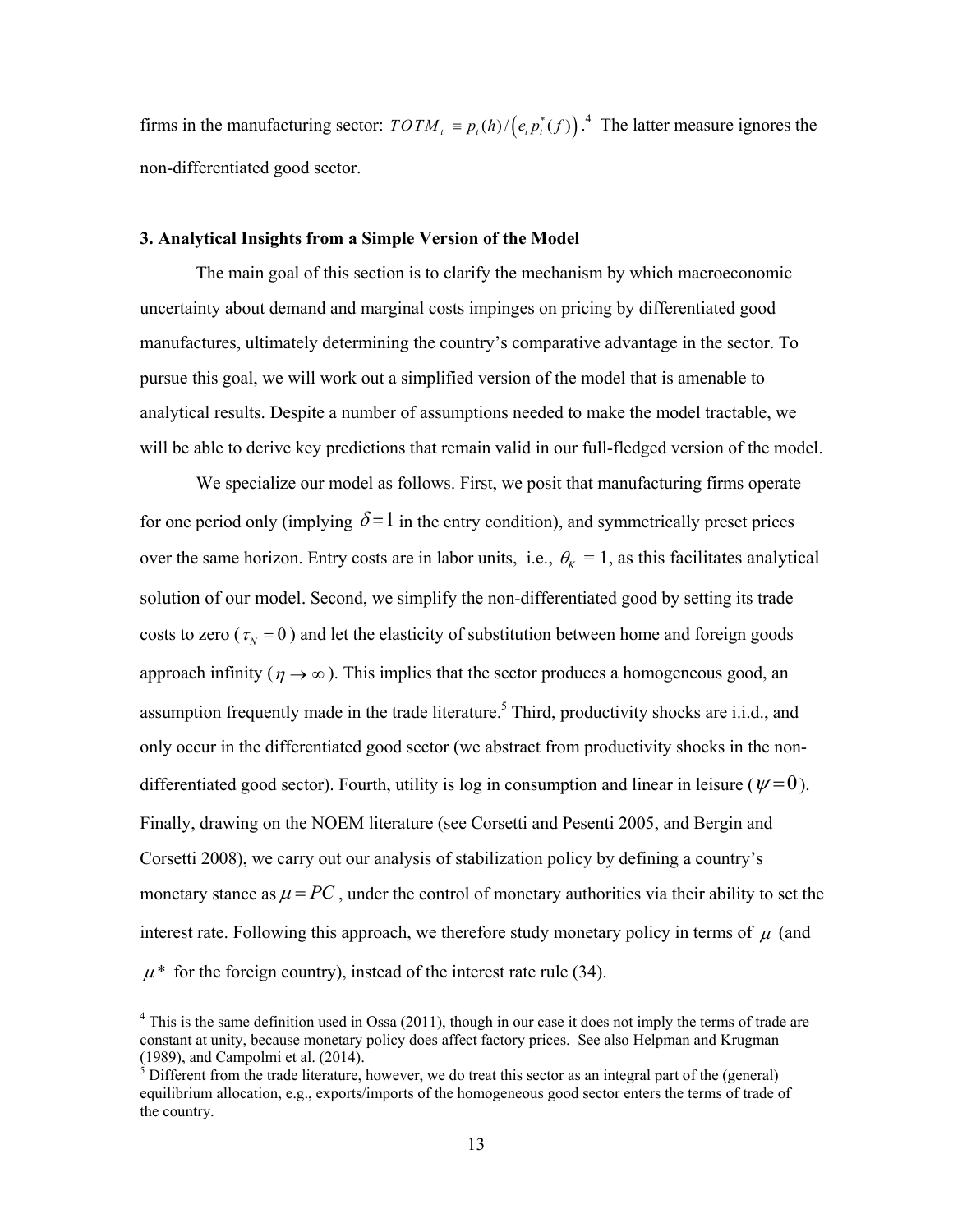firms in the manufacturing sector: $TOTM_t \equiv p_t(h)/\left(e_t p_t^*(f)\right)$.[4] The latter measure ignores the non-differentiated good sector.

### 3. Analytical Insights from a Simple Version of the Model

The main goal of this section is to clarify the mechanism by which macroeconomic uncertainty about demand and marginal costs impinges on pricing by differentiated good manufactures, ultimately determining the country's comparative advantage in the sector. To pursue this goal, we will work out a simplified version of the model that is amenable to analytical results. Despite a number of assumptions needed to make the model tractable, we will be able to derive key predictions that remain valid in our full-fledged version of the model.

We specialize our model as follows. First, we posit that manufacturing firms operate for one period only (implying $\delta = 1$ in the entry condition), and symmetrically preset prices over the same horizon. Entry costs are in labor units, i.e., $\theta_K = 1$, as this facilitates analytical solution of our model. Second, we simplify the non-differentiated good by setting its trade costs to zero ($\tau_N = 0$) and let the elasticity of substitution between home and foreign goods approach infinity ($\eta \to \infty$). This implies that the sector produces a homogeneous good, an assumption frequently made in the trade literature.[5] Third, productivity shocks are i.i.d., and only occur in the differentiated good sector (we abstract from productivity shocks in the non-differentiated good sector). Fourth, utility is log in consumption and linear in leisure ($\psi = 0$). Finally, drawing on the NOEM literature (see Corsetti and Pesenti 2005, and Bergin and Corsetti 2008), we carry out our analysis of stabilization policy by defining a country's monetary stance as $\mu = PC$, under the control of monetary authorities via their ability to set the interest rate. Following this approach, we therefore study monetary policy in terms of $\mu$ (and $\mu^*$ for the foreign country), instead of the interest rate rule (34).

---

[4] This is the same definition used in Ossa (2011), though in our case it does not imply the terms of trade are constant at unity, because monetary policy does affect factory prices. See also Helpman and Krugman (1989), and Campolmi et al. (2014).

[5] Different from the trade literature, however, we do treat this sector as an integral part of the (general) equilibrium allocation, e.g., exports/imports of the homogeneous good sector enters the terms of trade of the country.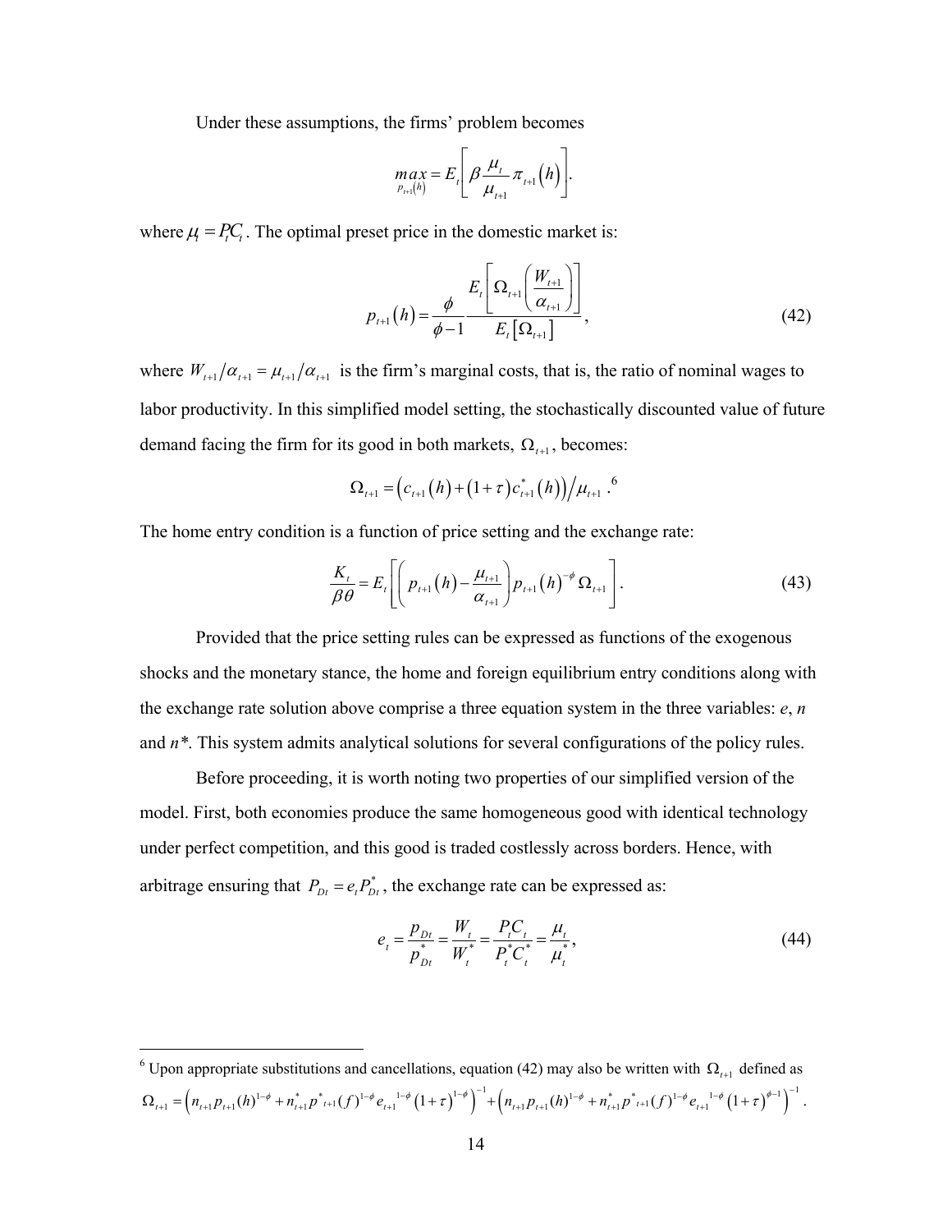Under these assumptions, the firms' problem becomes

$$\max_{p_{t+1}(h)} = E_t\left[\beta \frac{\mu_t}{\mu_{t+1}} \pi_{t+1}(h)\right].$$

where $\mu_t = P_t C_t$. The optimal preset price in the domestic market is:

$$p_{t+1}(h) = \frac{\phi}{\phi - 1} \frac{E_t\left[\Omega_{t+1}\left(\frac{W_{t+1}}{\alpha_{t+1}}\right)\right]}{E_t\left[\Omega_{t+1}\right]}, \tag{42}$$

where $W_{t+1}/\alpha_{t+1} = \mu_{t+1}/\alpha_{t+1}$ is the firm's marginal costs, that is, the ratio of nominal wages to labor productivity. In this simplified model setting, the stochastically discounted value of future demand facing the firm for its good in both markets, $\Omega_{t+1}$, becomes:

$$\Omega_{t+1} = \left(c_{t+1}(h) + (1+\tau)c^*_{t+1}(h)\right)/\mu_{t+1}.^{6}$$

The home entry condition is a function of price setting and the exchange rate:

$$\frac{K_t}{\beta\theta} = E_t\left[\left(p_{t+1}(h) - \frac{\mu_{t+1}}{\alpha_{t+1}}\right) p_{t+1}(h)^{-\phi}\, \Omega_{t+1}\right]. \tag{43}$$

Provided that the price setting rules can be expressed as functions of the exogenous shocks and the monetary stance, the home and foreign equilibrium entry conditions along with the exchange rate solution above comprise a three equation system in the three variables: *e*, *n* and *n\**. This system admits analytical solutions for several configurations of the policy rules.

Before proceeding, it is worth noting two properties of our simplified version of the model. First, both economies produce the same homogeneous good with identical technology under perfect competition, and this good is traded costlessly across borders. Hence, with arbitrage ensuring that $P_{Dt} = e_t P^*_{Dt}$, the exchange rate can be expressed as:

$$e_t = \frac{p_{Dt}}{p^*_{Dt}} = \frac{W_t}{W^*_t} = \frac{P_t C_t}{P^*_t C^*_t} = \frac{\mu_t}{\mu^*_t}, \tag{44}$$

---

[6] Upon appropriate substitutions and cancellations, equation (42) may also be written with $\Omega_{t+1}$ defined as $\Omega_{t+1} = \left(n_{t+1} p_{t+1}(h)^{1-\phi} + n^*_{t+1} p^*_{t+1}(f)^{1-\phi} e_{t+1}^{1-\phi} (1+\tau)^{1-\phi}\right)^{-1} + \left(n_{t+1} p_{t+1}(h)^{1-\phi} + n^*_{t+1} p^*_{t+1}(f)^{1-\phi} e_{t+1}^{1-\phi} (1+\tau)^{\phi-1}\right)^{-1}$.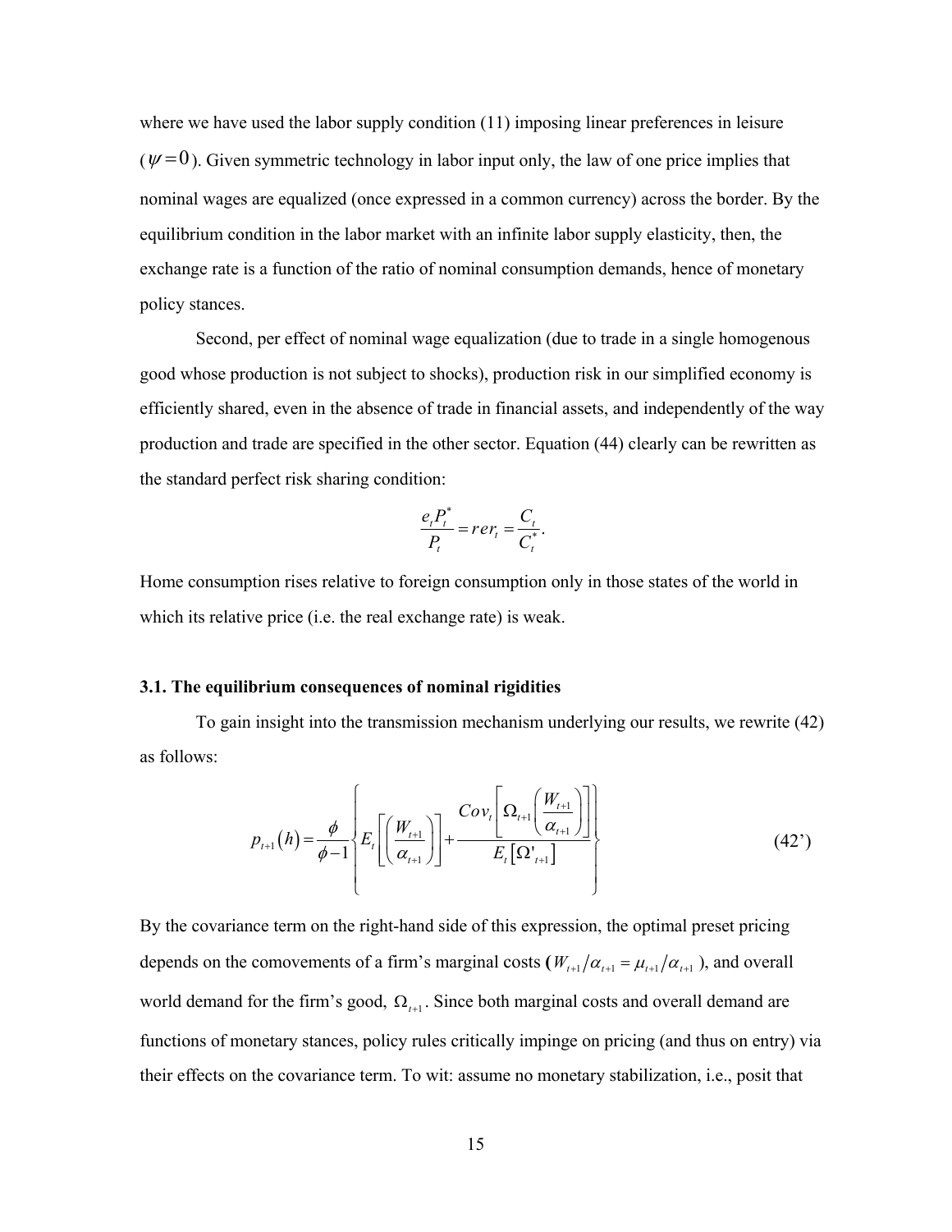where we have used the labor supply condition (11) imposing linear preferences in leisure ($\psi = 0$). Given symmetric technology in labor input only, the law of one price implies that nominal wages are equalized (once expressed in a common currency) across the border. By the equilibrium condition in the labor market with an infinite labor supply elasticity, then, the exchange rate is a function of the ratio of nominal consumption demands, hence of monetary policy stances.

Second, per effect of nominal wage equalization (due to trade in a single homogenous good whose production is not subject to shocks), production risk in our simplified economy is efficiently shared, even in the absence of trade in financial assets, and independently of the way production and trade are specified in the other sector. Equation (44) clearly can be rewritten as the standard perfect risk sharing condition:

$$\frac{e_t P_t^*}{P_t} = rer_t = \frac{C_t}{C_t^*}.$$

Home consumption rises relative to foreign consumption only in those states of the world in which its relative price (i.e. the real exchange rate) is weak.

### 3.1. The equilibrium consequences of nominal rigidities

To gain insight into the transmission mechanism underlying our results, we rewrite (42) as follows:

$$p_{t+1}(h) = \frac{\phi}{\phi - 1} \left\{ E_t \left[ \left( \frac{W_{t+1}}{\alpha_{t+1}} \right) \right] + \frac{Cov_t \left[ \Omega_{t+1} \left( \frac{W_{t+1}}{\alpha_{t+1}} \right) \right]}{E_t \left[ \Omega'_{t+1} \right]} \right\} \tag{42'}$$

By the covariance term on the right-hand side of this expression, the optimal preset pricing depends on the comovements of a firm's marginal costs ($W_{t+1}/\alpha_{t+1} = \mu_{t+1}/\alpha_{t+1}$), and overall world demand for the firm's good, $\Omega_{t+1}$. Since both marginal costs and overall demand are functions of monetary stances, policy rules critically impinge on pricing (and thus on entry) via their effects on the covariance term. To wit: assume no monetary stabilization, i.e., posit that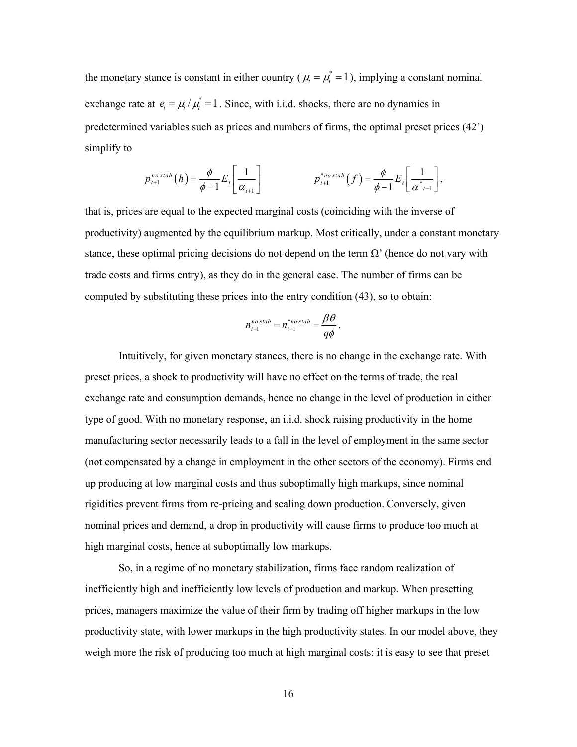the monetary stance is constant in either country ($\mu_t = \mu_t^* = 1$), implying a constant nominal exchange rate at $e_t = \mu_t / \mu_t^* = 1$. Since, with i.i.d. shocks, there are no dynamics in predetermined variables such as prices and numbers of firms, the optimal preset prices (42') simplify to

$$p_{t+1}^{no\,stab}(h) = \frac{\phi}{\phi - 1} E_t\left[\frac{1}{\alpha_{t+1}}\right] \qquad\qquad p_{t+1}^{*no\,stab}(f) = \frac{\phi}{\phi - 1} E_t\left[\frac{1}{\alpha^*_{t+1}}\right],$$

that is, prices are equal to the expected marginal costs (coinciding with the inverse of productivity) augmented by the equilibrium markup. Most critically, under a constant monetary stance, these optimal pricing decisions do not depend on the term Ω' (hence do not vary with trade costs and firms entry), as they do in the general case. The number of firms can be computed by substituting these prices into the entry condition (43), so to obtain:

$$n_{t+1}^{no\,stab} = n_{t+1}^{*no\,stab} = \frac{\beta\theta}{q\phi}.$$

Intuitively, for given monetary stances, there is no change in the exchange rate. With preset prices, a shock to productivity will have no effect on the terms of trade, the real exchange rate and consumption demands, hence no change in the level of production in either type of good. With no monetary response, an i.i.d. shock raising productivity in the home manufacturing sector necessarily leads to a fall in the level of employment in the same sector (not compensated by a change in employment in the other sectors of the economy). Firms end up producing at low marginal costs and thus suboptimally high markups, since nominal rigidities prevent firms from re-pricing and scaling down production. Conversely, given nominal prices and demand, a drop in productivity will cause firms to produce too much at high marginal costs, hence at suboptimally low markups.

So, in a regime of no monetary stabilization, firms face random realization of inefficiently high and inefficiently low levels of production and markup. When presetting prices, managers maximize the value of their firm by trading off higher markups in the low productivity state, with lower markups in the high productivity states. In our model above, they weigh more the risk of producing too much at high marginal costs: it is easy to see that preset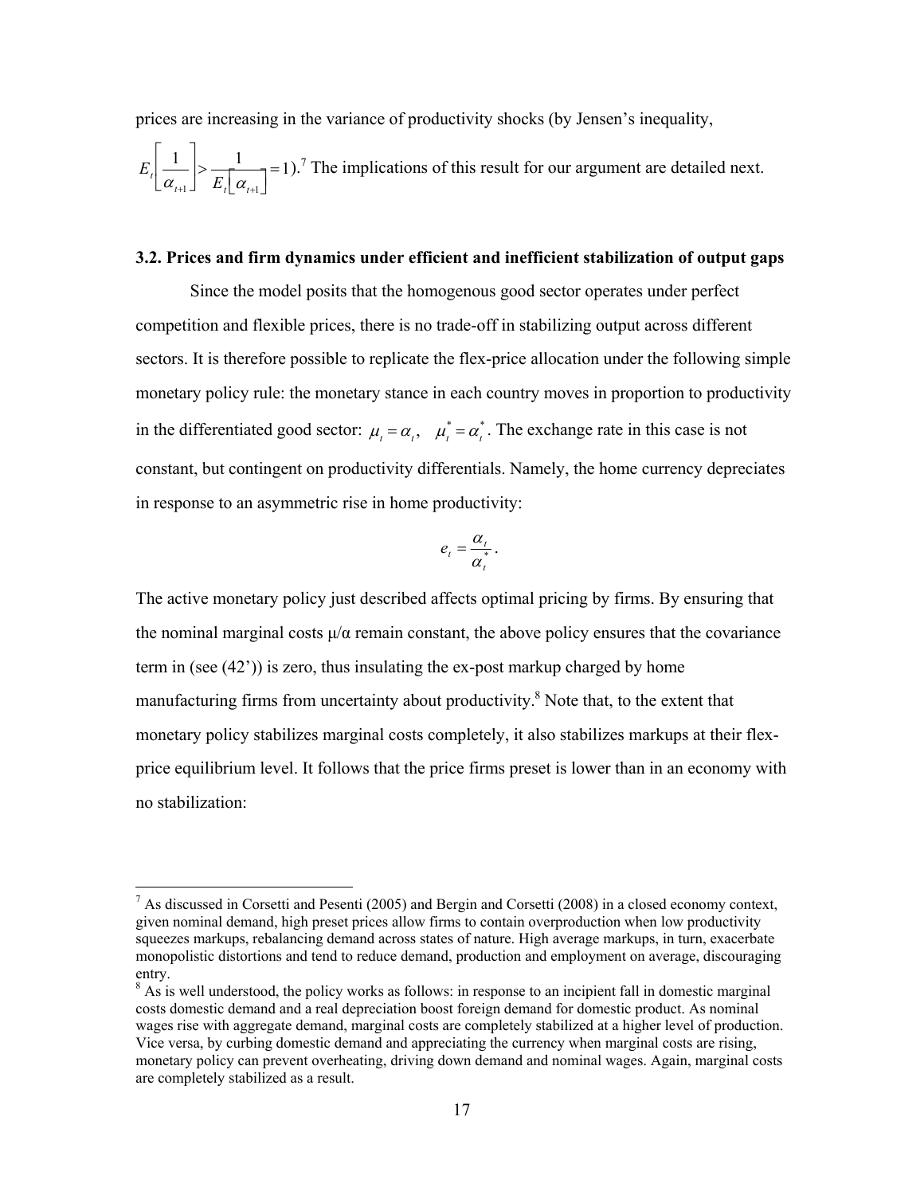prices are increasing in the variance of productivity shocks (by Jensen's inequality, $E_t\left[\frac{1}{\alpha_{t+1}}\right] > \frac{1}{E_t\left[\alpha_{t+1}\right]} = 1$).[7] The implications of this result for our argument are detailed next.

### 3.2. Prices and firm dynamics under efficient and inefficient stabilization of output gaps

Since the model posits that the homogenous good sector operates under perfect competition and flexible prices, there is no trade-off in stabilizing output across different sectors. It is therefore possible to replicate the flex-price allocation under the following simple monetary policy rule: the monetary stance in each country moves in proportion to productivity in the differentiated good sector: $\mu_t = \alpha_t, \quad \mu_t^* = \alpha_t^*$. The exchange rate in this case is not constant, but contingent on productivity differentials. Namely, the home currency depreciates in response to an asymmetric rise in home productivity:

$$e_t = \frac{\alpha_t}{\alpha_t^*}.$$

The active monetary policy just described affects optimal pricing by firms. By ensuring that the nominal marginal costs $\mu/\alpha$ remain constant, the above policy ensures that the covariance term in (see (42')) is zero, thus insulating the ex-post markup charged by home manufacturing firms from uncertainty about productivity.[8] Note that, to the extent that monetary policy stabilizes marginal costs completely, it also stabilizes markups at their flex-price equilibrium level. It follows that the price firms preset is lower than in an economy with no stabilization:

---

[7] As discussed in Corsetti and Pesenti (2005) and Bergin and Corsetti (2008) in a closed economy context, given nominal demand, high preset prices allow firms to contain overproduction when low productivity squeezes markups, rebalancing demand across states of nature. High average markups, in turn, exacerbate monopolistic distortions and tend to reduce demand, production and employment on average, discouraging entry.

[8] As is well understood, the policy works as follows: in response to an incipient fall in domestic marginal costs domestic demand and a real depreciation boost foreign demand for domestic product. As nominal wages rise with aggregate demand, marginal costs are completely stabilized at a higher level of production. Vice versa, by curbing domestic demand and appreciating the currency when marginal costs are rising, monetary policy can prevent overheating, driving down demand and nominal wages. Again, marginal costs are completely stabilized as a result.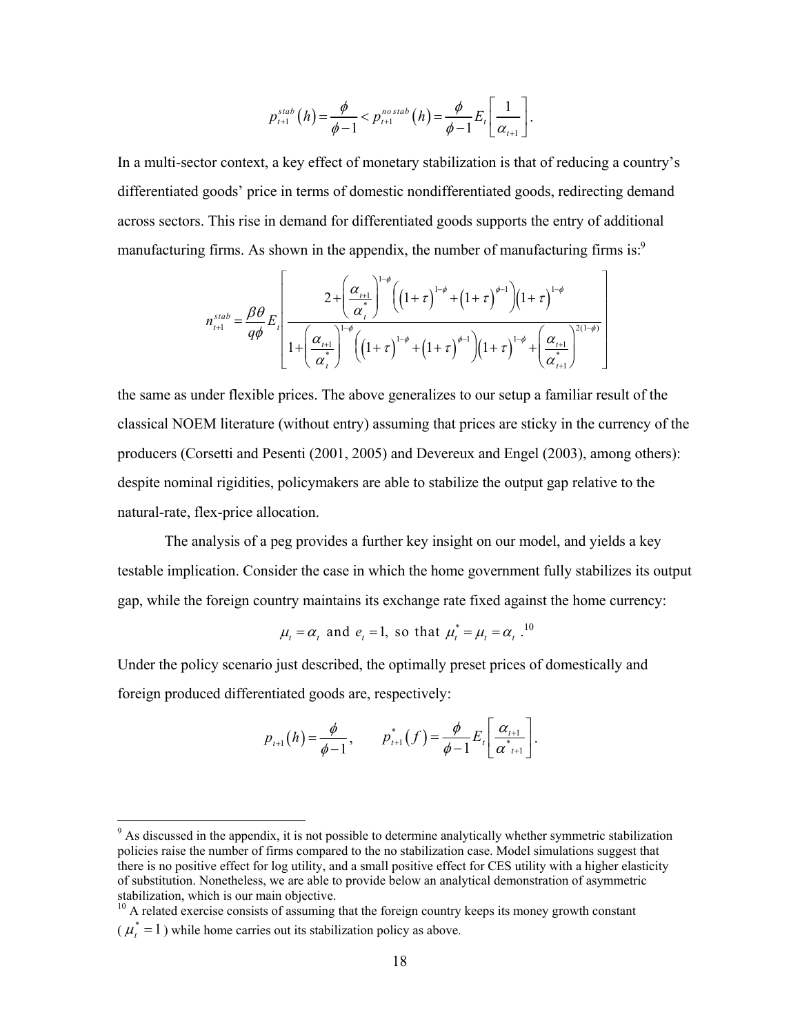$$p_{t+1}^{stab}(h) = \frac{\phi}{\phi - 1} < p_{t+1}^{no\,stab}(h) = \frac{\phi}{\phi - 1} E_t \left[ \frac{1}{\alpha_{t+1}} \right].$$

In a multi-sector context, a key effect of monetary stabilization is that of reducing a country's differentiated goods' price in terms of domestic nondifferentiated goods, redirecting demand across sectors. This rise in demand for differentiated goods supports the entry of additional manufacturing firms. As shown in the appendix, the number of manufacturing firms is:[9]

$$n_{t+1}^{stab} = \frac{\beta\theta}{q\phi} E_t \left[ \frac{2 + \left( \frac{\alpha_{t+1}}{\alpha_t^*} \right)^{1-\phi} \left( (1+\tau)^{1-\phi} + (1+\tau)^{\phi-1} \right) (1+\tau)^{1-\phi}}{1 + \left( \frac{\alpha_{t+1}}{\alpha_t^*} \right)^{1-\phi} \left( (1+\tau)^{1-\phi} + (1+\tau)^{\phi-1} \right) (1+\tau)^{1-\phi} + \left( \frac{\alpha_{t+1}}{\alpha_{t+1}^*} \right)^{2(1-\phi)}} \right]$$

the same as under flexible prices. The above generalizes to our setup a familiar result of the classical NOEM literature (without entry) assuming that prices are sticky in the currency of the producers (Corsetti and Pesenti (2001, 2005) and Devereux and Engel (2003), among others): despite nominal rigidities, policymakers are able to stabilize the output gap relative to the natural-rate, flex-price allocation.

The analysis of a peg provides a further key insight on our model, and yields a key testable implication. Consider the case in which the home government fully stabilizes its output gap, while the foreign country maintains its exchange rate fixed against the home currency:

$$\mu_t = \alpha_t \text{ and } e_t = 1, \text{ so that } \mu_t^* = \mu_t = \alpha_t.$$[10]

Under the policy scenario just described, the optimally preset prices of domestically and foreign produced differentiated goods are, respectively:

$$p_{t+1}(h) = \frac{\phi}{\phi - 1}, \qquad p_{t+1}^*(f) = \frac{\phi}{\phi - 1} E_t \left[ \frac{\alpha_{t+1}}{\alpha_{t+1}^*} \right].$$

---

[9] As discussed in the appendix, it is not possible to determine analytically whether symmetric stabilization policies raise the number of firms compared to the no stabilization case. Model simulations suggest that there is no positive effect for log utility, and a small positive effect for CES utility with a higher elasticity of substitution. Nonetheless, we are able to provide below an analytical demonstration of asymmetric stabilization, which is our main objective.

[10] A related exercise consists of assuming that the foreign country keeps its money growth constant ($\mu_t^* = 1$) while home carries out its stabilization policy as above.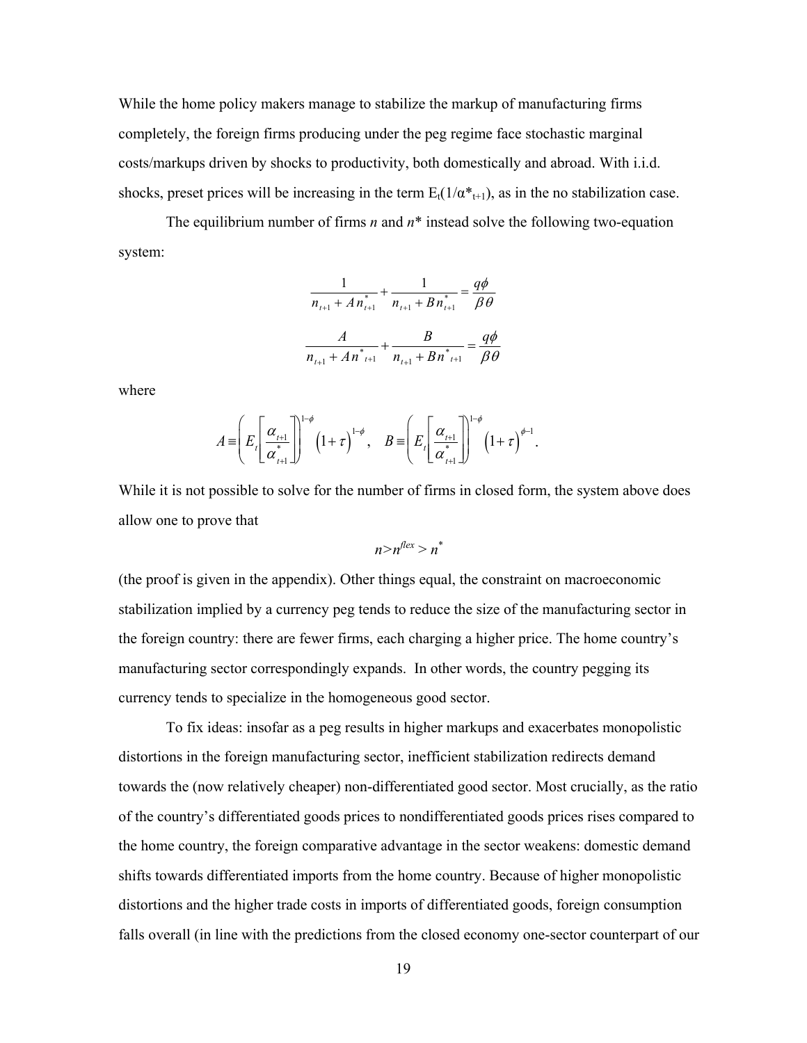While the home policy makers manage to stabilize the markup of manufacturing firms completely, the foreign firms producing under the peg regime face stochastic marginal costs/markups driven by shocks to productivity, both domestically and abroad. With i.i.d. shocks, preset prices will be increasing in the term $E_t(1/\alpha^*_{t+1})$, as in the no stabilization case.

The equilibrium number of firms *n* and *n*\* instead solve the following two-equation system:

$$\frac{1}{n_{t+1} + A n^*_{t+1}} + \frac{1}{n_{t+1} + B n^*_{t+1}} = \frac{q\phi}{\beta\theta}$$

$$\frac{A}{n_{t+1} + A n^*_{t+1}} + \frac{B}{n_{t+1} + B n^*_{t+1}} = \frac{q\phi}{\beta\theta}$$

where

$$A \equiv \left( E_t \left[ \frac{\alpha_{t+1}}{\alpha^*_{t+1}} \right] \right)^{1-\phi} \left(1+\tau\right)^{1-\phi}, \quad B \equiv \left( E_t \left[ \frac{\alpha_{t+1}}{\alpha^*_{t+1}} \right] \right)^{1-\phi} \left(1+\tau\right)^{\phi-1}.$$

While it is not possible to solve for the number of firms in closed form, the system above does allow one to prove that

$$n > n^{flex} > n^*$$

(the proof is given in the appendix). Other things equal, the constraint on macroeconomic stabilization implied by a currency peg tends to reduce the size of the manufacturing sector in the foreign country: there are fewer firms, each charging a higher price. The home country's manufacturing sector correspondingly expands. In other words, the country pegging its currency tends to specialize in the homogeneous good sector.

To fix ideas: insofar as a peg results in higher markups and exacerbates monopolistic distortions in the foreign manufacturing sector, inefficient stabilization redirects demand towards the (now relatively cheaper) non-differentiated good sector. Most crucially, as the ratio of the country's differentiated goods prices to nondifferentiated goods prices rises compared to the home country, the foreign comparative advantage in the sector weakens: domestic demand shifts towards differentiated imports from the home country. Because of higher monopolistic distortions and the higher trade costs in imports of differentiated goods, foreign consumption falls overall (in line with the predictions from the closed economy one-sector counterpart of our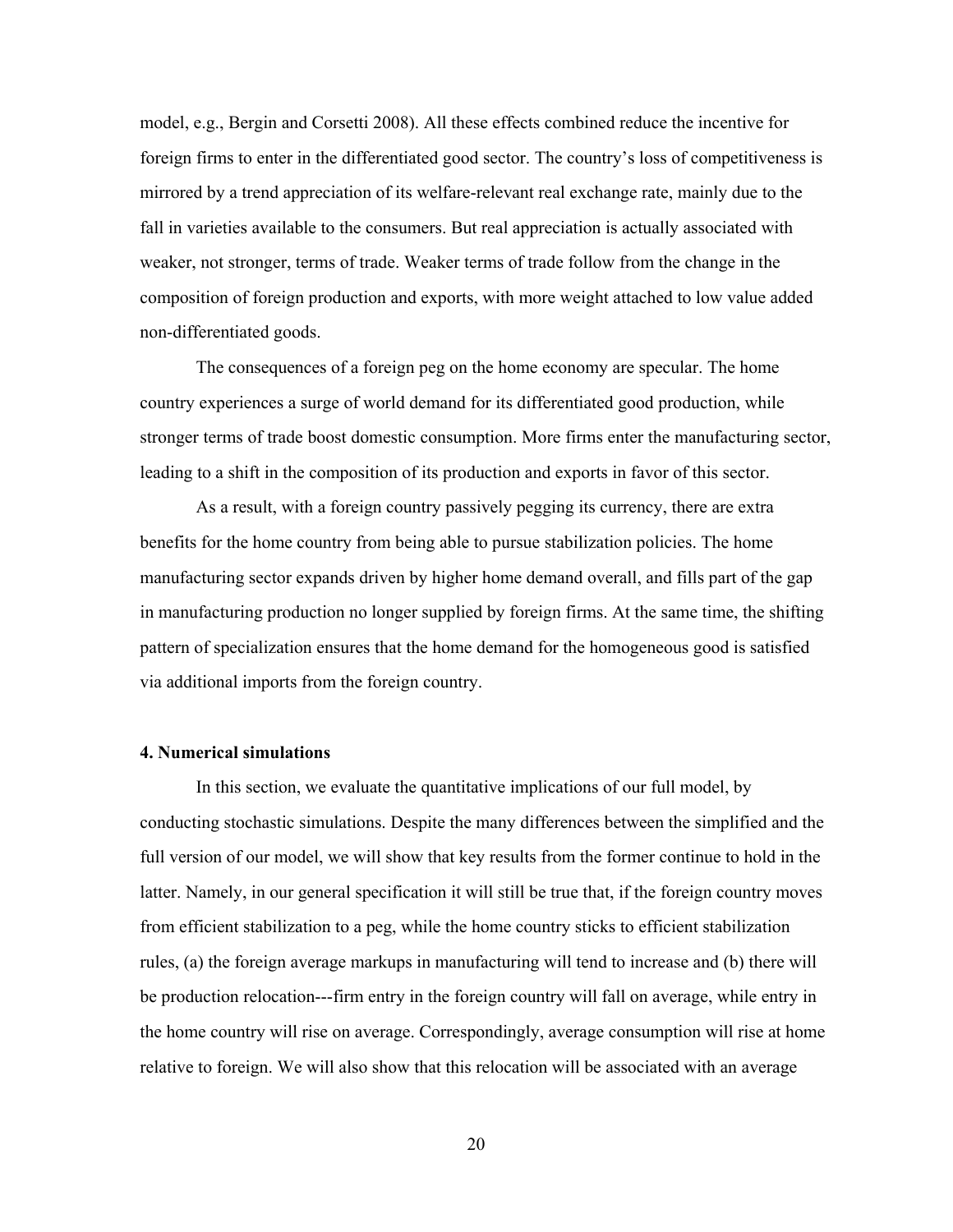model, e.g., Bergin and Corsetti 2008). All these effects combined reduce the incentive for foreign firms to enter in the differentiated good sector. The country's loss of competitiveness is mirrored by a trend appreciation of its welfare-relevant real exchange rate, mainly due to the fall in varieties available to the consumers. But real appreciation is actually associated with weaker, not stronger, terms of trade. Weaker terms of trade follow from the change in the composition of foreign production and exports, with more weight attached to low value added non-differentiated goods.

The consequences of a foreign peg on the home economy are specular. The home country experiences a surge of world demand for its differentiated good production, while stronger terms of trade boost domestic consumption. More firms enter the manufacturing sector, leading to a shift in the composition of its production and exports in favor of this sector.

As a result, with a foreign country passively pegging its currency, there are extra benefits for the home country from being able to pursue stabilization policies. The home manufacturing sector expands driven by higher home demand overall, and fills part of the gap in manufacturing production no longer supplied by foreign firms. At the same time, the shifting pattern of specialization ensures that the home demand for the homogeneous good is satisfied via additional imports from the foreign country.

## 4. Numerical simulations

In this section, we evaluate the quantitative implications of our full model, by conducting stochastic simulations. Despite the many differences between the simplified and the full version of our model, we will show that key results from the former continue to hold in the latter. Namely, in our general specification it will still be true that, if the foreign country moves from efficient stabilization to a peg, while the home country sticks to efficient stabilization rules, (a) the foreign average markups in manufacturing will tend to increase and (b) there will be production relocation---firm entry in the foreign country will fall on average, while entry in the home country will rise on average. Correspondingly, average consumption will rise at home relative to foreign. We will also show that this relocation will be associated with an average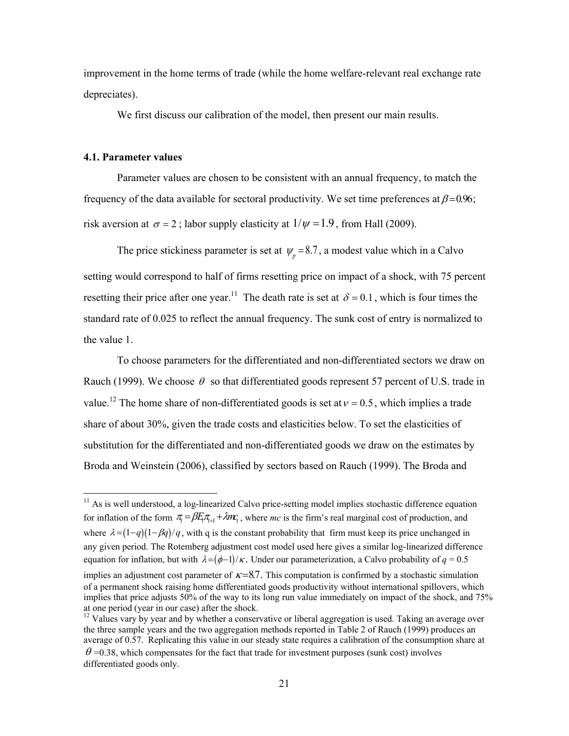improvement in the home terms of trade (while the home welfare-relevant real exchange rate depreciates).

We first discuss our calibration of the model, then present our main results.

### 4.1. Parameter values

Parameter values are chosen to be consistent with an annual frequency, to match the frequency of the data available for sectoral productivity. We set time preferences at $\beta = 0.96$; risk aversion at $\sigma = 2$; labor supply elasticity at $1/\psi = 1.9$, from Hall (2009).

The price stickiness parameter is set at $\psi_p = 8.7$, a modest value which in a Calvo setting would correspond to half of firms resetting price on impact of a shock, with 75 percent resetting their price after one year.[11] The death rate is set at $\delta = 0.1$, which is four times the standard rate of 0.025 to reflect the annual frequency. The sunk cost of entry is normalized to the value 1.

To choose parameters for the differentiated and non-differentiated sectors we draw on Rauch (1999). We choose $\theta$ so that differentiated goods represent 57 percent of U.S. trade in value.[12] The home share of non-differentiated goods is set at $\nu = 0.5$, which implies a trade share of about 30%, given the trade costs and elasticities below. To set the elasticities of substitution for the differentiated and non-differentiated goods we draw on the estimates by Broda and Weinstein (2006), classified by sectors based on Rauch (1999). The Broda and

---

[11] As is well understood, a log-linearized Calvo price-setting model implies stochastic difference equation for inflation of the form $\pi_t = \beta E_t \pi_{t+1} + \lambda mc_t$, where *mc* is the firm's real marginal cost of production, and where $\lambda = (1-q)(1-\beta q)/q$, with q is the constant probability that firm must keep its price unchanged in any given period. The Rotemberg adjustment cost model used here gives a similar log-linearized difference equation for inflation, but with $\lambda = (\phi - 1)/\kappa$. Under our parameterization, a Calvo probability of $q = 0.5$ implies an adjustment cost parameter of $\kappa = 8.7$. This computation is confirmed by a stochastic simulation of a permanent shock raising home differentiated goods productivity without international spillovers, which implies that price adjusts 50% of the way to its long run value immediately on impact of the shock, and 75% at one period (year in our case) after the shock.

[12] Values vary by year and by whether a conservative or liberal aggregation is used. Taking an average over the three sample years and the two aggregation methods reported in Table 2 of Rauch (1999) produces an average of 0.57. Replicating this value in our steady state requires a calibration of the consumption share at $\theta = 0.38$, which compensates for the fact that trade for investment purposes (sunk cost) involves differentiated goods only.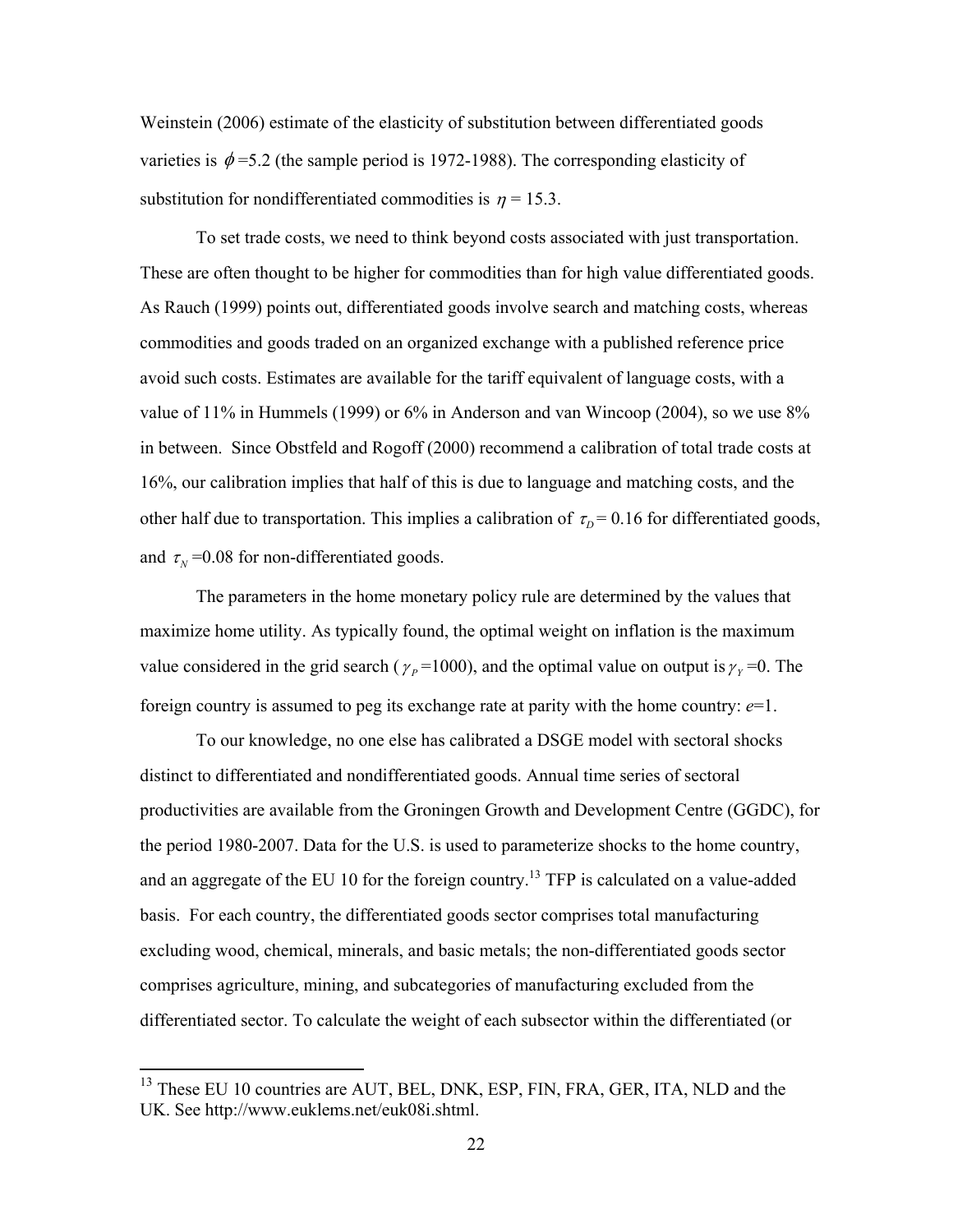Weinstein (2006) estimate of the elasticity of substitution between differentiated goods varieties is $\phi$=5.2 (the sample period is 1972-1988). The corresponding elasticity of substitution for nondifferentiated commodities is $\eta$ = 15.3.

To set trade costs, we need to think beyond costs associated with just transportation. These are often thought to be higher for commodities than for high value differentiated goods. As Rauch (1999) points out, differentiated goods involve search and matching costs, whereas commodities and goods traded on an organized exchange with a published reference price avoid such costs. Estimates are available for the tariff equivalent of language costs, with a value of 11% in Hummels (1999) or 6% in Anderson and van Wincoop (2004), so we use 8% in between. Since Obstfeld and Rogoff (2000) recommend a calibration of total trade costs at 16%, our calibration implies that half of this is due to language and matching costs, and the other half due to transportation. This implies a calibration of $\tau_D$ = 0.16 for differentiated goods, and $\tau_N$ =0.08 for non-differentiated goods.

The parameters in the home monetary policy rule are determined by the values that maximize home utility. As typically found, the optimal weight on inflation is the maximum value considered in the grid search ($\gamma_P$ =1000), and the optimal value on output is $\gamma_Y$ =0. The foreign country is assumed to peg its exchange rate at parity with the home country: *e*=1.

To our knowledge, no one else has calibrated a DSGE model with sectoral shocks distinct to differentiated and nondifferentiated goods. Annual time series of sectoral productivities are available from the Groningen Growth and Development Centre (GGDC), for the period 1980-2007. Data for the U.S. is used to parameterize shocks to the home country, and an aggregate of the EU 10 for the foreign country.[13] TFP is calculated on a value-added basis. For each country, the differentiated goods sector comprises total manufacturing excluding wood, chemical, minerals, and basic metals; the non-differentiated goods sector comprises agriculture, mining, and subcategories of manufacturing excluded from the differentiated sector. To calculate the weight of each subsector within the differentiated (or

[13] These EU 10 countries are AUT, BEL, DNK, ESP, FIN, FRA, GER, ITA, NLD and the UK. See http://www.euklems.net/euk08i.shtml.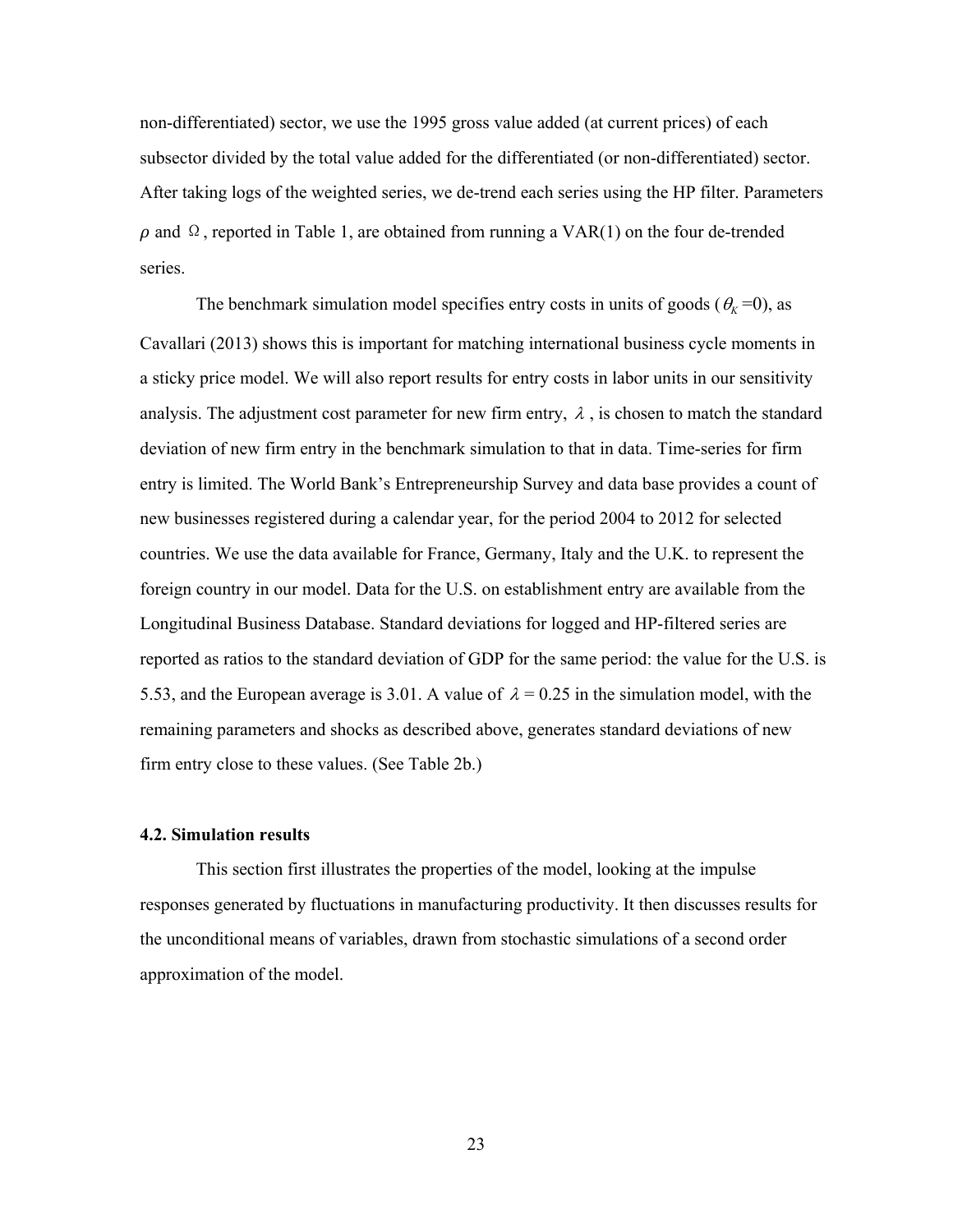non-differentiated) sector, we use the 1995 gross value added (at current prices) of each subsector divided by the total value added for the differentiated (or non-differentiated) sector. After taking logs of the weighted series, we de-trend each series using the HP filter. Parameters $\rho$ and $\Omega$, reported in Table 1, are obtained from running a VAR(1) on the four de-trended series.

The benchmark simulation model specifies entry costs in units of goods ($\theta_K = 0$), as Cavallari (2013) shows this is important for matching international business cycle moments in a sticky price model. We will also report results for entry costs in labor units in our sensitivity analysis. The adjustment cost parameter for new firm entry, $\lambda$, is chosen to match the standard deviation of new firm entry in the benchmark simulation to that in data. Time-series for firm entry is limited. The World Bank's Entrepreneurship Survey and data base provides a count of new businesses registered during a calendar year, for the period 2004 to 2012 for selected countries. We use the data available for France, Germany, Italy and the U.K. to represent the foreign country in our model. Data for the U.S. on establishment entry are available from the Longitudinal Business Database. Standard deviations for logged and HP-filtered series are reported as ratios to the standard deviation of GDP for the same period: the value for the U.S. is 5.53, and the European average is 3.01. A value of $\lambda = 0.25$ in the simulation model, with the remaining parameters and shocks as described above, generates standard deviations of new firm entry close to these values. (See Table 2b.)

### 4.2. Simulation results

This section first illustrates the properties of the model, looking at the impulse responses generated by fluctuations in manufacturing productivity. It then discusses results for the unconditional means of variables, drawn from stochastic simulations of a second order approximation of the model.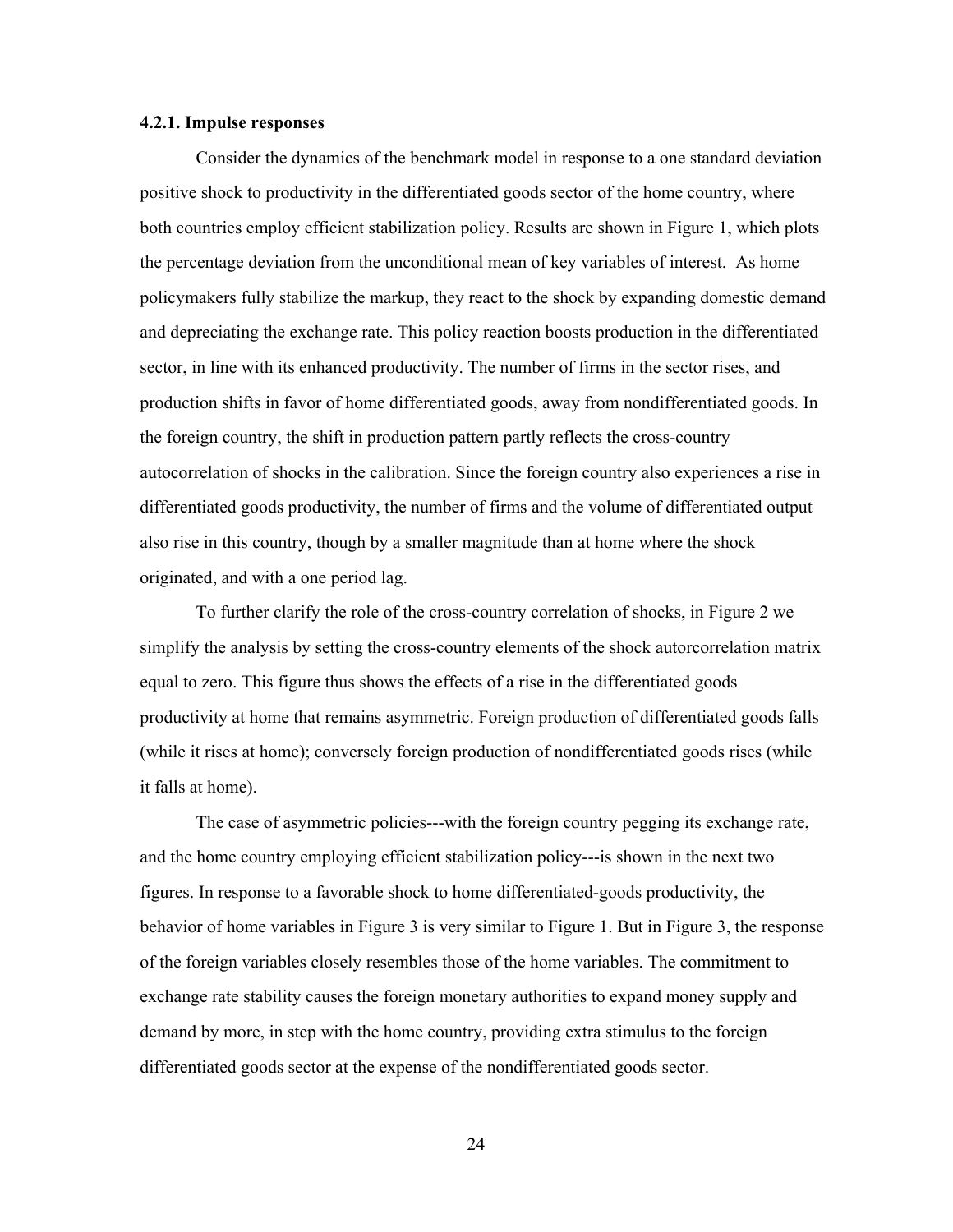#### 4.2.1. Impulse responses

Consider the dynamics of the benchmark model in response to a one standard deviation positive shock to productivity in the differentiated goods sector of the home country, where both countries employ efficient stabilization policy. Results are shown in Figure 1, which plots the percentage deviation from the unconditional mean of key variables of interest. As home policymakers fully stabilize the markup, they react to the shock by expanding domestic demand and depreciating the exchange rate. This policy reaction boosts production in the differentiated sector, in line with its enhanced productivity. The number of firms in the sector rises, and production shifts in favor of home differentiated goods, away from nondifferentiated goods. In the foreign country, the shift in production pattern partly reflects the cross-country autocorrelation of shocks in the calibration. Since the foreign country also experiences a rise in differentiated goods productivity, the number of firms and the volume of differentiated output also rise in this country, though by a smaller magnitude than at home where the shock originated, and with a one period lag.

To further clarify the role of the cross-country correlation of shocks, in Figure 2 we simplify the analysis by setting the cross-country elements of the shock autorcorrelation matrix equal to zero. This figure thus shows the effects of a rise in the differentiated goods productivity at home that remains asymmetric. Foreign production of differentiated goods falls (while it rises at home); conversely foreign production of nondifferentiated goods rises (while it falls at home).

The case of asymmetric policies---with the foreign country pegging its exchange rate, and the home country employing efficient stabilization policy---is shown in the next two figures. In response to a favorable shock to home differentiated-goods productivity, the behavior of home variables in Figure 3 is very similar to Figure 1. But in Figure 3, the response of the foreign variables closely resembles those of the home variables. The commitment to exchange rate stability causes the foreign monetary authorities to expand money supply and demand by more, in step with the home country, providing extra stimulus to the foreign differentiated goods sector at the expense of the nondifferentiated goods sector.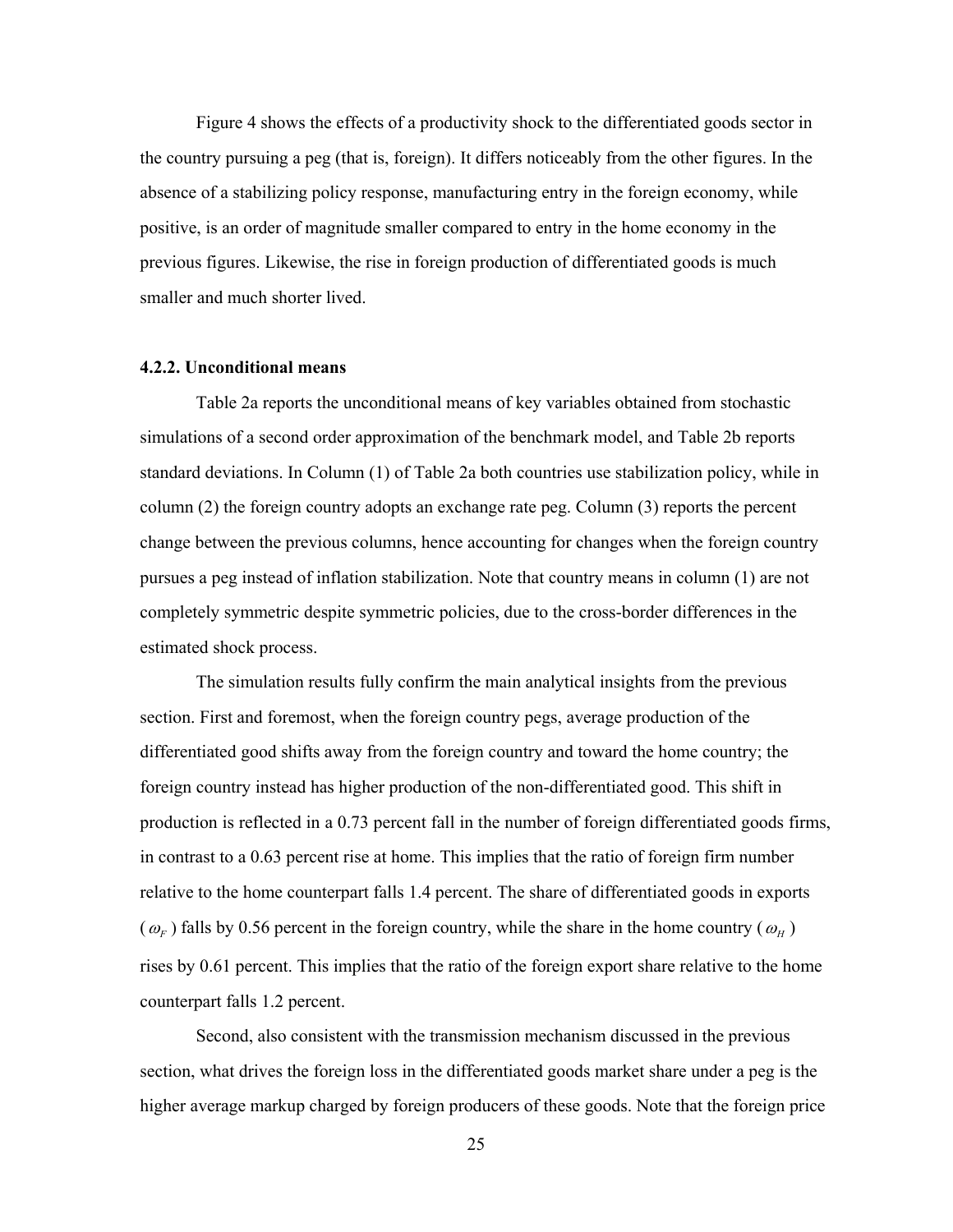Figure 4 shows the effects of a productivity shock to the differentiated goods sector in the country pursuing a peg (that is, foreign). It differs noticeably from the other figures. In the absence of a stabilizing policy response, manufacturing entry in the foreign economy, while positive, is an order of magnitude smaller compared to entry in the home economy in the previous figures. Likewise, the rise in foreign production of differentiated goods is much smaller and much shorter lived.

#### 4.2.2. Unconditional means

Table 2a reports the unconditional means of key variables obtained from stochastic simulations of a second order approximation of the benchmark model, and Table 2b reports standard deviations. In Column (1) of Table 2a both countries use stabilization policy, while in column (2) the foreign country adopts an exchange rate peg. Column (3) reports the percent change between the previous columns, hence accounting for changes when the foreign country pursues a peg instead of inflation stabilization. Note that country means in column (1) are not completely symmetric despite symmetric policies, due to the cross-border differences in the estimated shock process.

The simulation results fully confirm the main analytical insights from the previous section. First and foremost, when the foreign country pegs, average production of the differentiated good shifts away from the foreign country and toward the home country; the foreign country instead has higher production of the non-differentiated good. This shift in production is reflected in a 0.73 percent fall in the number of foreign differentiated goods firms, in contrast to a 0.63 percent rise at home. This implies that the ratio of foreign firm number relative to the home counterpart falls 1.4 percent. The share of differentiated goods in exports ($\omega_F$) falls by 0.56 percent in the foreign country, while the share in the home country ($\omega_H$) rises by 0.61 percent. This implies that the ratio of the foreign export share relative to the home counterpart falls 1.2 percent.

Second, also consistent with the transmission mechanism discussed in the previous section, what drives the foreign loss in the differentiated goods market share under a peg is the higher average markup charged by foreign producers of these goods. Note that the foreign price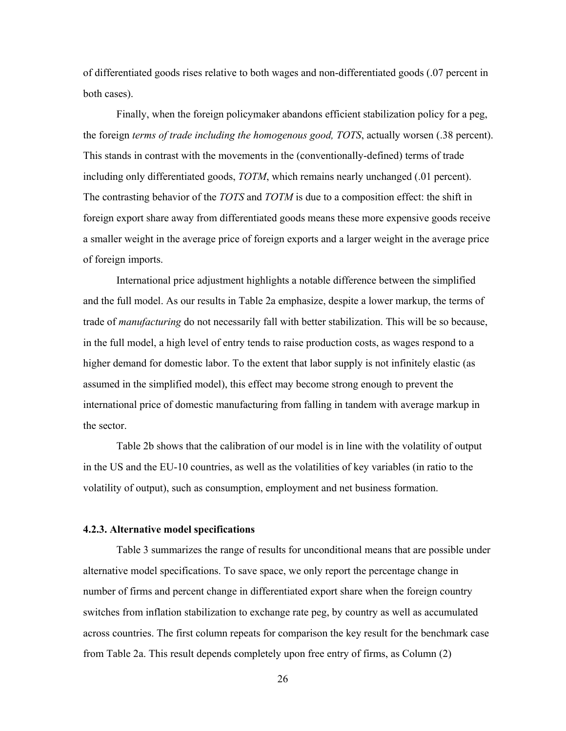of differentiated goods rises relative to both wages and non-differentiated goods (.07 percent in both cases).

Finally, when the foreign policymaker abandons efficient stabilization policy for a peg, the foreign *terms of trade including the homogenous good, TOTS*, actually worsen (.38 percent). This stands in contrast with the movements in the (conventionally-defined) terms of trade including only differentiated goods, *TOTM*, which remains nearly unchanged (.01 percent). The contrasting behavior of the *TOTS* and *TOTM* is due to a composition effect: the shift in foreign export share away from differentiated goods means these more expensive goods receive a smaller weight in the average price of foreign exports and a larger weight in the average price of foreign imports.

International price adjustment highlights a notable difference between the simplified and the full model. As our results in Table 2a emphasize, despite a lower markup, the terms of trade of *manufacturing* do not necessarily fall with better stabilization. This will be so because, in the full model, a high level of entry tends to raise production costs, as wages respond to a higher demand for domestic labor. To the extent that labor supply is not infinitely elastic (as assumed in the simplified model), this effect may become strong enough to prevent the international price of domestic manufacturing from falling in tandem with average markup in the sector.

Table 2b shows that the calibration of our model is in line with the volatility of output in the US and the EU-10 countries, as well as the volatilities of key variables (in ratio to the volatility of output), such as consumption, employment and net business formation.

#### 4.2.3. Alternative model specifications

Table 3 summarizes the range of results for unconditional means that are possible under alternative model specifications. To save space, we only report the percentage change in number of firms and percent change in differentiated export share when the foreign country switches from inflation stabilization to exchange rate peg, by country as well as accumulated across countries. The first column repeats for comparison the key result for the benchmark case from Table 2a. This result depends completely upon free entry of firms, as Column (2)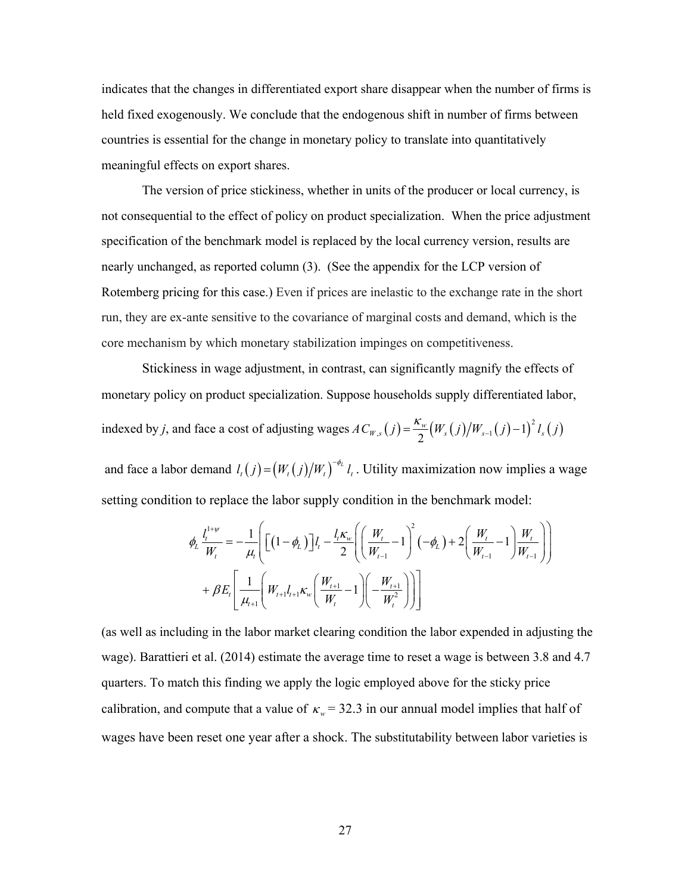indicates that the changes in differentiated export share disappear when the number of firms is held fixed exogenously. We conclude that the endogenous shift in number of firms between countries is essential for the change in monetary policy to translate into quantitatively meaningful effects on export shares.

The version of price stickiness, whether in units of the producer or local currency, is not consequential to the effect of policy on product specialization. When the price adjustment specification of the benchmark model is replaced by the local currency version, results are nearly unchanged, as reported column (3). (See the appendix for the LCP version of Rotemberg pricing for this case.) Even if prices are inelastic to the exchange rate in the short run, they are ex-ante sensitive to the covariance of marginal costs and demand, which is the core mechanism by which monetary stabilization impinges on competitiveness.

Stickiness in wage adjustment, in contrast, can significantly magnify the effects of monetary policy on product specialization. Suppose households supply differentiated labor, indexed by *j*, and face a cost of adjusting wages $AC_{W,s}(j) = \frac{\kappa_w}{2}\left(W_s(j)/W_{s-1}(j) - 1\right)^2 l_s(j)$ and face a labor demand $l_t(j) = \left(W_t(j)/W_t\right)^{-\phi_L} l_t$. Utility maximization now implies a wage setting condition to replace the labor supply condition in the benchmark model:

$$
\begin{aligned}
\phi_L \frac{l_t^{1+\psi}}{W_t} = & -\frac{1}{\mu_t}\left(\left[(1-\phi_L)\right] l_t - \frac{l_t \kappa_w}{2}\left(\left(\frac{W_t}{W_{t-1}} - 1\right)^2 (-\phi_L) + 2\left(\frac{W_t}{W_{t-1}} - 1\right)\frac{W_t}{W_{t-1}}\right)\right) \\
& + \beta E_t\left[\frac{1}{\mu_{t+1}}\left(W_{t+1} l_{t+1} \kappa_w \left(\frac{W_{t+1}}{W_t} - 1\right)\left(-\frac{W_{t+1}}{W_t^2}\right)\right)\right]
\end{aligned}
$$

(as well as including in the labor market clearing condition the labor expended in adjusting the wage). Barattieri et al. (2014) estimate the average time to reset a wage is between 3.8 and 4.7 quarters. To match this finding we apply the logic employed above for the sticky price calibration, and compute that a value of $\kappa_w = 32.3$ in our annual model implies that half of wages have been reset one year after a shock. The substitutability between labor varieties is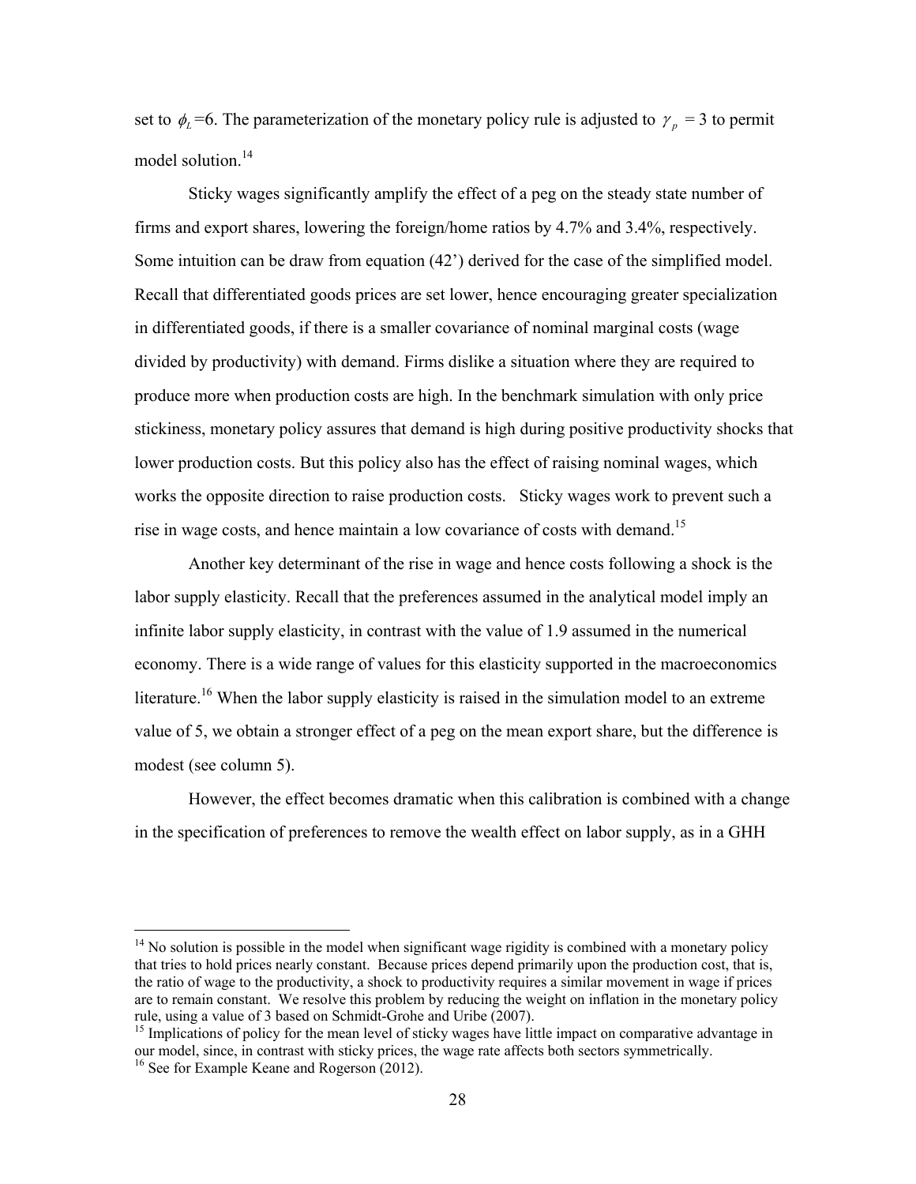set to $\phi_L$=6. The parameterization of the monetary policy rule is adjusted to $\gamma_p$ = 3 to permit model solution.[14]

Sticky wages significantly amplify the effect of a peg on the steady state number of firms and export shares, lowering the foreign/home ratios by 4.7% and 3.4%, respectively. Some intuition can be draw from equation (42') derived for the case of the simplified model. Recall that differentiated goods prices are set lower, hence encouraging greater specialization in differentiated goods, if there is a smaller covariance of nominal marginal costs (wage divided by productivity) with demand. Firms dislike a situation where they are required to produce more when production costs are high. In the benchmark simulation with only price stickiness, monetary policy assures that demand is high during positive productivity shocks that lower production costs. But this policy also has the effect of raising nominal wages, which works the opposite direction to raise production costs. Sticky wages work to prevent such a rise in wage costs, and hence maintain a low covariance of costs with demand.[15]

Another key determinant of the rise in wage and hence costs following a shock is the labor supply elasticity. Recall that the preferences assumed in the analytical model imply an infinite labor supply elasticity, in contrast with the value of 1.9 assumed in the numerical economy. There is a wide range of values for this elasticity supported in the macroeconomics literature.[16] When the labor supply elasticity is raised in the simulation model to an extreme value of 5, we obtain a stronger effect of a peg on the mean export share, but the difference is modest (see column 5).

However, the effect becomes dramatic when this calibration is combined with a change in the specification of preferences to remove the wealth effect on labor supply, as in a GHH

---

[14] No solution is possible in the model when significant wage rigidity is combined with a monetary policy that tries to hold prices nearly constant. Because prices depend primarily upon the production cost, that is, the ratio of wage to the productivity, a shock to productivity requires a similar movement in wage if prices are to remain constant. We resolve this problem by reducing the weight on inflation in the monetary policy rule, using a value of 3 based on Schmidt-Grohe and Uribe (2007).

[15] Implications of policy for the mean level of sticky wages have little impact on comparative advantage in our model, since, in contrast with sticky prices, the wage rate affects both sectors symmetrically.

[16] See for Example Keane and Rogerson (2012).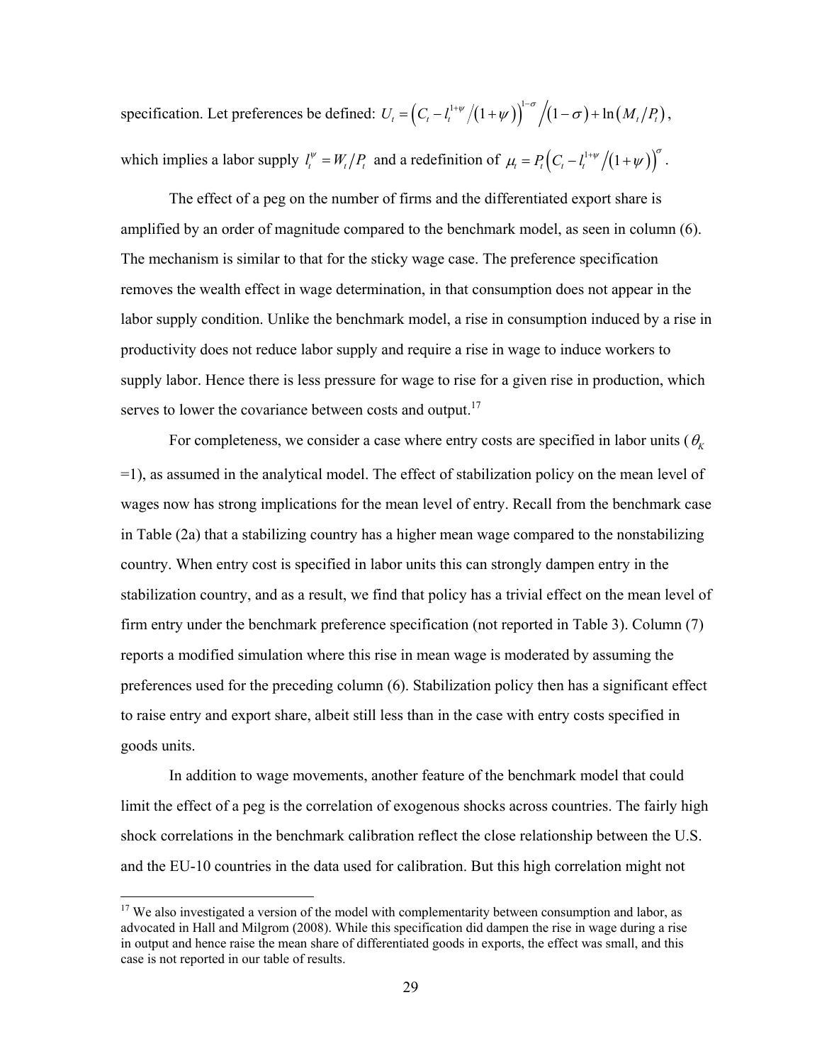specification. Let preferences be defined: $U_t = \left( C_t - l_t^{1+\psi} / (1+\psi) \right)^{1-\sigma} / (1-\sigma) + \ln(M_t / P_t)$, which implies a labor supply $l_t^{\psi} = W_t / P_t$ and a redefinition of $\mu_t = P_t \left( C_t - l_t^{1+\psi} / (1+\psi) \right)^{\sigma}$.

The effect of a peg on the number of firms and the differentiated export share is amplified by an order of magnitude compared to the benchmark model, as seen in column (6). The mechanism is similar to that for the sticky wage case. The preference specification removes the wealth effect in wage determination, in that consumption does not appear in the labor supply condition. Unlike the benchmark model, a rise in consumption induced by a rise in productivity does not reduce labor supply and require a rise in wage to induce workers to supply labor. Hence there is less pressure for wage to rise for a given rise in production, which serves to lower the covariance between costs and output.[17]

For completeness, we consider a case where entry costs are specified in labor units ($\theta_K$ =1), as assumed in the analytical model. The effect of stabilization policy on the mean level of wages now has strong implications for the mean level of entry. Recall from the benchmark case in Table (2a) that a stabilizing country has a higher mean wage compared to the nonstabilizing country. When entry cost is specified in labor units this can strongly dampen entry in the stabilization country, and as a result, we find that policy has a trivial effect on the mean level of firm entry under the benchmark preference specification (not reported in Table 3). Column (7) reports a modified simulation where this rise in mean wage is moderated by assuming the preferences used for the preceding column (6). Stabilization policy then has a significant effect to raise entry and export share, albeit still less than in the case with entry costs specified in goods units.

In addition to wage movements, another feature of the benchmark model that could limit the effect of a peg is the correlation of exogenous shocks across countries. The fairly high shock correlations in the benchmark calibration reflect the close relationship between the U.S. and the EU-10 countries in the data used for calibration. But this high correlation might not

[17] We also investigated a version of the model with complementarity between consumption and labor, as advocated in Hall and Milgrom (2008). While this specification did dampen the rise in wage during a rise in output and hence raise the mean share of differentiated goods in exports, the effect was small, and this case is not reported in our table of results.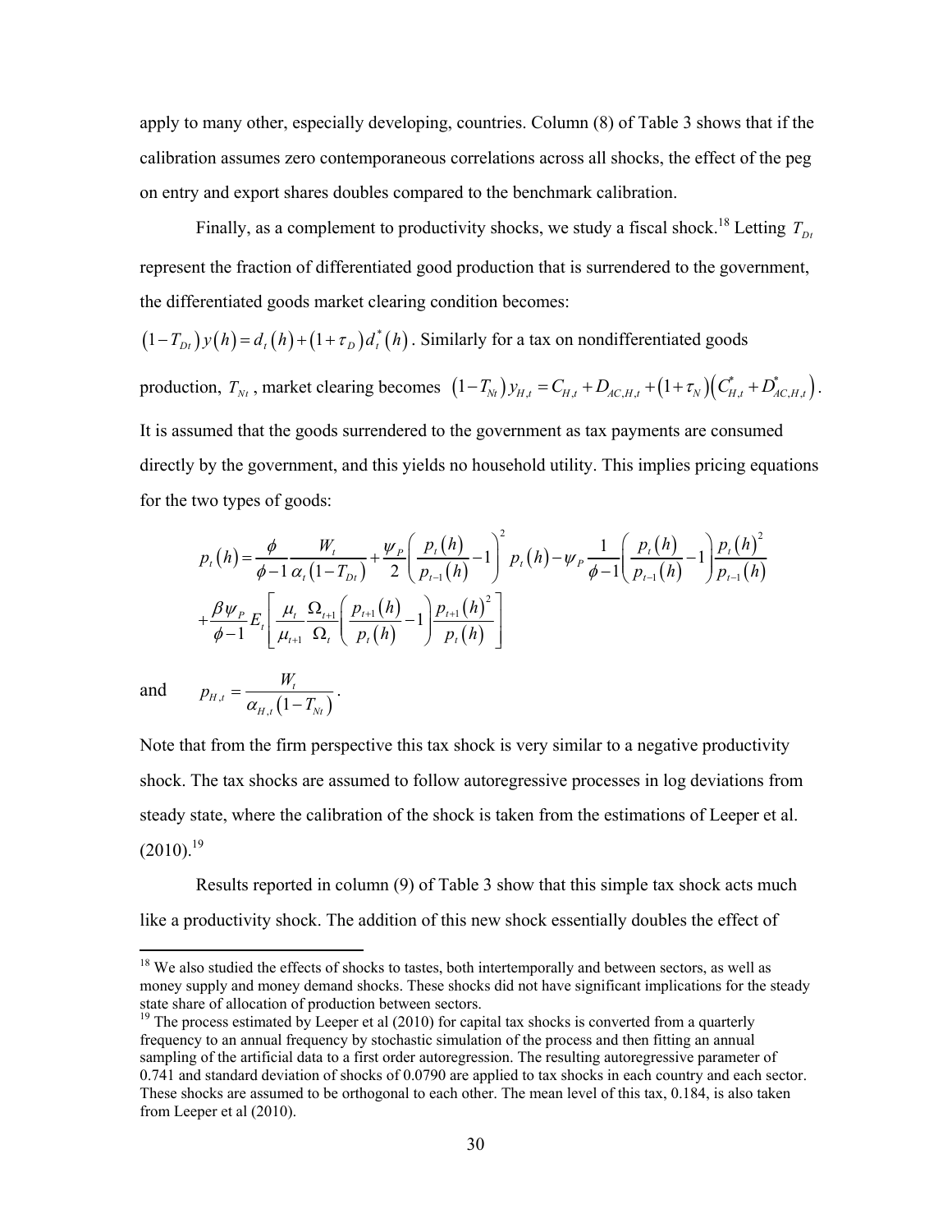apply to many other, especially developing, countries. Column (8) of Table 3 shows that if the calibration assumes zero contemporaneous correlations across all shocks, the effect of the peg on entry and export shares doubles compared to the benchmark calibration.

Finally, as a complement to productivity shocks, we study a fiscal shock.[18] Letting $T_{Dt}$ represent the fraction of differentiated good production that is surrendered to the government, the differentiated goods market clearing condition becomes:

$(1-T_{Dt})\,y(h) = d_t(h) + (1+\tau_D)\,d_t^*(h)$. Similarly for a tax on nondifferentiated goods production, $T_{Nt}$, market clearing becomes $(1-T_{Nt})\,y_{H,t} = C_{H,t} + D_{AC,H,t} + (1+\tau_N)\left(C_{H,t}^* + D_{AC,H,t}^*\right)$.

It is assumed that the goods surrendered to the government as tax payments are consumed directly by the government, and this yields no household utility. This implies pricing equations for the two types of goods:

$$
\begin{aligned}
p_t(h) = {} & \frac{\phi}{\phi-1}\frac{W_t}{\alpha_t(1-T_{Dt})} + \frac{\psi_P}{2}\left(\frac{p_t(h)}{p_{t-1}(h)}-1\right)^2 p_t(h) - \psi_P\frac{1}{\phi-1}\left(\frac{p_t(h)}{p_{t-1}(h)}-1\right)\frac{p_t(h)^2}{p_{t-1}(h)} \\
& + \frac{\beta\psi_P}{\phi-1}E_t\left[\frac{\mu_t}{\mu_{t+1}}\frac{\Omega_{t+1}}{\Omega_t}\left(\frac{p_{t+1}(h)}{p_t(h)}-1\right)\frac{p_{t+1}(h)^2}{p_t(h)}\right]
\end{aligned}
$$

and $$p_{H,t} = \frac{W_t}{\alpha_{H,t}(1-T_{Nt})}.$$

Note that from the firm perspective this tax shock is very similar to a negative productivity shock. The tax shocks are assumed to follow autoregressive processes in log deviations from steady state, where the calibration of the shock is taken from the estimations of Leeper et al. (2010).[19]

Results reported in column (9) of Table 3 show that this simple tax shock acts much like a productivity shock. The addition of this new shock essentially doubles the effect of

---

[18] We also studied the effects of shocks to tastes, both intertemporally and between sectors, as well as money supply and money demand shocks. These shocks did not have significant implications for the steady state share of allocation of production between sectors.

[19] The process estimated by Leeper et al (2010) for capital tax shocks is converted from a quarterly frequency to an annual frequency by stochastic simulation of the process and then fitting an annual sampling of the artificial data to a first order autoregression. The resulting autoregressive parameter of 0.741 and standard deviation of shocks of 0.0790 are applied to tax shocks in each country and each sector. These shocks are assumed to be orthogonal to each other. The mean level of this tax, 0.184, is also taken from Leeper et al (2010).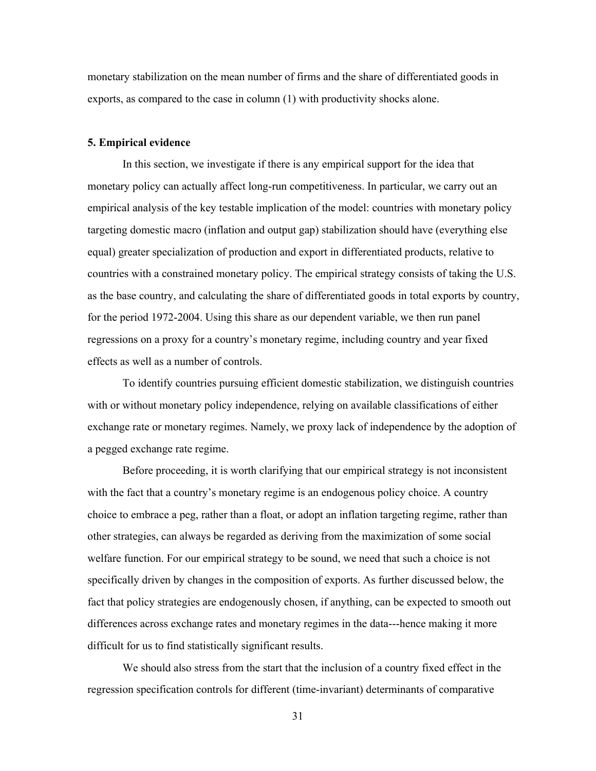monetary stabilization on the mean number of firms and the share of differentiated goods in exports, as compared to the case in column (1) with productivity shocks alone.

## 5. Empirical evidence

In this section, we investigate if there is any empirical support for the idea that monetary policy can actually affect long-run competitiveness. In particular, we carry out an empirical analysis of the key testable implication of the model: countries with monetary policy targeting domestic macro (inflation and output gap) stabilization should have (everything else equal) greater specialization of production and export in differentiated products, relative to countries with a constrained monetary policy. The empirical strategy consists of taking the U.S. as the base country, and calculating the share of differentiated goods in total exports by country, for the period 1972-2004. Using this share as our dependent variable, we then run panel regressions on a proxy for a country's monetary regime, including country and year fixed effects as well as a number of controls.

To identify countries pursuing efficient domestic stabilization, we distinguish countries with or without monetary policy independence, relying on available classifications of either exchange rate or monetary regimes. Namely, we proxy lack of independence by the adoption of a pegged exchange rate regime.

Before proceeding, it is worth clarifying that our empirical strategy is not inconsistent with the fact that a country's monetary regime is an endogenous policy choice. A country choice to embrace a peg, rather than a float, or adopt an inflation targeting regime, rather than other strategies, can always be regarded as deriving from the maximization of some social welfare function. For our empirical strategy to be sound, we need that such a choice is not specifically driven by changes in the composition of exports. As further discussed below, the fact that policy strategies are endogenously chosen, if anything, can be expected to smooth out differences across exchange rates and monetary regimes in the data---hence making it more difficult for us to find statistically significant results.

We should also stress from the start that the inclusion of a country fixed effect in the regression specification controls for different (time-invariant) determinants of comparative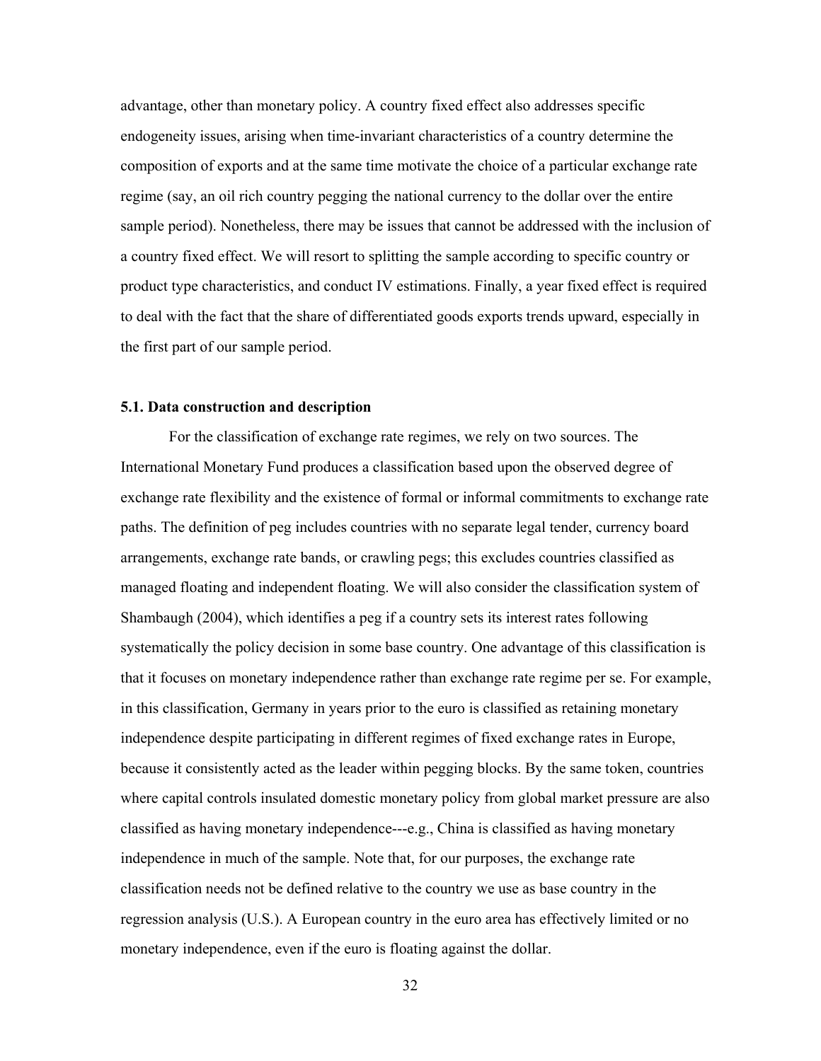advantage, other than monetary policy. A country fixed effect also addresses specific endogeneity issues, arising when time-invariant characteristics of a country determine the composition of exports and at the same time motivate the choice of a particular exchange rate regime (say, an oil rich country pegging the national currency to the dollar over the entire sample period). Nonetheless, there may be issues that cannot be addressed with the inclusion of a country fixed effect. We will resort to splitting the sample according to specific country or product type characteristics, and conduct IV estimations. Finally, a year fixed effect is required to deal with the fact that the share of differentiated goods exports trends upward, especially in the first part of our sample period.

### 5.1. Data construction and description

For the classification of exchange rate regimes, we rely on two sources. The International Monetary Fund produces a classification based upon the observed degree of exchange rate flexibility and the existence of formal or informal commitments to exchange rate paths. The definition of peg includes countries with no separate legal tender, currency board arrangements, exchange rate bands, or crawling pegs; this excludes countries classified as managed floating and independent floating. We will also consider the classification system of Shambaugh (2004), which identifies a peg if a country sets its interest rates following systematically the policy decision in some base country. One advantage of this classification is that it focuses on monetary independence rather than exchange rate regime per se. For example, in this classification, Germany in years prior to the euro is classified as retaining monetary independence despite participating in different regimes of fixed exchange rates in Europe, because it consistently acted as the leader within pegging blocks. By the same token, countries where capital controls insulated domestic monetary policy from global market pressure are also classified as having monetary independence---e.g., China is classified as having monetary independence in much of the sample. Note that, for our purposes, the exchange rate classification needs not be defined relative to the country we use as base country in the regression analysis (U.S.). A European country in the euro area has effectively limited or no monetary independence, even if the euro is floating against the dollar.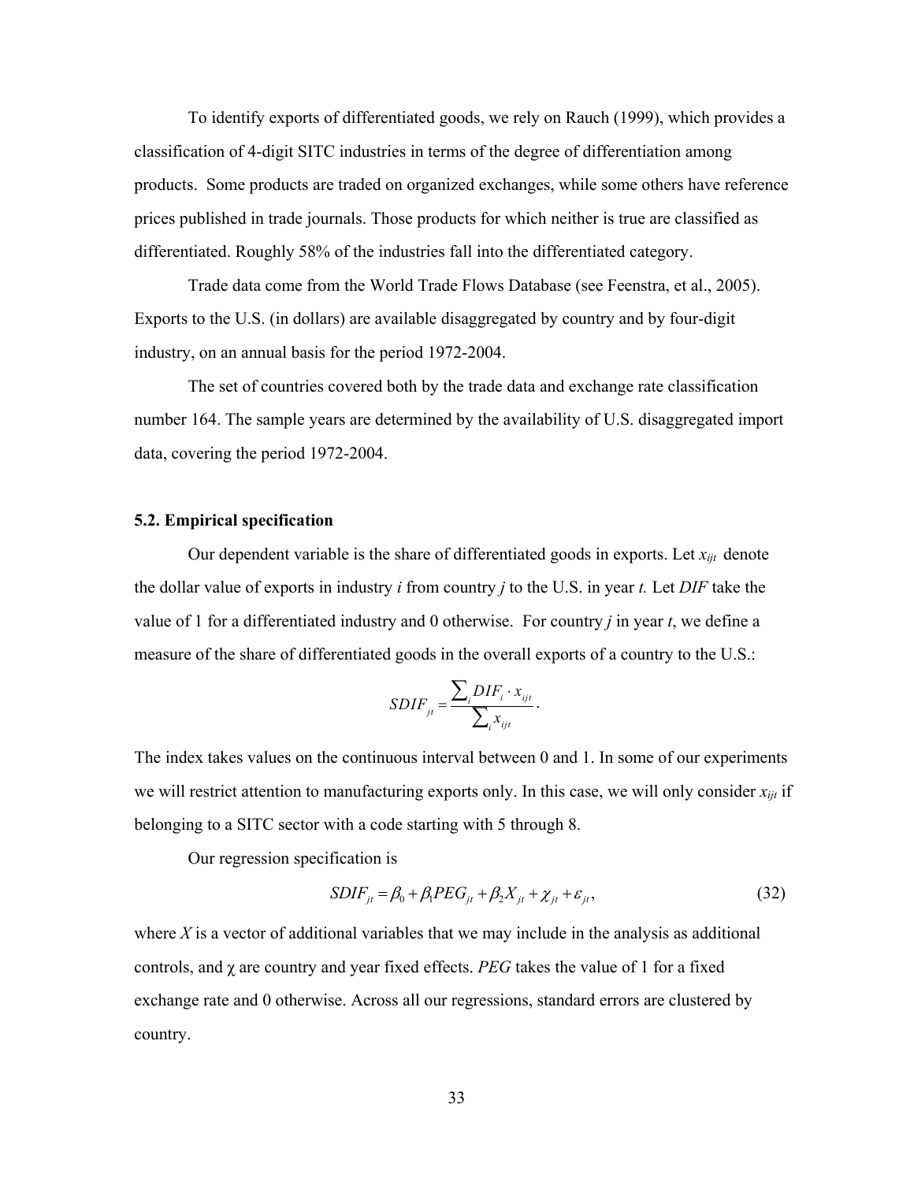To identify exports of differentiated goods, we rely on Rauch (1999), which provides a classification of 4-digit SITC industries in terms of the degree of differentiation among products. Some products are traded on organized exchanges, while some others have reference prices published in trade journals. Those products for which neither is true are classified as differentiated. Roughly 58% of the industries fall into the differentiated category.

Trade data come from the World Trade Flows Database (see Feenstra, et al., 2005). Exports to the U.S. (in dollars) are available disaggregated by country and by four-digit industry, on an annual basis for the period 1972-2004.

The set of countries covered both by the trade data and exchange rate classification number 164. The sample years are determined by the availability of U.S. disaggregated import data, covering the period 1972-2004.

### 5.2. Empirical specification

Our dependent variable is the share of differentiated goods in exports. Let $x_{ijt}$ denote the dollar value of exports in industry *i* from country *j* to the U.S. in year *t.* Let *DIF* take the value of 1 for a differentiated industry and 0 otherwise. For country *j* in year *t*, we define a measure of the share of differentiated goods in the overall exports of a country to the U.S.:

$$SDIF_{jt} = \frac{\sum_i DIF_i \cdot x_{ijt}}{\sum_i x_{ijt}}.$$

The index takes values on the continuous interval between 0 and 1. In some of our experiments we will restrict attention to manufacturing exports only. In this case, we will only consider $x_{ijt}$ if belonging to a SITC sector with a code starting with 5 through 8.

Our regression specification is

$$SDIF_{jt} = \beta_0 + \beta_1 PEG_{jt} + \beta_2 X_{jt} + \chi_{jt} + \varepsilon_{jt}, \tag{32}$$

where $X$ is a vector of additional variables that we may include in the analysis as additional controls, and $\chi$ are country and year fixed effects. *PEG* takes the value of 1 for a fixed exchange rate and 0 otherwise. Across all our regressions, standard errors are clustered by country.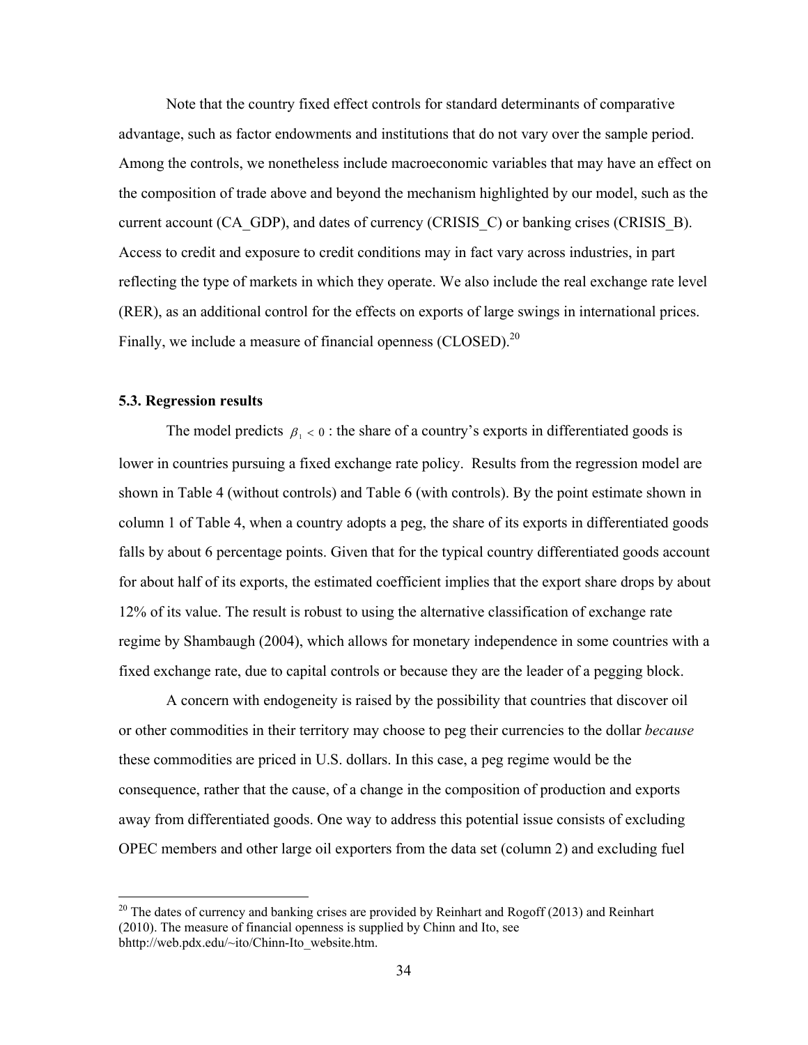Note that the country fixed effect controls for standard determinants of comparative advantage, such as factor endowments and institutions that do not vary over the sample period. Among the controls, we nonetheless include macroeconomic variables that may have an effect on the composition of trade above and beyond the mechanism highlighted by our model, such as the current account (CA_GDP), and dates of currency (CRISIS_C) or banking crises (CRISIS_B). Access to credit and exposure to credit conditions may in fact vary across industries, in part reflecting the type of markets in which they operate. We also include the real exchange rate level (RER), as an additional control for the effects on exports of large swings in international prices. Finally, we include a measure of financial openness (CLOSED).[20]

### 5.3. Regression results

The model predicts $\beta_1 < 0$: the share of a country's exports in differentiated goods is lower in countries pursuing a fixed exchange rate policy. Results from the regression model are shown in Table 4 (without controls) and Table 6 (with controls). By the point estimate shown in column 1 of Table 4, when a country adopts a peg, the share of its exports in differentiated goods falls by about 6 percentage points. Given that for the typical country differentiated goods account for about half of its exports, the estimated coefficient implies that the export share drops by about 12% of its value. The result is robust to using the alternative classification of exchange rate regime by Shambaugh (2004), which allows for monetary independence in some countries with a fixed exchange rate, due to capital controls or because they are the leader of a pegging block.

A concern with endogeneity is raised by the possibility that countries that discover oil or other commodities in their territory may choose to peg their currencies to the dollar *because* these commodities are priced in U.S. dollars. In this case, a peg regime would be the consequence, rather that the cause, of a change in the composition of production and exports away from differentiated goods. One way to address this potential issue consists of excluding OPEC members and other large oil exporters from the data set (column 2) and excluding fuel

[20] The dates of currency and banking crises are provided by Reinhart and Rogoff (2013) and Reinhart (2010). The measure of financial openness is supplied by Chinn and Ito, see bhttp://web.pdx.edu/~ito/Chinn-Ito_website.htm.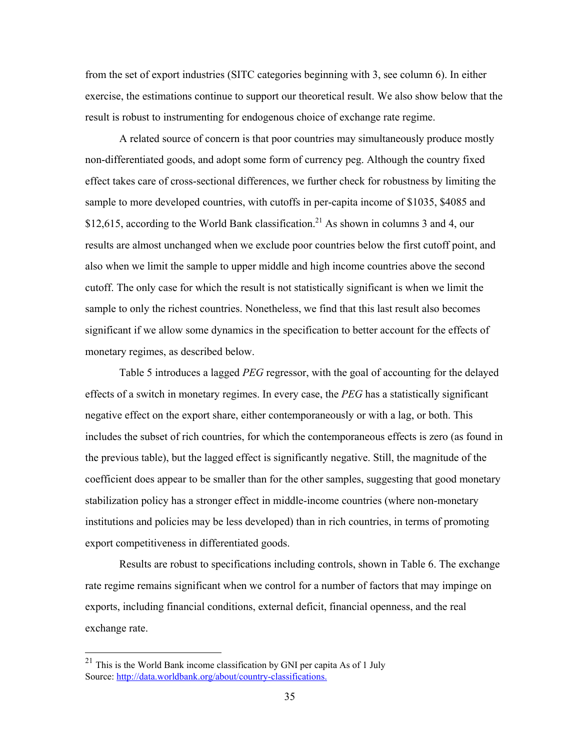from the set of export industries (SITC categories beginning with 3, see column 6). In either exercise, the estimations continue to support our theoretical result. We also show below that the result is robust to instrumenting for endogenous choice of exchange rate regime.

A related source of concern is that poor countries may simultaneously produce mostly non-differentiated goods, and adopt some form of currency peg. Although the country fixed effect takes care of cross-sectional differences, we further check for robustness by limiting the sample to more developed countries, with cutoffs in per-capita income of $1035, $4085 and $12,615, according to the World Bank classification.[21] As shown in columns 3 and 4, our results are almost unchanged when we exclude poor countries below the first cutoff point, and also when we limit the sample to upper middle and high income countries above the second cutoff. The only case for which the result is not statistically significant is when we limit the sample to only the richest countries. Nonetheless, we find that this last result also becomes significant if we allow some dynamics in the specification to better account for the effects of monetary regimes, as described below.

Table 5 introduces a lagged *PEG* regressor, with the goal of accounting for the delayed effects of a switch in monetary regimes. In every case, the *PEG* has a statistically significant negative effect on the export share, either contemporaneously or with a lag, or both. This includes the subset of rich countries, for which the contemporaneous effects is zero (as found in the previous table), but the lagged effect is significantly negative. Still, the magnitude of the coefficient does appear to be smaller than for the other samples, suggesting that good monetary stabilization policy has a stronger effect in middle-income countries (where non-monetary institutions and policies may be less developed) than in rich countries, in terms of promoting export competitiveness in differentiated goods.

Results are robust to specifications including controls, shown in Table 6. The exchange rate regime remains significant when we control for a number of factors that may impinge on exports, including financial conditions, external deficit, financial openness, and the real exchange rate.

---

[21] This is the World Bank income classification by GNI per capita As of 1 July Source: http://data.worldbank.org/about/country-classifications.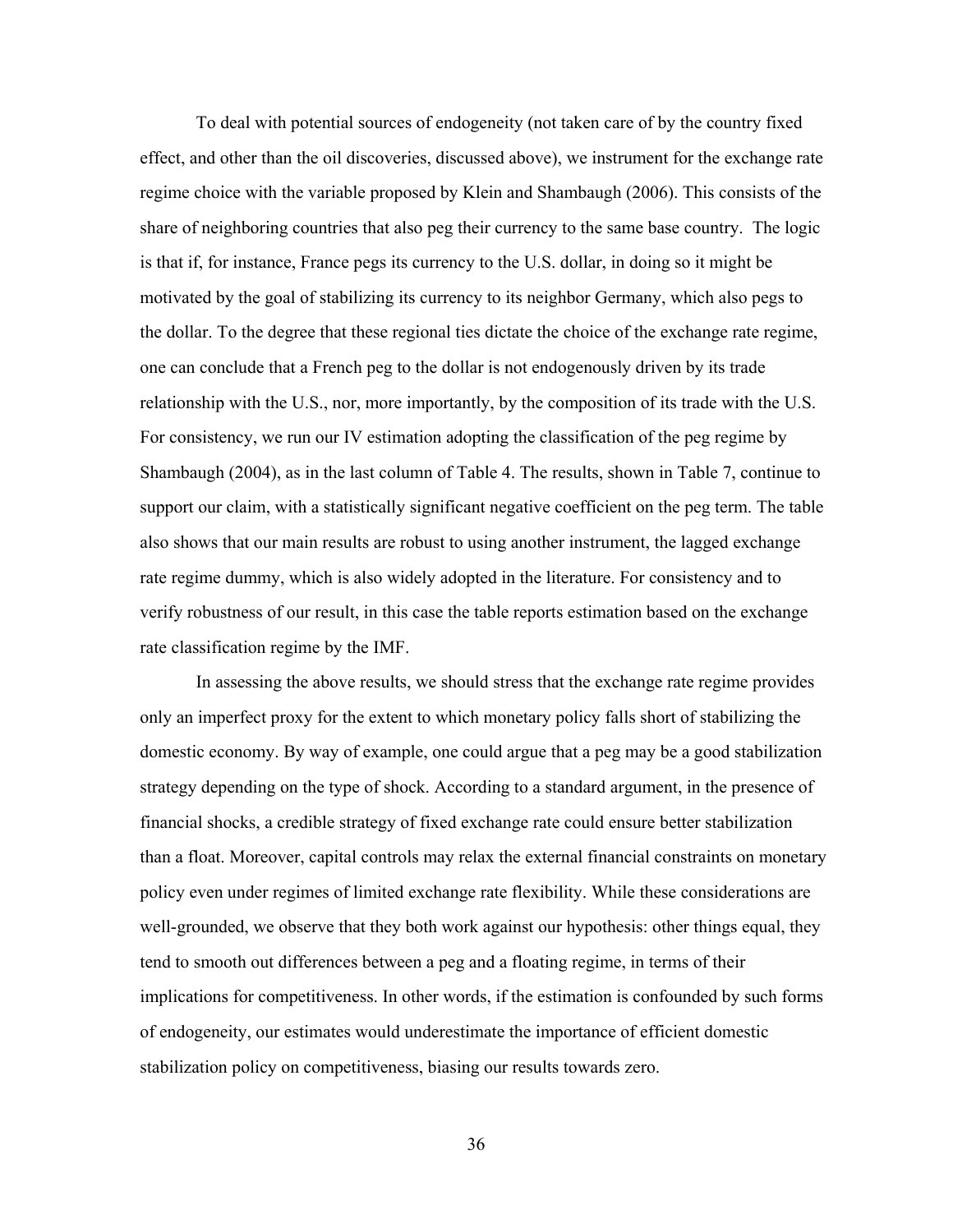To deal with potential sources of endogeneity (not taken care of by the country fixed effect, and other than the oil discoveries, discussed above), we instrument for the exchange rate regime choice with the variable proposed by Klein and Shambaugh (2006). This consists of the share of neighboring countries that also peg their currency to the same base country. The logic is that if, for instance, France pegs its currency to the U.S. dollar, in doing so it might be motivated by the goal of stabilizing its currency to its neighbor Germany, which also pegs to the dollar. To the degree that these regional ties dictate the choice of the exchange rate regime, one can conclude that a French peg to the dollar is not endogenously driven by its trade relationship with the U.S., nor, more importantly, by the composition of its trade with the U.S. For consistency, we run our IV estimation adopting the classification of the peg regime by Shambaugh (2004), as in the last column of Table 4. The results, shown in Table 7, continue to support our claim, with a statistically significant negative coefficient on the peg term. The table also shows that our main results are robust to using another instrument, the lagged exchange rate regime dummy, which is also widely adopted in the literature. For consistency and to verify robustness of our result, in this case the table reports estimation based on the exchange rate classification regime by the IMF.

In assessing the above results, we should stress that the exchange rate regime provides only an imperfect proxy for the extent to which monetary policy falls short of stabilizing the domestic economy. By way of example, one could argue that a peg may be a good stabilization strategy depending on the type of shock. According to a standard argument, in the presence of financial shocks, a credible strategy of fixed exchange rate could ensure better stabilization than a float. Moreover, capital controls may relax the external financial constraints on monetary policy even under regimes of limited exchange rate flexibility. While these considerations are well-grounded, we observe that they both work against our hypothesis: other things equal, they tend to smooth out differences between a peg and a floating regime, in terms of their implications for competitiveness. In other words, if the estimation is confounded by such forms of endogeneity, our estimates would underestimate the importance of efficient domestic stabilization policy on competitiveness, biasing our results towards zero.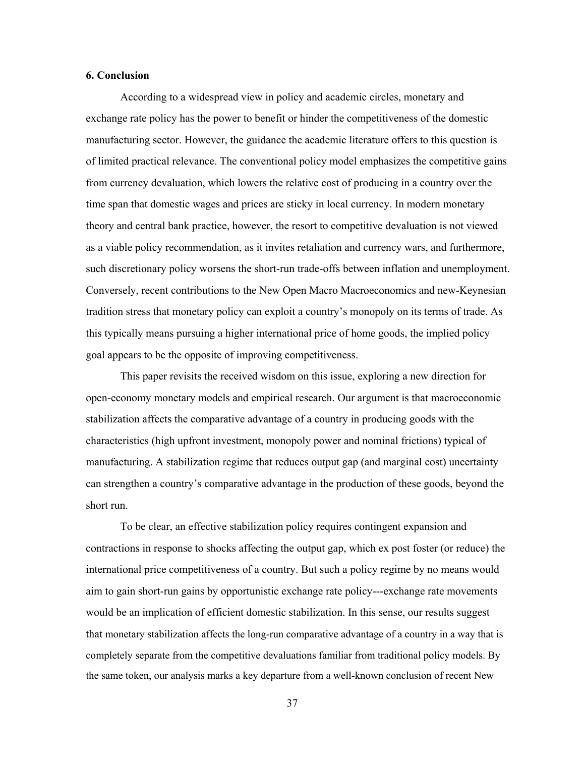## 6. Conclusion

According to a widespread view in policy and academic circles, monetary and exchange rate policy has the power to benefit or hinder the competitiveness of the domestic manufacturing sector. However, the guidance the academic literature offers to this question is of limited practical relevance. The conventional policy model emphasizes the competitive gains from currency devaluation, which lowers the relative cost of producing in a country over the time span that domestic wages and prices are sticky in local currency. In modern monetary theory and central bank practice, however, the resort to competitive devaluation is not viewed as a viable policy recommendation, as it invites retaliation and currency wars, and furthermore, such discretionary policy worsens the short-run trade-offs between inflation and unemployment. Conversely, recent contributions to the New Open Macro Macroeconomics and new-Keynesian tradition stress that monetary policy can exploit a country's monopoly on its terms of trade. As this typically means pursuing a higher international price of home goods, the implied policy goal appears to be the opposite of improving competitiveness.

This paper revisits the received wisdom on this issue, exploring a new direction for open-economy monetary models and empirical research. Our argument is that macroeconomic stabilization affects the comparative advantage of a country in producing goods with the characteristics (high upfront investment, monopoly power and nominal frictions) typical of manufacturing. A stabilization regime that reduces output gap (and marginal cost) uncertainty can strengthen a country's comparative advantage in the production of these goods, beyond the short run.

To be clear, an effective stabilization policy requires contingent expansion and contractions in response to shocks affecting the output gap, which ex post foster (or reduce) the international price competitiveness of a country. But such a policy regime by no means would aim to gain short-run gains by opportunistic exchange rate policy---exchange rate movements would be an implication of efficient domestic stabilization. In this sense, our results suggest that monetary stabilization affects the long-run comparative advantage of a country in a way that is completely separate from the competitive devaluations familiar from traditional policy models. By the same token, our analysis marks a key departure from a well-known conclusion of recent New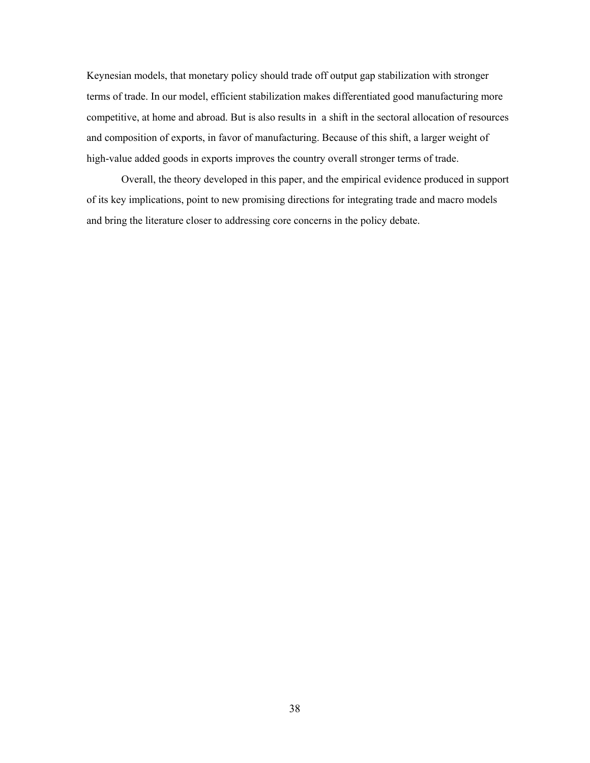Keynesian models, that monetary policy should trade off output gap stabilization with stronger terms of trade. In our model, efficient stabilization makes differentiated good manufacturing more competitive, at home and abroad. But is also results in  a shift in the sectoral allocation of resources and composition of exports, in favor of manufacturing. Because of this shift, a larger weight of high-value added goods in exports improves the country overall stronger terms of trade.

Overall, the theory developed in this paper, and the empirical evidence produced in support of its key implications, point to new promising directions for integrating trade and macro models and bring the literature closer to addressing core concerns in the policy debate.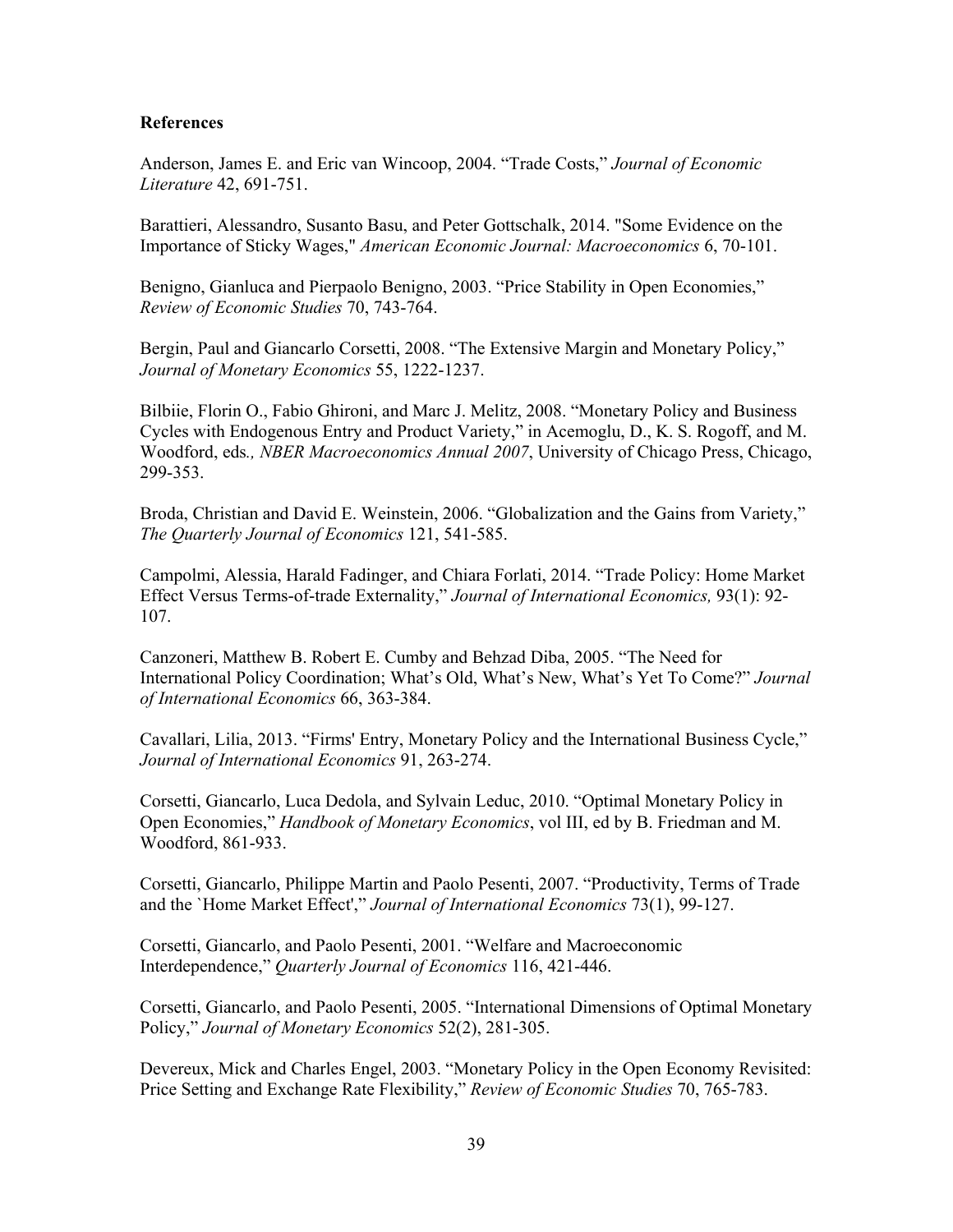**References**

Anderson, James E. and Eric van Wincoop, 2004. "Trade Costs," *Journal of Economic Literature* 42, 691-751.

Barattieri, Alessandro, Susanto Basu, and Peter Gottschalk, 2014. "Some Evidence on the Importance of Sticky Wages," *American Economic Journal: Macroeconomics* 6, 70-101.

Benigno, Gianluca and Pierpaolo Benigno, 2003. "Price Stability in Open Economies," *Review of Economic Studies* 70, 743-764.

Bergin, Paul and Giancarlo Corsetti, 2008. "The Extensive Margin and Monetary Policy," *Journal of Monetary Economics* 55, 1222-1237.

Bilbiie, Florin O., Fabio Ghironi, and Marc J. Melitz, 2008. "Monetary Policy and Business Cycles with Endogenous Entry and Product Variety," in Acemoglu, D., K. S. Rogoff, and M. Woodford, eds*., NBER Macroeconomics Annual 2007*, University of Chicago Press, Chicago, 299-353.

Broda, Christian and David E. Weinstein, 2006. "Globalization and the Gains from Variety," *The Quarterly Journal of Economics* 121, 541-585.

Campolmi, Alessia, Harald Fadinger, and Chiara Forlati, 2014. "Trade Policy: Home Market Effect Versus Terms-of-trade Externality," *Journal of International Economics,* 93(1): 92-107.

Canzoneri, Matthew B. Robert E. Cumby and Behzad Diba, 2005. "The Need for International Policy Coordination; What's Old, What's New, What's Yet To Come?" *Journal of International Economics* 66, 363-384.

Cavallari, Lilia, 2013. "Firms' Entry, Monetary Policy and the International Business Cycle," *Journal of International Economics* 91, 263-274.

Corsetti, Giancarlo, Luca Dedola, and Sylvain Leduc, 2010. "Optimal Monetary Policy in Open Economies," *Handbook of Monetary Economics*, vol III, ed by B. Friedman and M. Woodford, 861-933.

Corsetti, Giancarlo, Philippe Martin and Paolo Pesenti, 2007. "Productivity, Terms of Trade and the `Home Market Effect'," *Journal of International Economics* 73(1), 99-127.

Corsetti, Giancarlo, and Paolo Pesenti, 2001. "Welfare and Macroeconomic Interdependence," *Quarterly Journal of Economics* 116, 421-446.

Corsetti, Giancarlo, and Paolo Pesenti, 2005. "International Dimensions of Optimal Monetary Policy," *Journal of Monetary Economics* 52(2), 281-305.

Devereux, Mick and Charles Engel, 2003. "Monetary Policy in the Open Economy Revisited: Price Setting and Exchange Rate Flexibility," *Review of Economic Studies* 70, 765-783.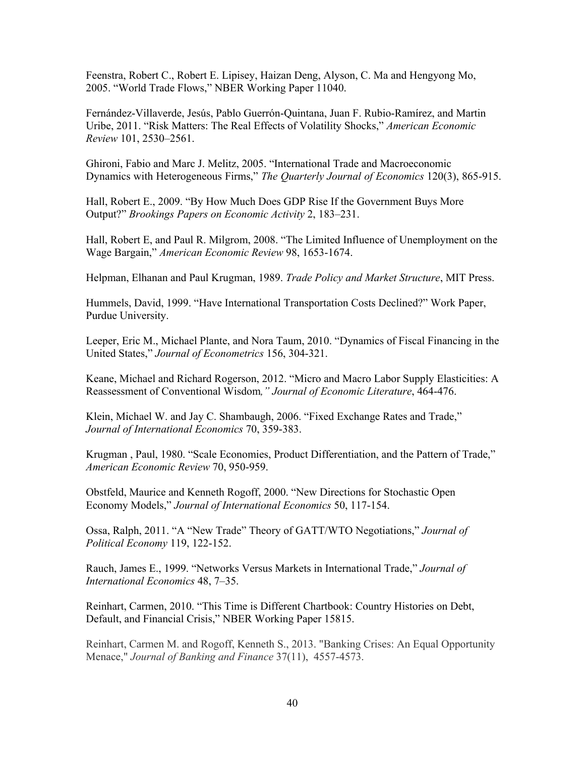Feenstra, Robert C., Robert E. Lipisey, Haizan Deng, Alyson, C. Ma and Hengyong Mo, 2005. "World Trade Flows," NBER Working Paper 11040.

Fernández-Villaverde, Jesús, Pablo Guerrón-Quintana, Juan F. Rubio-Ramírez, and Martin Uribe, 2011. "Risk Matters: The Real Effects of Volatility Shocks," *American Economic Review* 101, 2530–2561.

Ghironi, Fabio and Marc J. Melitz, 2005. "International Trade and Macroeconomic Dynamics with Heterogeneous Firms," *The Quarterly Journal of Economics* 120(3), 865-915.

Hall, Robert E., 2009. "By How Much Does GDP Rise If the Government Buys More Output?" *Brookings Papers on Economic Activity* 2, 183–231.

Hall, Robert E, and Paul R. Milgrom, 2008. "The Limited Influence of Unemployment on the Wage Bargain," *American Economic Review* 98, 1653-1674.

Helpman, Elhanan and Paul Krugman, 1989. *Trade Policy and Market Structure*, MIT Press.

Hummels, David, 1999. "Have International Transportation Costs Declined?" Work Paper, Purdue University.

Leeper, Eric M., Michael Plante, and Nora Taum, 2010. "Dynamics of Fiscal Financing in the United States," *Journal of Econometrics* 156, 304-321.

Keane, Michael and Richard Rogerson, 2012. "Micro and Macro Labor Supply Elasticities: A Reassessment of Conventional Wisdom," *Journal of Economic Literature*, 464-476.

Klein, Michael W. and Jay C. Shambaugh, 2006. "Fixed Exchange Rates and Trade," *Journal of International Economics* 70, 359-383.

Krugman , Paul, 1980. "Scale Economies, Product Differentiation, and the Pattern of Trade," *American Economic Review* 70, 950-959.

Obstfeld, Maurice and Kenneth Rogoff, 2000. "New Directions for Stochastic Open Economy Models," *Journal of International Economics* 50, 117-154.

Ossa, Ralph, 2011. "A "New Trade" Theory of GATT/WTO Negotiations," *Journal of Political Economy* 119, 122-152.

Rauch, James E., 1999. "Networks Versus Markets in International Trade," *Journal of International Economics* 48, 7–35.

Reinhart, Carmen, 2010. "This Time is Different Chartbook: Country Histories on Debt, Default, and Financial Crisis," NBER Working Paper 15815.

Reinhart, Carmen M. and Rogoff, Kenneth S., 2013. "Banking Crises: An Equal Opportunity Menace," *Journal of Banking and Finance* 37(11), 4557-4573.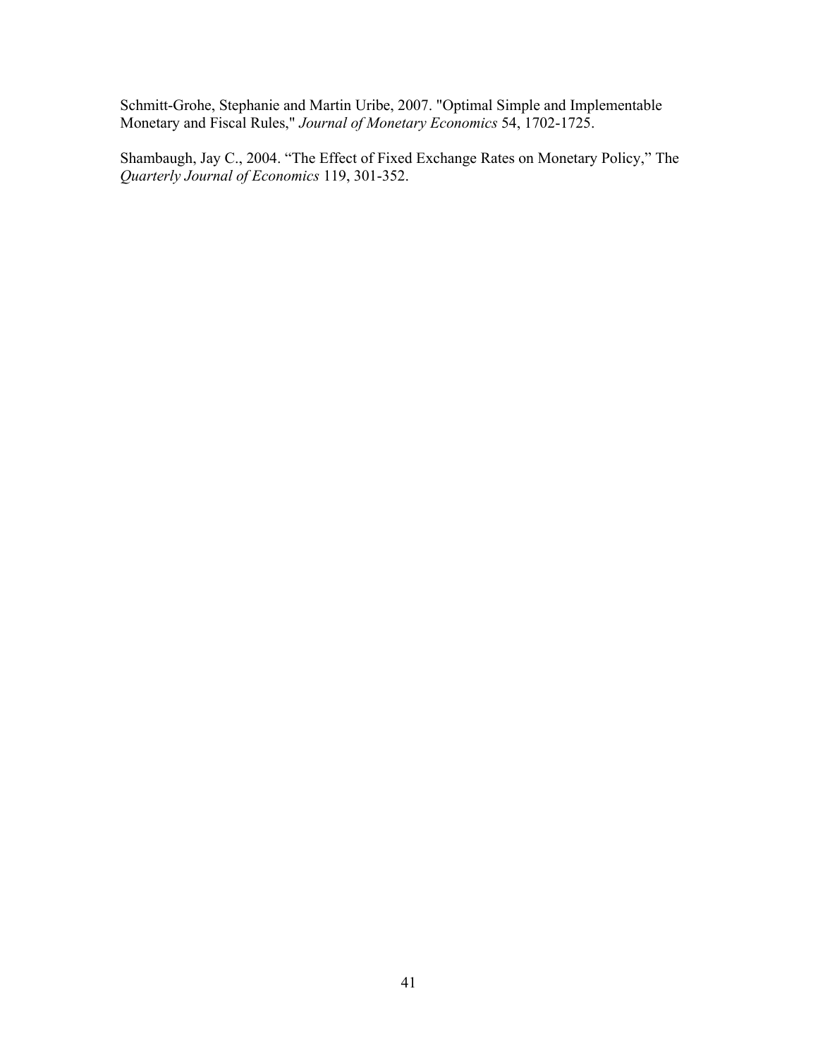Schmitt-Grohe, Stephanie and Martin Uribe, 2007. "Optimal Simple and Implementable Monetary and Fiscal Rules," *Journal of Monetary Economics* 54, 1702-1725.

Shambaugh, Jay C., 2004. "The Effect of Fixed Exchange Rates on Monetary Policy," The *Quarterly Journal of Economics* 119, 301-352.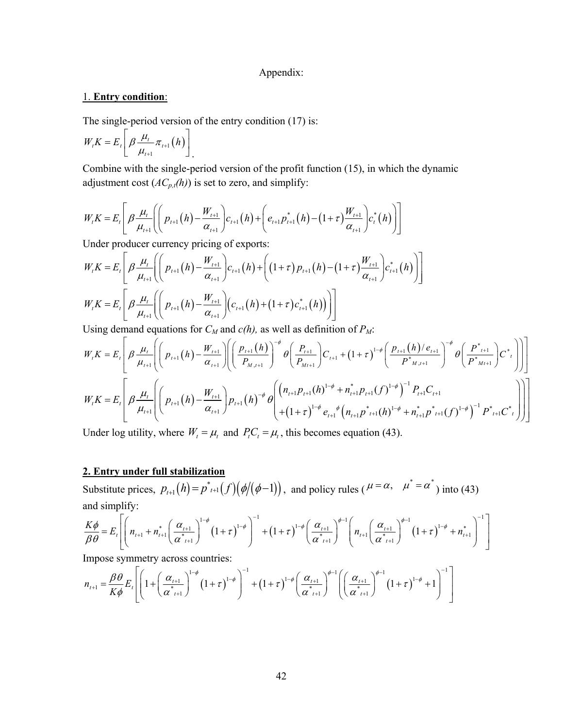Appendix:

## 1. **Entry condition**:

The single-period version of the entry condition (17) is:

$$W_t K = E_t\left[\beta \frac{\mu_t}{\mu_{t+1}} \pi_{t+1}(h)\right].$$

Combine with the single-period version of the profit function (15), in which the dynamic adjustment cost ($AC_{p,t}(h)$) is set to zero, and simplify:

$$W_t K = E_t\left[\beta \frac{\mu_t}{\mu_{t+1}}\left(\left(p_{t+1}(h) - \frac{W_{t+1}}{\alpha_{t+1}}\right)c_{t+1}(h) + \left(e_{t+1}p^*_{t+1}(h) - (1+\tau)\frac{W_{t+1}}{\alpha_{t+1}}\right)c^*_t(h)\right)\right]$$

Under producer currency pricing of exports:

$$W_t K = E_t\left[\beta \frac{\mu_t}{\mu_{t+1}}\left(\left(p_{t+1}(h) - \frac{W_{t+1}}{\alpha_{t+1}}\right)c_{t+1}(h) + \left((1+\tau)p_{t+1}(h) - (1+\tau)\frac{W_{t+1}}{\alpha_{t+1}}\right)c^*_{t+1}(h)\right)\right]$$

$$W_t K = E_t\left[\beta \frac{\mu_t}{\mu_{t+1}}\left(\left(p_{t+1}(h) - \frac{W_{t+1}}{\alpha_{t+1}}\right)\left(c_{t+1}(h) + (1+\tau)c^*_{t+1}(h)\right)\right)\right]$$

Using demand equations for $C_M$ and $c(h)$, as well as definition of $P_M$:

$$W_t K = E_t\left[\beta \frac{\mu_t}{\mu_{t+1}}\left(\left(p_{t+1}(h) - \frac{W_{t+1}}{\alpha_{t+1}}\right)\left(\left(\frac{p_{t+1}(h)}{P_{M,t+1}}\right)^{-\phi}\theta\left(\frac{P_{t+1}}{P_{Mt+1}}\right)C_{t+1} + (1+\tau)^{1-\phi}\left(\frac{p_{t+1}(h)/e_{t+1}}{P^*_{M,t+1}}\right)^{-\phi}\theta\left(\frac{P^*_{t+1}}{P^*_{Mt+1}}\right)C^*_t\right)\right)\right]$$

$$W_t K = E_t\left[\beta \frac{\mu_t}{\mu_{t+1}}\left(\left(p_{t+1}(h) - \frac{W_{t+1}}{\alpha_{t+1}}\right)p_{t+1}(h)^{-\phi}\theta\left(\begin{array}{l}\left(n_{t+1}p_{t+1}(h)^{1-\phi} + n^*_{t+1}p_{t+1}(f)^{1-\phi}\right)^{-1}P_{t+1}C_{t+1} \\ +(1+\tau)^{1-\phi}e_{t+1}{}^{\phi}\left(n_{t+1}p^*{}_{t+1}(h)^{1-\phi} + n^*_{t+1}p^*{}_{t+1}(f)^{1-\phi}\right)^{-1}P^*{}_{t+1}C^*{}_t\end{array}\right)\right)\right]$$

Under log utility, where $W_t = \mu_t$ and $P_t C_t = \mu_t$, this becomes equation (43).

## 2. Entry under full stabilization

Substitute prices, $p_{t+1}(h) = p^*{}_{t+1}(f)(\phi/(\phi-1))$, and policy rules ($\mu = \alpha, \quad \mu^* = \alpha^*$) into (43) and simplify:

$$\frac{K\phi}{\beta\theta} = E_t\left[\left(n_{t+1} + n^*_{t+1}\left(\frac{\alpha_{t+1}}{\alpha^*{}_{t+1}}\right)^{1-\phi}(1+\tau)^{1-\phi}\right)^{-1} + (1+\tau)^{1-\phi}\left(\frac{\alpha_{t+1}}{\alpha^*{}_{t+1}}\right)^{\phi-1}\left(n_{t+1}\left(\frac{\alpha_{t+1}}{\alpha^*{}_{t+1}}\right)^{\phi-1}(1+\tau)^{1-\phi} + n^*_{t+1}\right)^{-1}\right]$$

Impose symmetry across countries:

$$n_{t+1} = \frac{\beta\theta}{K\phi}E_t\left[\left(1 + \left(\frac{\alpha_{t+1}}{\alpha^*{}_{t+1}}\right)^{1-\phi}(1+\tau)^{1-\phi}\right)^{-1} + (1+\tau)^{1-\phi}\left(\frac{\alpha_{t+1}}{\alpha^*{}_{t+1}}\right)^{\phi-1}\left(\left(\frac{\alpha_{t+1}}{\alpha^*{}_{t+1}}\right)^{\phi-1}(1+\tau)^{1-\phi} + 1\right)^{-1}\right]$$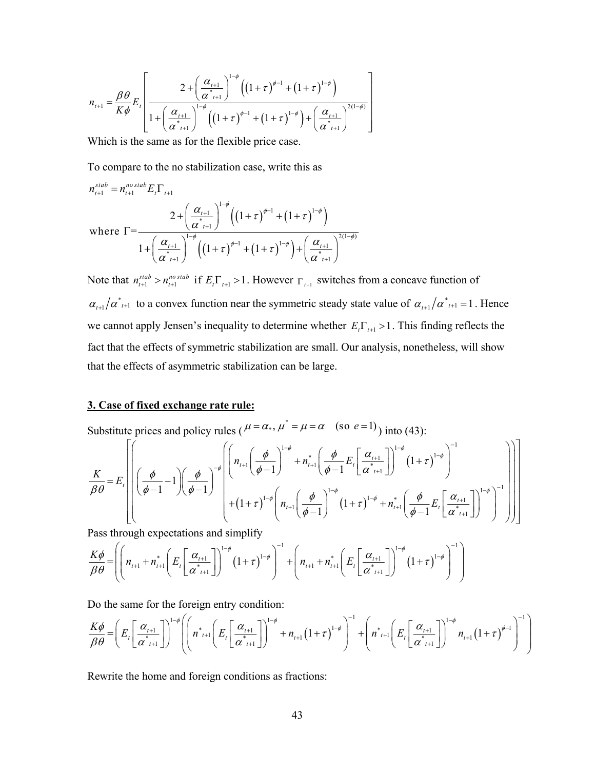$$n_{t+1} = \frac{\beta\theta}{K\phi} E_t \left[ \frac{2 + \left(\frac{\alpha_{t+1}}{\alpha^*_{t+1}}\right)^{1-\phi} \left( (1+\tau)^{\phi-1} + (1+\tau)^{1-\phi} \right)}{1 + \left(\frac{\alpha_{t+1}}{\alpha^*_{t+1}}\right)^{1-\phi} \left( (1+\tau)^{\phi-1} + (1+\tau)^{1-\phi} \right) + \left(\frac{\alpha_{t+1}}{\alpha^*_{t+1}}\right)^{2(1-\phi)}} \right]$$

Which is the same as for the flexible price case.

To compare to the no stabilization case, write this as

$$n_{t+1}^{stab} = n_{t+1}^{no\,stab} E_t \Gamma_{t+1}$$

$$\text{where } \Gamma = \frac{2 + \left(\frac{\alpha_{t+1}}{\alpha^*_{t+1}}\right)^{1-\phi} \left( (1+\tau)^{\phi-1} + (1+\tau)^{1-\phi} \right)}{1 + \left(\frac{\alpha_{t+1}}{\alpha^*_{t+1}}\right)^{1-\phi} \left( (1+\tau)^{\phi-1} + (1+\tau)^{1-\phi} \right) + \left(\frac{\alpha_{t+1}}{\alpha^*_{t+1}}\right)^{2(1-\phi)}}$$

Note that $n_{t+1}^{stab} > n_{t+1}^{no\,stab}$ if $E_t \Gamma_{t+1} > 1$. However $\Gamma_{t+1}$ switches from a concave function of $\alpha_{t+1}/\alpha^*_{t+1}$ to a convex function near the symmetric steady state value of $\alpha_{t+1}/\alpha^*_{t+1} = 1$. Hence we cannot apply Jensen's inequality to determine whether $E_t \Gamma_{t+1} > 1$. This finding reflects the fact that the effects of symmetric stabilization are small. Our analysis, nonetheless, will show that the effects of asymmetric stabilization can be large.

## 3. Case of fixed exchange rate rule:

Substitute prices and policy rules ($\mu = \alpha_*, \mu^* = \mu = \alpha \quad (\text{so } e = 1)$) into (43):

$$\frac{K}{\beta\theta} = E_t \left[ \left( \left( \frac{\phi}{\phi-1} - 1 \right) \left( \frac{\phi}{\phi-1} \right)^{-\phi} \left( \begin{array}{l} \left( n_{t+1} \left( \frac{\phi}{\phi-1} \right)^{1-\phi} + n^*_{t+1} \left( \frac{\phi}{\phi-1} E_t \left[ \frac{\alpha_{t+1}}{\alpha^*_{t+1}} \right] \right)^{1-\phi} (1+\tau)^{1-\phi} \right)^{-1} \\ + (1+\tau)^{1-\phi} \left( n_{t+1} \left( \frac{\phi}{\phi-1} \right)^{1-\phi} (1+\tau)^{1-\phi} + n^*_{t+1} \left( \frac{\phi}{\phi-1} E_t \left[ \frac{\alpha_{t+1}}{\alpha^*_{t+1}} \right] \right)^{1-\phi} \right)^{-1} \end{array} \right) \right) \right]$$

Pass through expectations and simplify

$$\frac{K\phi}{\beta\theta} = \left( \left( n_{t+1} + n^*_{t+1} \left( E_t \left[ \frac{\alpha_{t+1}}{\alpha^*_{t+1}} \right] \right)^{1-\phi} (1+\tau)^{1-\phi} \right)^{-1} + \left( n_{t+1} + n^*_{t+1} \left( E_t \left[ \frac{\alpha_{t+1}}{\alpha^*_{t+1}} \right] \right)^{1-\phi} (1+\tau)^{1-\phi} \right)^{-1} \right)$$

Do the same for the foreign entry condition:

$$\frac{K\phi}{\beta\theta} = \left( E_t \left[ \frac{\alpha_{t+1}}{\alpha^*_{t+1}} \right] \right)^{1-\phi} \left( \left( n^*_{t+1} \left( E_t \left[ \frac{\alpha_{t+1}}{\alpha^*_{t+1}} \right] \right)^{1-\phi} + n_{t+1} (1+\tau)^{1-\phi} \right)^{-1} + \left( n^*_{t+1} \left( E_t \left[ \frac{\alpha_{t+1}}{\alpha^*_{t+1}} \right] \right)^{1-\phi} n_{t+1} (1+\tau)^{\phi-1} \right)^{-1} \right)$$

Rewrite the home and foreign conditions as fractions: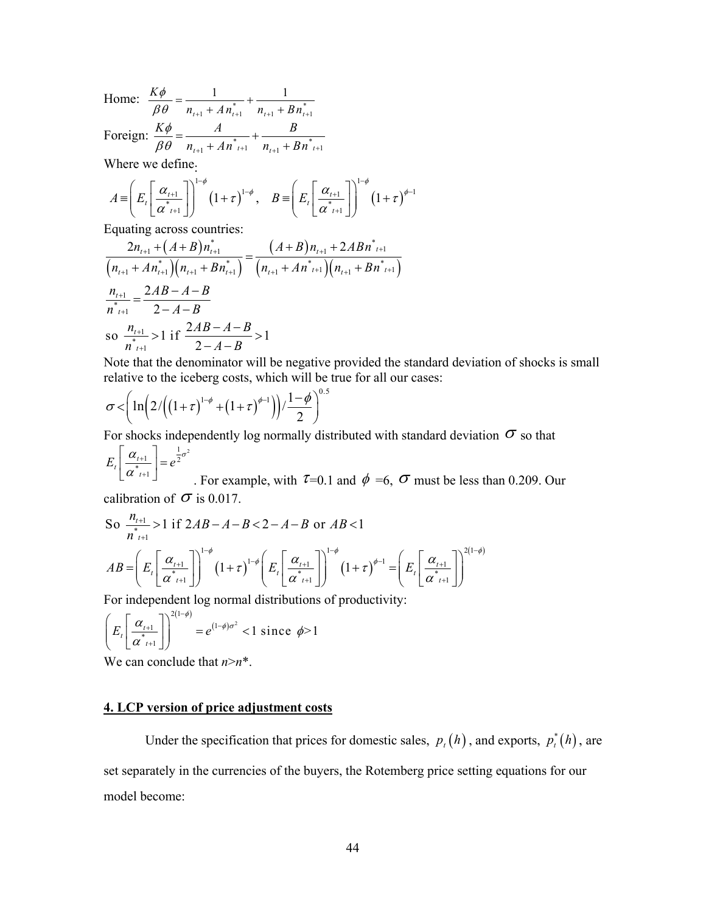Home: $\dfrac{K\phi}{\beta\theta} = \dfrac{1}{n_{t+1} + An^*_{t+1}} + \dfrac{1}{n_{t+1} + Bn^*_{t+1}}$

Foreign: $\dfrac{K\phi}{\beta\theta} = \dfrac{A}{n_{t+1} + An^*_{t+1}} + \dfrac{B}{n_{t+1} + Bn^*_{t+1}}$

Where we define:

$$A \equiv \left( E_t \left[ \frac{\alpha_{t+1}}{\alpha^*_{t+1}} \right] \right)^{1-\phi} (1+\tau)^{1-\phi}, \quad B \equiv \left( E_t \left[ \frac{\alpha_{t+1}}{\alpha^*_{t+1}} \right] \right)^{1-\phi} (1+\tau)^{\phi-1}$$

Equating across countries:

$$\frac{2n_{t+1} + (A+B)n^*_{t+1}}{\left(n_{t+1} + An^*_{t+1}\right)\left(n_{t+1} + Bn^*_{t+1}\right)} = \frac{(A+B)n_{t+1} + 2ABn^*_{t+1}}{\left(n_{t+1} + An^*_{t+1}\right)\left(n_{t+1} + Bn^*_{t+1}\right)}$$

$$\frac{n_{t+1}}{n^*_{t+1}} = \frac{2AB - A - B}{2 - A - B}$$

so $\dfrac{n_{t+1}}{n^*_{t+1}} > 1$ if $\dfrac{2AB - A - B}{2 - A - B} > 1$

Note that the denominator will be negative provided the standard deviation of shocks is small relative to the iceberg costs, which will be true for all our cases:

$$\sigma < \left( \ln\left( 2 / \left( (1+\tau)^{1-\phi} + (1+\tau)^{\phi-1} \right) \right) / \frac{1-\phi}{2} \right)^{0.5}$$

For shocks independently log normally distributed with standard deviation $\sigma$ so that $E_t \left[ \dfrac{\alpha_{t+1}}{\alpha^*_{t+1}} \right] = e^{\frac{1}{2}\sigma^2}$. For example, with $\tau$=0.1 and $\phi$ =6, $\sigma$ must be less than 0.209. Our calibration of $\sigma$ is 0.017.

So $\dfrac{n_{t+1}}{n^*_{t+1}} > 1$ if $2AB - A - B < 2 - A - B$ or $AB < 1$

$$AB = \left( E_t \left[ \frac{\alpha_{t+1}}{\alpha^*_{t+1}} \right] \right)^{1-\phi} (1+\tau)^{1-\phi} \left( E_t \left[ \frac{\alpha_{t+1}}{\alpha^*_{t+1}} \right] \right)^{1-\phi} (1+\tau)^{\phi-1} = \left( E_t \left[ \frac{\alpha_{t+1}}{\alpha^*_{t+1}} \right] \right)^{2(1-\phi)}$$

For independent log normal distributions of productivity:

$$\left( E_t \left[ \frac{\alpha_{t+1}}{\alpha^*_{t+1}} \right] \right)^{2(1-\phi)} = e^{(1-\phi)\sigma^2} < 1 \text{ since } \phi > 1$$

We can conclude that $n$>$n$*.

## 4. LCP version of price adjustment costs

Under the specification that prices for domestic sales, $p_t(h)$, and exports, $p^*_t(h)$, are set separately in the currencies of the buyers, the Rotemberg price setting equations for our model become: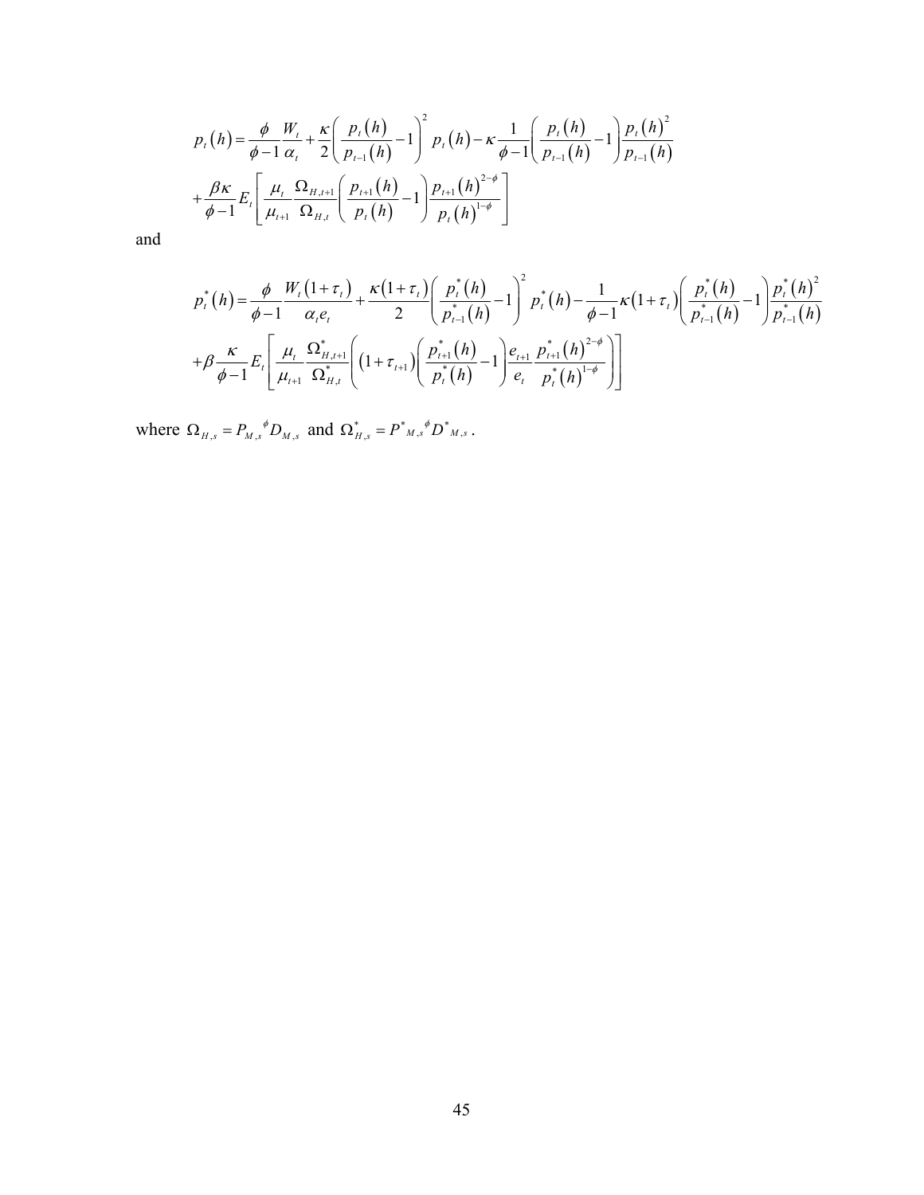$$
\begin{aligned}
p_t(h) = {} & \frac{\phi}{\phi-1}\frac{W_t}{\alpha_t} + \frac{\kappa}{2}\left(\frac{p_t(h)}{p_{t-1}(h)} - 1\right)^2 p_t(h) - \kappa\frac{1}{\phi-1}\left(\frac{p_t(h)}{p_{t-1}(h)} - 1\right)\frac{p_t(h)^2}{p_{t-1}(h)} \\
& + \frac{\beta\kappa}{\phi-1}E_t\left[\frac{\mu_t}{\mu_{t+1}}\frac{\Omega_{H,t+1}}{\Omega_{H,t}}\left(\frac{p_{t+1}(h)}{p_t(h)} - 1\right)\frac{p_{t+1}(h)^{2-\phi}}{p_t(h)^{1-\phi}}\right]
\end{aligned}
$$

and

$$
\begin{aligned}
p_t^*(h) = {} & \frac{\phi}{\phi-1}\frac{W_t(1+\tau_t)}{\alpha_t e_t} + \frac{\kappa(1+\tau_t)}{2}\left(\frac{p_t^*(h)}{p_{t-1}^*(h)} - 1\right)^2 p_t^*(h) - \frac{1}{\phi-1}\kappa(1+\tau_t)\left(\frac{p_t^*(h)}{p_{t-1}^*(h)} - 1\right)\frac{p_t^*(h)^2}{p_{t-1}^*(h)} \\
& + \beta\frac{\kappa}{\phi-1}E_t\left[\frac{\mu_t}{\mu_{t+1}}\frac{\Omega_{H,t+1}^*}{\Omega_{H,t}^*}\left((1+\tau_{t+1})\left(\frac{p_{t+1}^*(h)}{p_t^*(h)} - 1\right)\frac{e_{t+1}}{e_t}\frac{p_{t+1}^*(h)^{2-\phi}}{p_t^*(h)^{1-\phi}}\right)\right]
\end{aligned}
$$

where $\Omega_{H,s} = P_{M,s}{}^{\phi} D_{M,s}$ and $\Omega_{H,s}^* = P^*{}_{M,s}{}^{\phi} D^*{}_{M,s}$.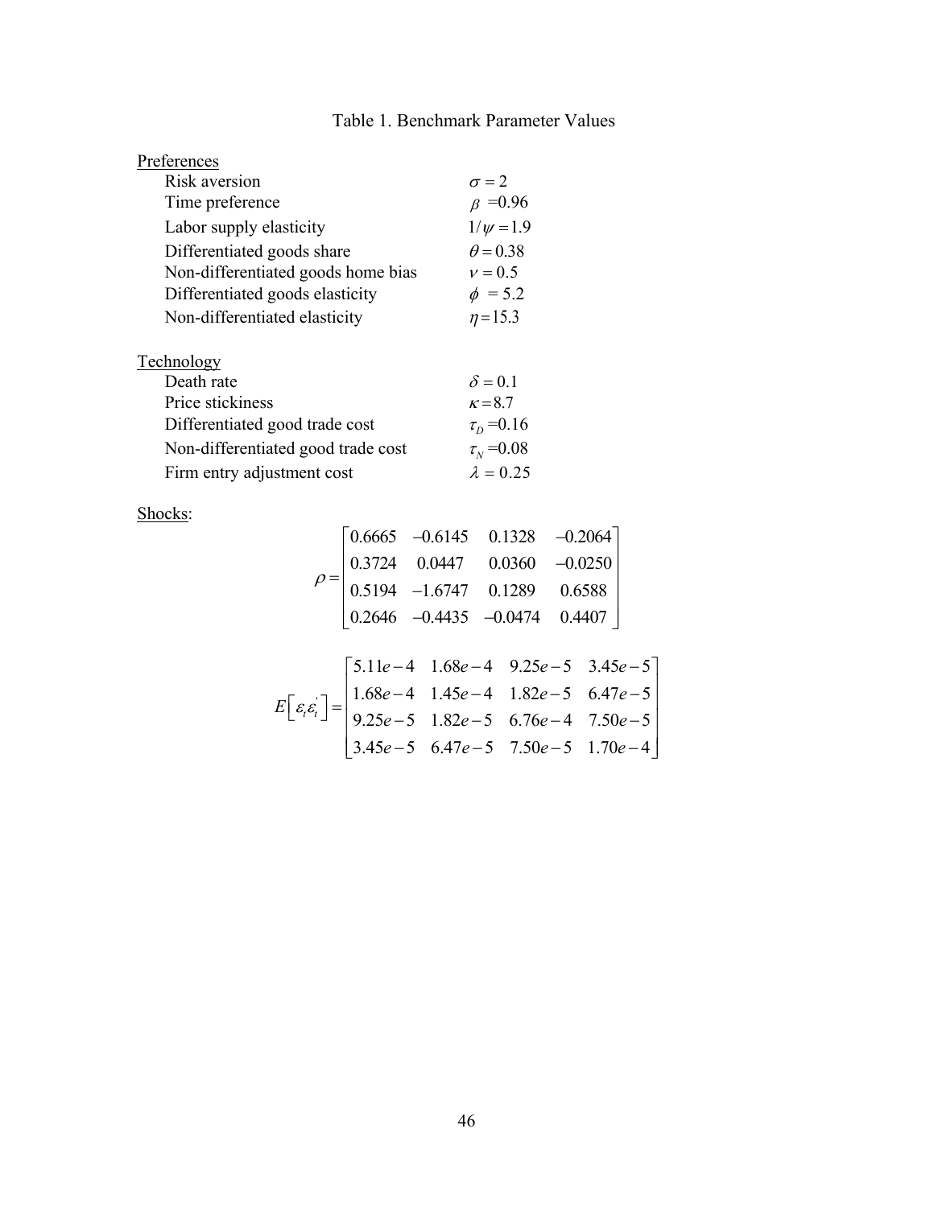# Table 1. Benchmark Parameter Values

Preferences

| | |
|---|---|
| Risk aversion | $\sigma = 2$ |
| Time preference | $\beta$ =0.96 |
| Labor supply elasticity | $1/\psi = 1.9$ |
| Differentiated goods share | $\theta = 0.38$ |
| Non-differentiated goods home bias | $\nu = 0.5$ |
| Differentiated goods elasticity | $\phi$ = 5.2 |
| Non-differentiated elasticity | $\eta = 15.3$ |

Technology

| | |
|---|---|
| Death rate | $\delta = 0.1$ |
| Price stickiness | $\kappa = 8.7$ |
| Differentiated good trade cost | $\tau_D$ =0.16 |
| Non-differentiated good trade cost | $\tau_N$ =0.08 |
| Firm entry adjustment cost | $\lambda$ = 0.25 |

Shocks:

$$\rho = \begin{bmatrix} 0.6665 & -0.6145 & 0.1328 & -0.2064 \\ 0.3724 & 0.0447 & 0.0360 & -0.0250 \\ 0.5194 & -1.6747 & 0.1289 & 0.6588 \\ 0.2646 & -0.4435 & -0.0474 & 0.4407 \end{bmatrix}$$

$$E\left[\varepsilon_t \varepsilon_t^{'}\right] = \begin{bmatrix} 5.11e-4 & 1.68e-4 & 9.25e-5 & 3.45e-5 \\ 1.68e-4 & 1.45e-4 & 1.82e-5 & 6.47e-5 \\ 9.25e-5 & 1.82e-5 & 6.76e-4 & 7.50e-5 \\ 3.45e-5 & 6.47e-5 & 7.50e-5 & 1.70e-4 \end{bmatrix}$$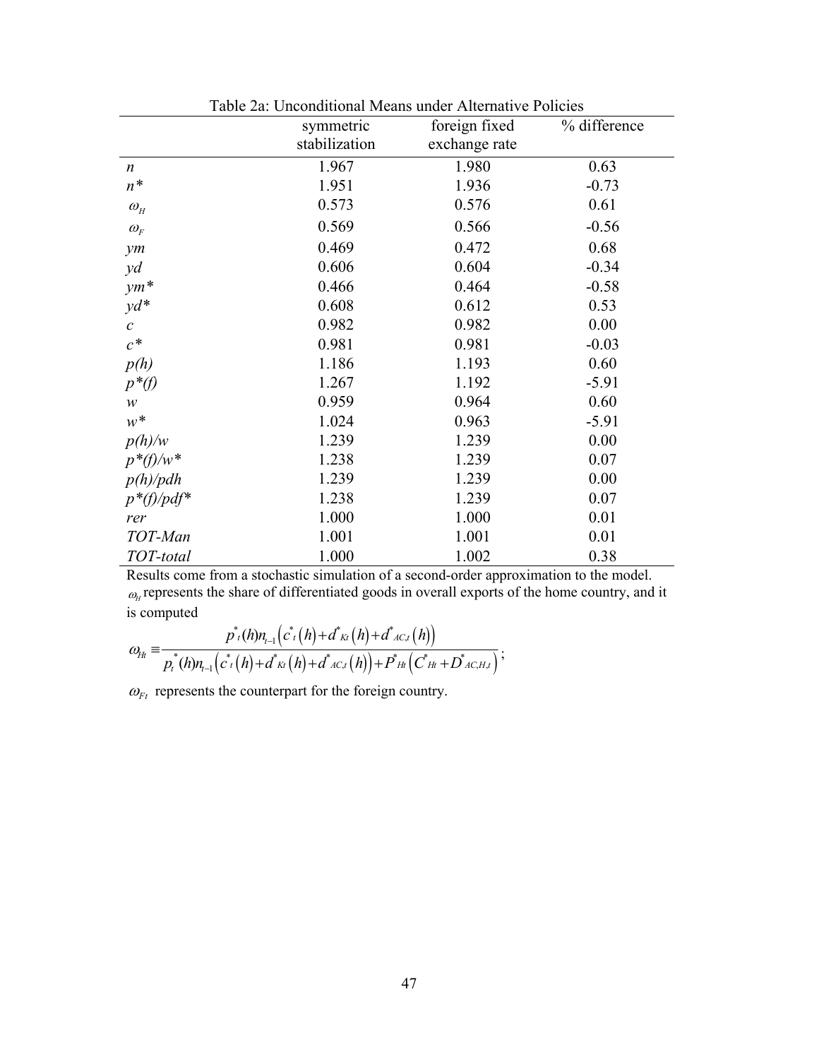Table 2a: Unconditional Means under Alternative Policies

| | symmetric stabilization | foreign fixed exchange rate | % difference |
|---|---|---|---|
| $n$ | 1.967 | 1.980 | 0.63 |
| $n*$ | 1.951 | 1.936 | -0.73 |
| $\omega_H$ | 0.573 | 0.576 | 0.61 |
| $\omega_F$ | 0.569 | 0.566 | -0.56 |
| *ym* | 0.469 | 0.472 | 0.68 |
| *yd* | 0.606 | 0.604 | -0.34 |
| *ym\** | 0.466 | 0.464 | -0.58 |
| *yd\** | 0.608 | 0.612 | 0.53 |
| $c$ | 0.982 | 0.982 | 0.00 |
| $c*$ | 0.981 | 0.981 | -0.03 |
| *p(h)* | 1.186 | 1.193 | 0.60 |
| *p\*(f)* | 1.267 | 1.192 | -5.91 |
| $w$ | 0.959 | 0.964 | 0.60 |
| $w*$ | 1.024 | 0.963 | -5.91 |
| *p(h)/w* | 1.239 | 1.239 | 0.00 |
| *p\*(f)/w\** | 1.238 | 1.239 | 0.07 |
| *p(h)/pdh* | 1.239 | 1.239 | 0.00 |
| *p\*(f)/pdf\** | 1.238 | 1.239 | 0.07 |
| *rer* | 1.000 | 1.000 | 0.01 |
| *TOT-Man* | 1.001 | 1.001 | 0.01 |
| *TOT-total* | 1.000 | 1.002 | 0.38 |

Results come from a stochastic simulation of a second-order approximation to the model. $\omega_H$ represents the share of differentiated goods in overall exports of the home country, and it is computed

$$\omega_{Ht} \equiv \frac{p^*_t(h) n_{t-1}\left(c^*_t(h) + d^*_{Kt}(h) + d^*_{AC,t}(h)\right)}{p^*_t(h) n_{t-1}\left(c^*_t(h) + d^*_{Kt}(h) + d^*_{AC,t}(h)\right) + P^*_{Ht}\left(C^*_{Ht} + D^*_{AC,H,t}\right)};$$

$\omega_{Ft}$ represents the counterpart for the foreign country.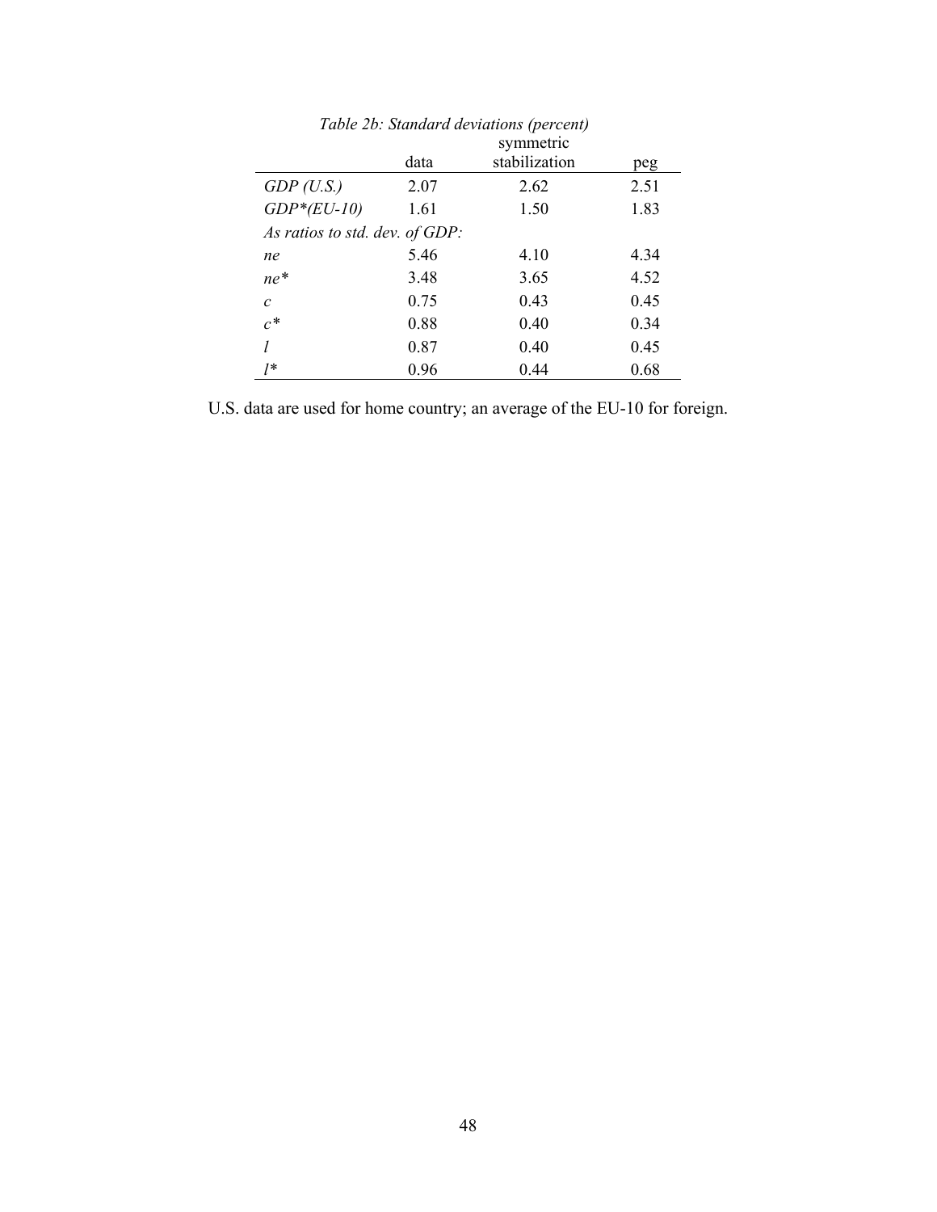*Table 2b: Standard deviations (percent)*

| | data | symmetric stabilization | peg |
|---|---|---|---|
| *GDP (U.S.)* | 2.07 | 2.62 | 2.51 |
| *GDP\*(EU-10)* | 1.61 | 1.50 | 1.83 |
| *As ratios to std. dev. of GDP:* | | | |
| *ne* | 5.46 | 4.10 | 4.34 |
| *ne\** | 3.48 | 3.65 | 4.52 |
| *c* | 0.75 | 0.43 | 0.45 |
| *c\** | 0.88 | 0.40 | 0.34 |
| *l* | 0.87 | 0.40 | 0.45 |
| *l\** | 0.96 | 0.44 | 0.68 |

U.S. data are used for home country; an average of the EU-10 for foreign.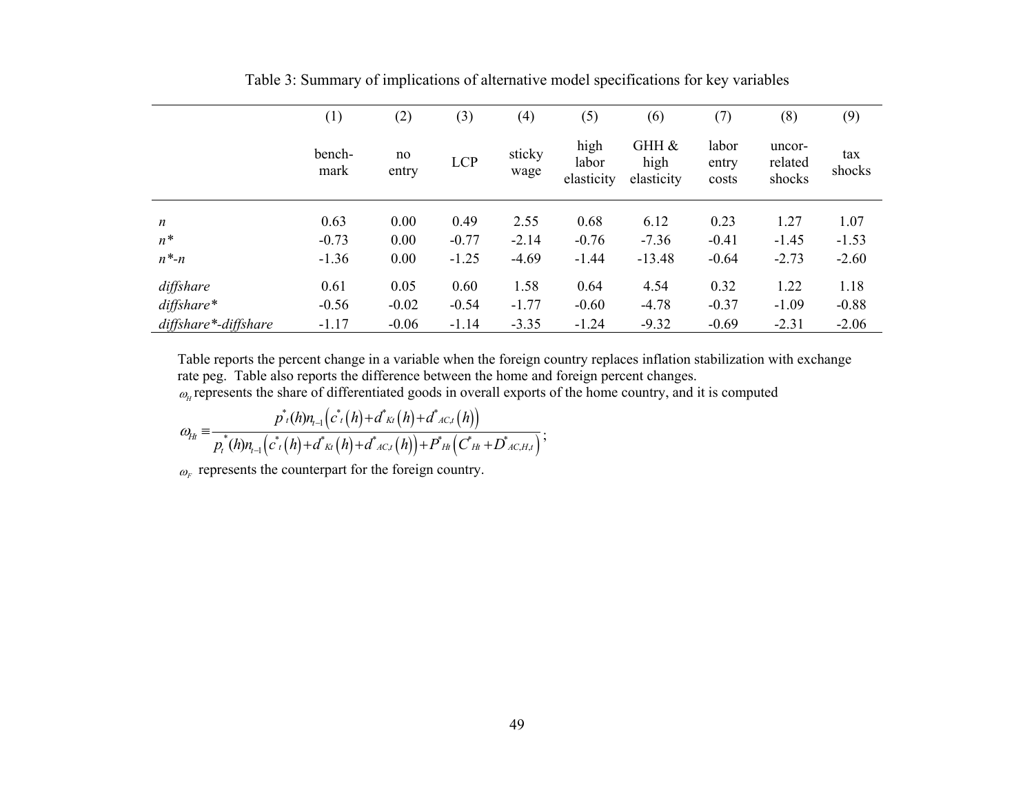Table 3: Summary of implications of alternative model specifications for key variables

| | (1) | (2) | (3) | (4) | (5) | (6) | (7) | (8) | (9) |
|---|---|---|---|---|---|---|---|---|---|
| | bench-mark | no entry | LCP | sticky wage | high labor elasticity | GHH & high elasticity | labor entry costs | uncor-related shocks | tax shocks |
| *n* | 0.63 | 0.00 | 0.49 | 2.55 | 0.68 | 6.12 | 0.23 | 1.27 | 1.07 |
| *n\** | -0.73 | 0.00 | -0.77 | -2.14 | -0.76 | -7.36 | -0.41 | -1.45 | -1.53 |
| *n\*-n* | -1.36 | 0.00 | -1.25 | -4.69 | -1.44 | -13.48 | -0.64 | -2.73 | -2.60 |
| *diffshare* | 0.61 | 0.05 | 0.60 | 1.58 | 0.64 | 4.54 | 0.32 | 1.22 | 1.18 |
| *diffshare\** | -0.56 | -0.02 | -0.54 | -1.77 | -0.60 | -4.78 | -0.37 | -1.09 | -0.88 |
| *diffshare\*-diffshare* | -1.17 | -0.06 | -1.14 | -3.35 | -1.24 | -9.32 | -0.69 | -2.31 | -2.06 |

Table reports the percent change in a variable when the foreign country replaces inflation stabilization with exchange rate peg. Table also reports the difference between the home and foreign percent changes.

$\omega_H$ represents the share of differentiated goods in overall exports of the home country, and it is computed

$$\omega_{Ht} \equiv \frac{p^*_t(h) n_{t-1}\left(c^*_t(h) + d^*_{Kt}(h) + d^*_{AC,t}(h)\right)}{p^*_t(h) n_{t-1}\left(c^*_t(h) + d^*_{Kt}(h) + d^*_{AC,t}(h)\right) + P^*_{Ht}\left(C^*_{Ht} + D^*_{AC,H,t}\right)};$$

$\omega_F$ represents the counterpart for the foreign country.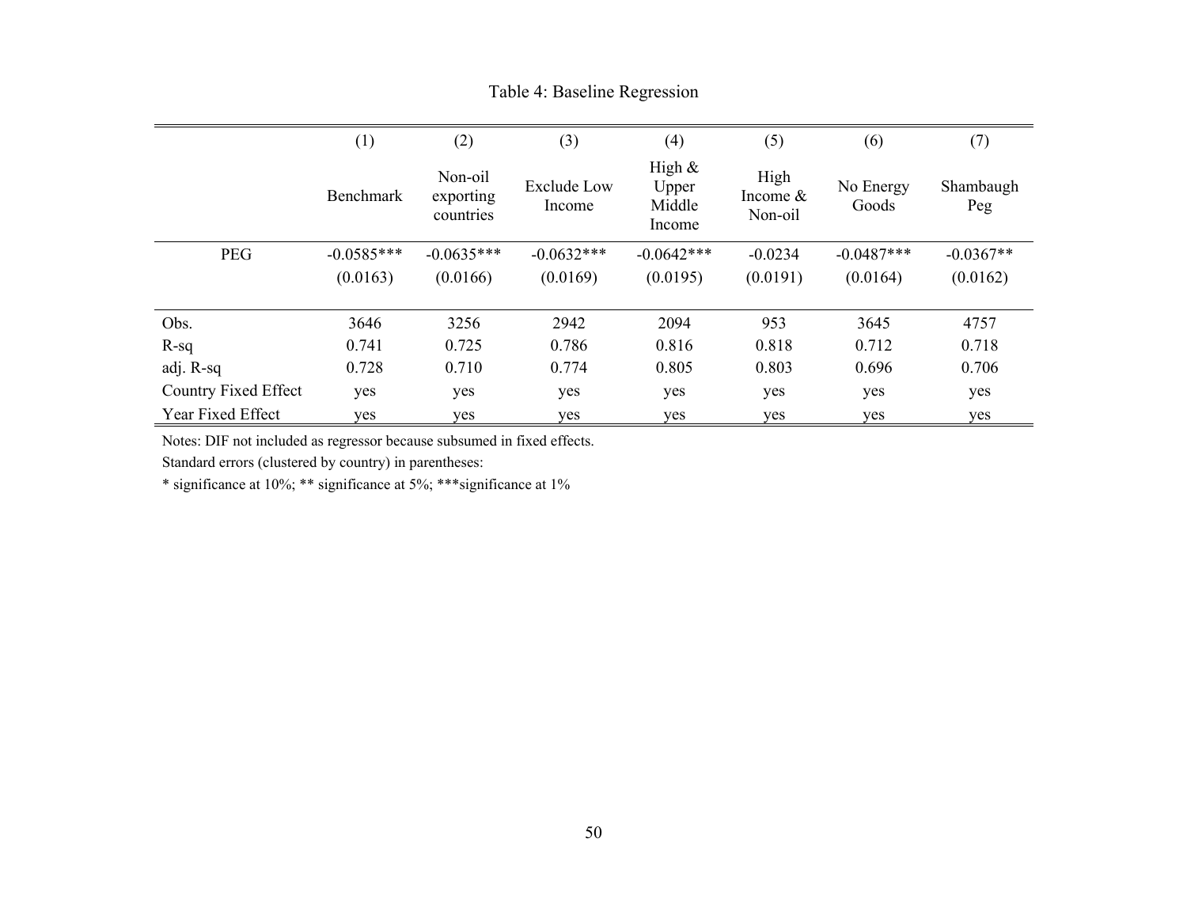Table 4: Baseline Regression

| | (1) | (2) | (3) | (4) | (5) | (6) | (7) |
|---|---|---|---|---|---|---|---|
| | Benchmark | Non-oil exporting countries | Exclude Low Income | High & Upper Middle Income | High Income & Non-oil | No Energy Goods | Shambaugh Peg |
| PEG | -0.0585*** | -0.0635*** | -0.0632*** | -0.0642*** | -0.0234 | -0.0487*** | -0.0367** |
| | (0.0163) | (0.0166) | (0.0169) | (0.0195) | (0.0191) | (0.0164) | (0.0162) |
| Obs. | 3646 | 3256 | 2942 | 2094 | 953 | 3645 | 4757 |
| R-sq | 0.741 | 0.725 | 0.786 | 0.816 | 0.818 | 0.712 | 0.718 |
| adj. R-sq | 0.728 | 0.710 | 0.774 | 0.805 | 0.803 | 0.696 | 0.706 |
| Country Fixed Effect | yes | yes | yes | yes | yes | yes | yes |
| Year Fixed Effect | yes | yes | yes | yes | yes | yes | yes |

Notes: DIF not included as regressor because subsumed in fixed effects.

Standard errors (clustered by country) in parentheses:

* significance at 10%; ** significance at 5%; ***significance at 1%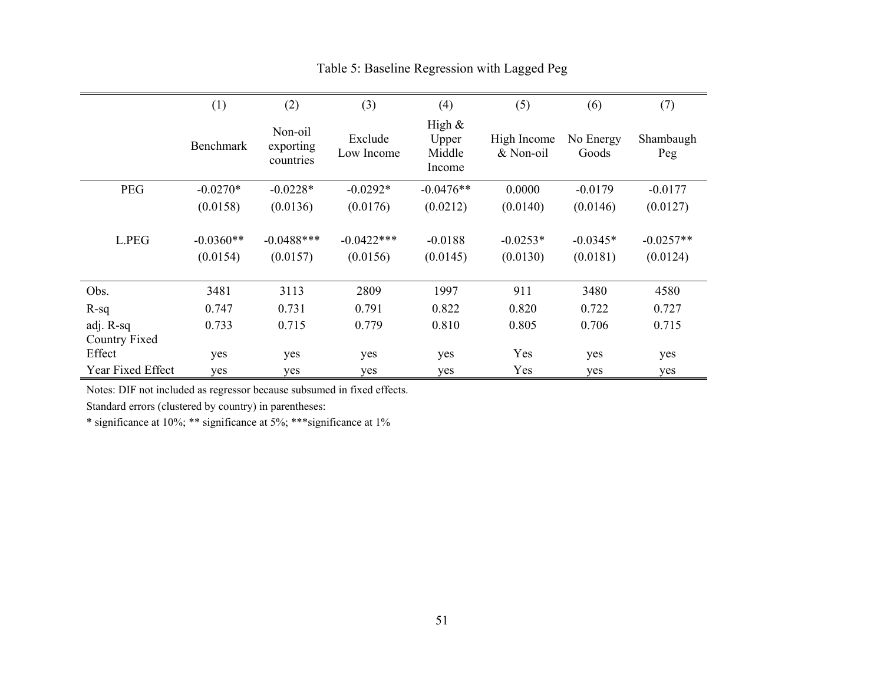Table 5: Baseline Regression with Lagged Peg

| | (1) Benchmark | (2) Non-oil exporting countries | (3) Exclude Low Income | (4) High & Upper Middle Income | (5) High Income & Non-oil | (6) No Energy Goods | (7) Shambaugh Peg |
|---|---|---|---|---|---|---|---|
| PEG | -0.0270* | -0.0228* | -0.0292* | -0.0476** | 0.0000 | -0.0179 | -0.0177 |
| | (0.0158) | (0.0136) | (0.0176) | (0.0212) | (0.0140) | (0.0146) | (0.0127) |
| L.PEG | -0.0360** | -0.0488*** | -0.0422*** | -0.0188 | -0.0253* | -0.0345* | -0.0257** |
| | (0.0154) | (0.0157) | (0.0156) | (0.0145) | (0.0130) | (0.0181) | (0.0124) |
| Obs. | 3481 | 3113 | 2809 | 1997 | 911 | 3480 | 4580 |
| R-sq | 0.747 | 0.731 | 0.791 | 0.822 | 0.820 | 0.722 | 0.727 |
| adj. R-sq | 0.733 | 0.715 | 0.779 | 0.810 | 0.805 | 0.706 | 0.715 |
| Country Fixed Effect | yes | yes | yes | yes | Yes | yes | yes |
| Year Fixed Effect | yes | yes | yes | yes | Yes | yes | yes |

Notes: DIF not included as regressor because subsumed in fixed effects.

Standard errors (clustered by country) in parentheses:

* significance at 10%; ** significance at 5%; ***significance at 1%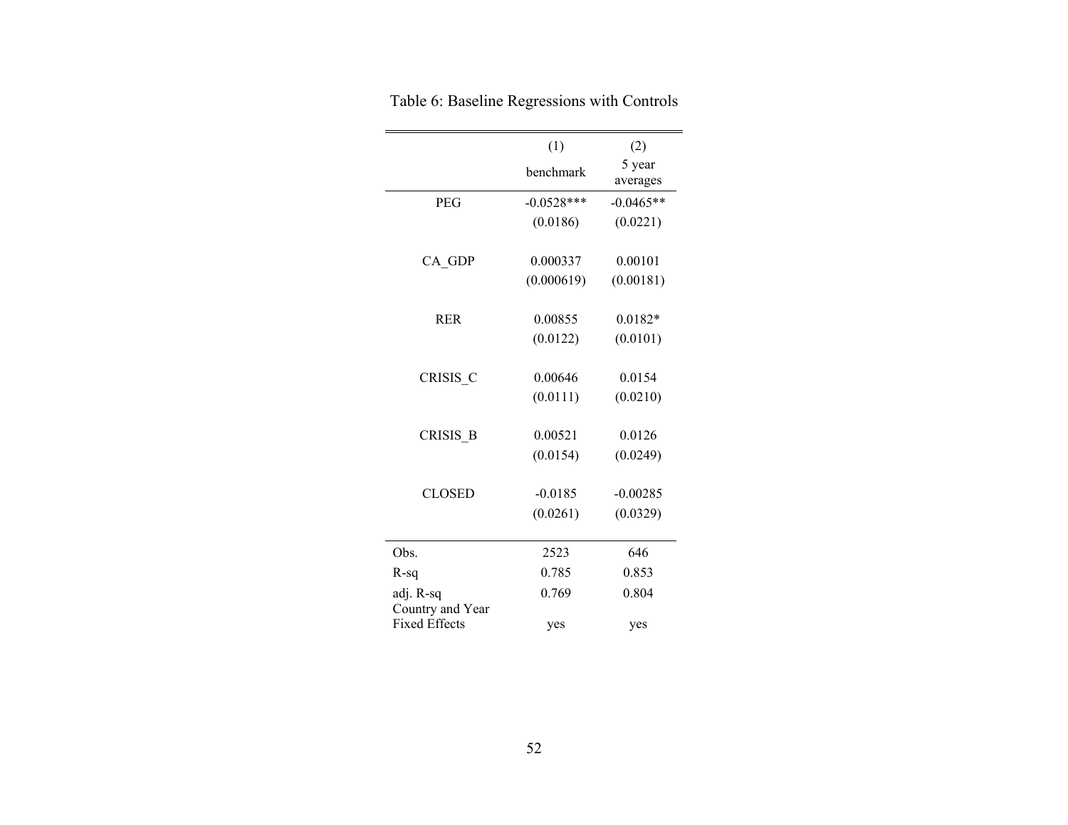Table 6: Baseline Regressions with Controls

| | (1) | (2) |
|---|---|---|
| | benchmark | 5 year averages |
| PEG | -0.0528*** | -0.0465** |
| | (0.0186) | (0.0221) |
| CA_GDP | 0.000337 | 0.00101 |
| | (0.000619) | (0.00181) |
| RER | 0.00855 | 0.0182* |
| | (0.0122) | (0.0101) |
| CRISIS_C | 0.00646 | 0.0154 |
| | (0.0111) | (0.0210) |
| CRISIS_B | 0.00521 | 0.0126 |
| | (0.0154) | (0.0249) |
| CLOSED | -0.0185 | -0.00285 |
| | (0.0261) | (0.0329) |
| Obs. | 2523 | 646 |
| R-sq | 0.785 | 0.853 |
| adj. R-sq | 0.769 | 0.804 |
| Country and Year Fixed Effects | yes | yes |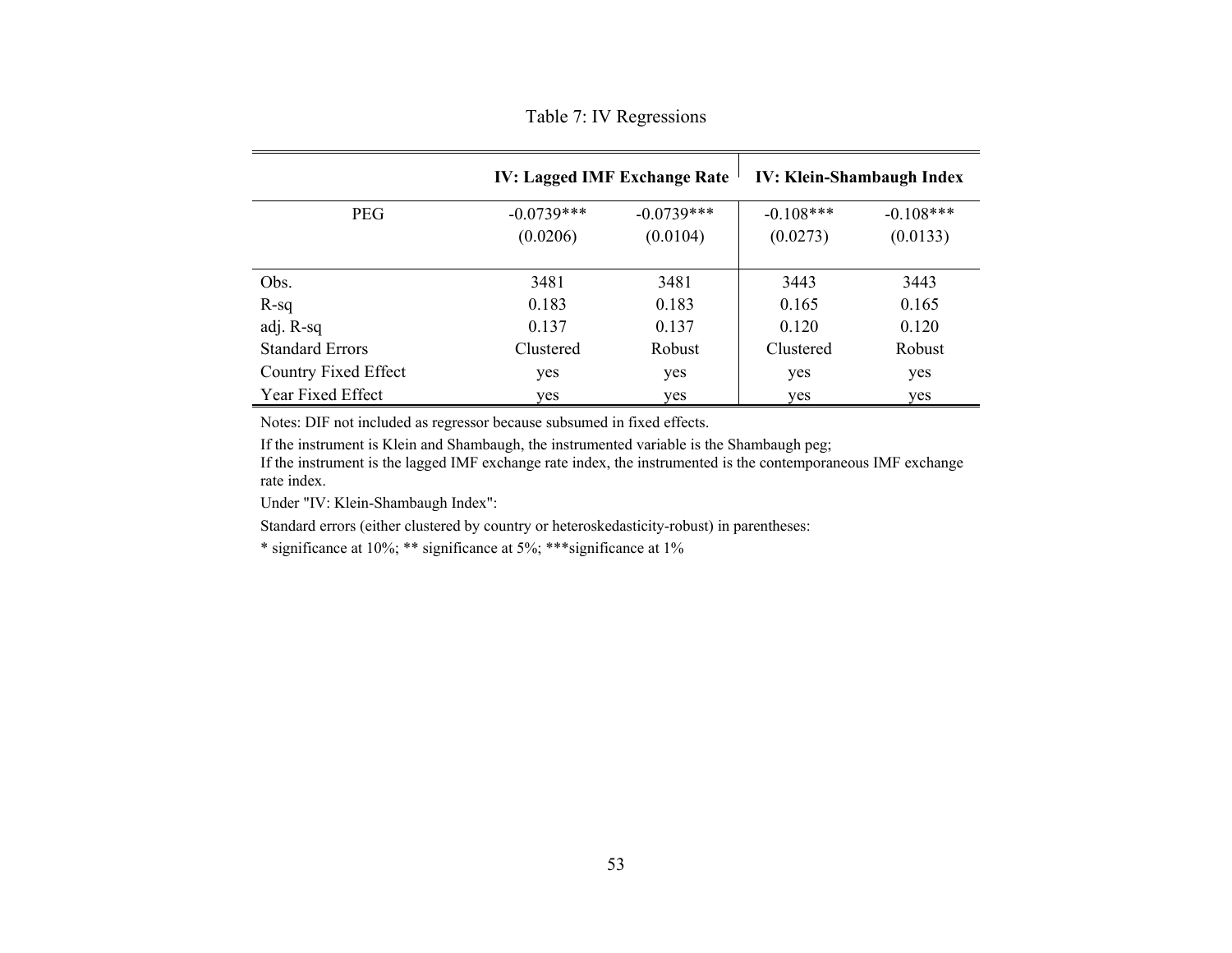Table 7: IV Regressions

| | IV: Lagged IMF Exchange Rate | | IV: Klein-Shambaugh Index | |
|---|---|---|---|---|
| PEG | -0.0739*** | -0.0739*** | -0.108*** | -0.108*** |
| | (0.0206) | (0.0104) | (0.0273) | (0.0133) |
| Obs. | 3481 | 3481 | 3443 | 3443 |
| R-sq | 0.183 | 0.183 | 0.165 | 0.165 |
| adj. R-sq | 0.137 | 0.137 | 0.120 | 0.120 |
| Standard Errors | Clustered | Robust | Clustered | Robust |
| Country Fixed Effect | yes | yes | yes | yes |
| Year Fixed Effect | yes | yes | yes | yes |

Notes: DIF not included as regressor because subsumed in fixed effects.

If the instrument is Klein and Shambaugh, the instrumented variable is the Shambaugh peg;
If the instrument is the lagged IMF exchange rate index, the instrumented is the contemporaneous IMF exchange rate index.

Under "IV: Klein-Shambaugh Index":

Standard errors (either clustered by country or heteroskedasticity-robust) in parentheses:

* significance at 10%; ** significance at 5%; ***significance at 1%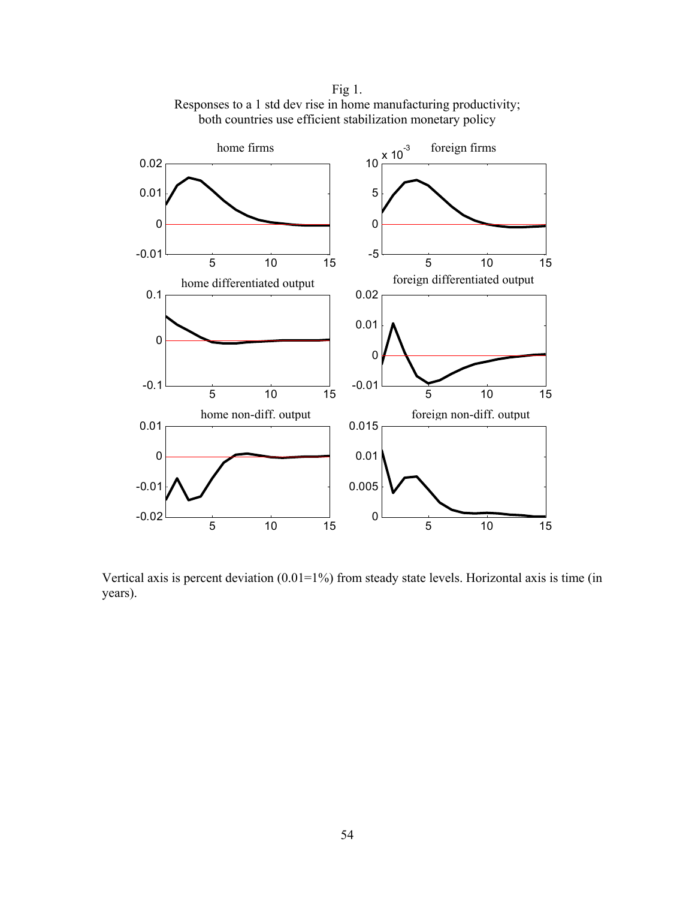Fig 1.
Responses to a 1 std dev rise in home manufacturing productivity;
both countries use efficient stabilization monetary policy

Vertical axis is percent deviation (0.01=1%) from steady state levels. Horizontal axis is time (in years).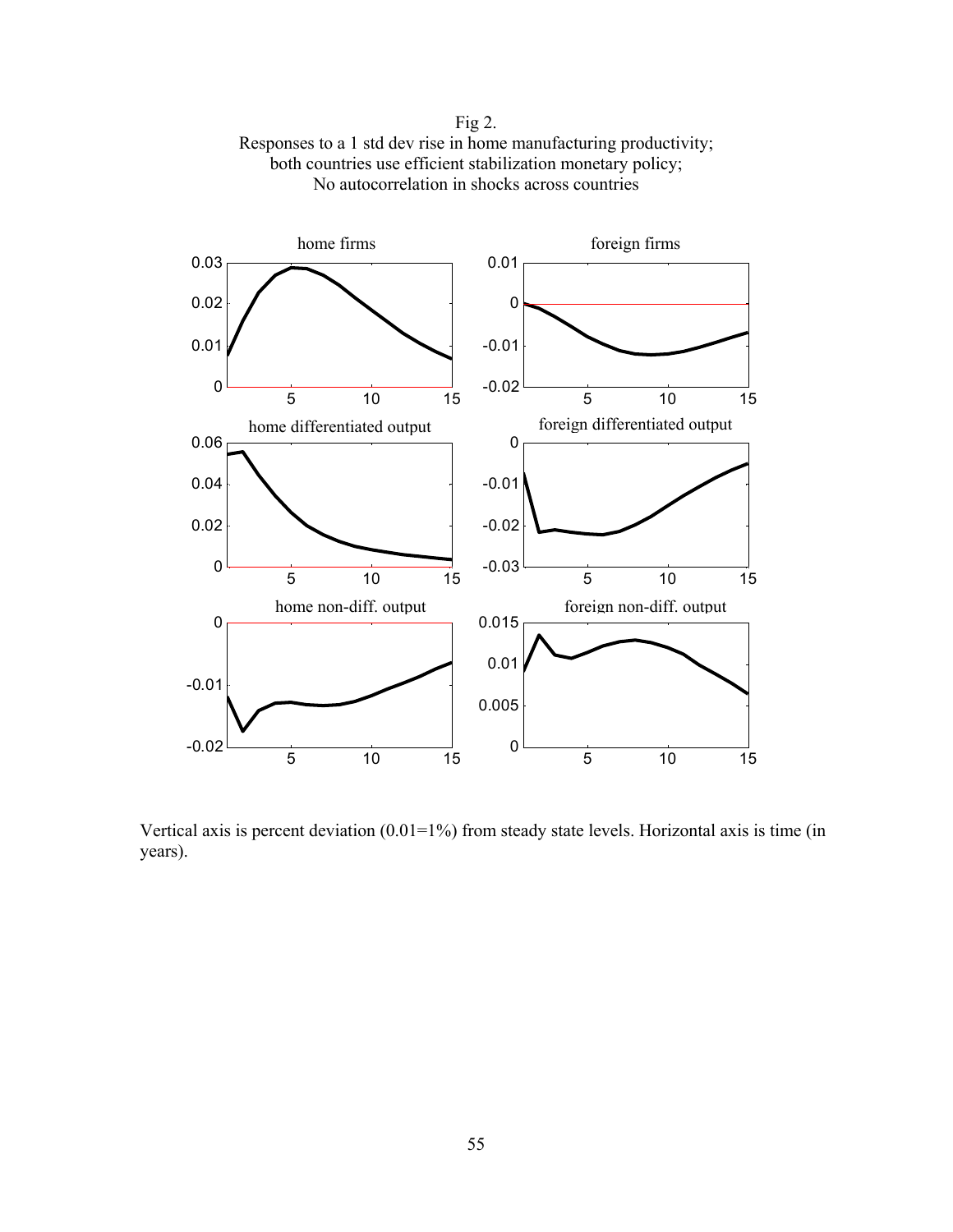Fig 2.
Responses to a 1 std dev rise in home manufacturing productivity;
both countries use efficient stabilization monetary policy;
No autocorrelation in shocks across countries

Vertical axis is percent deviation (0.01=1%) from steady state levels. Horizontal axis is time (in years).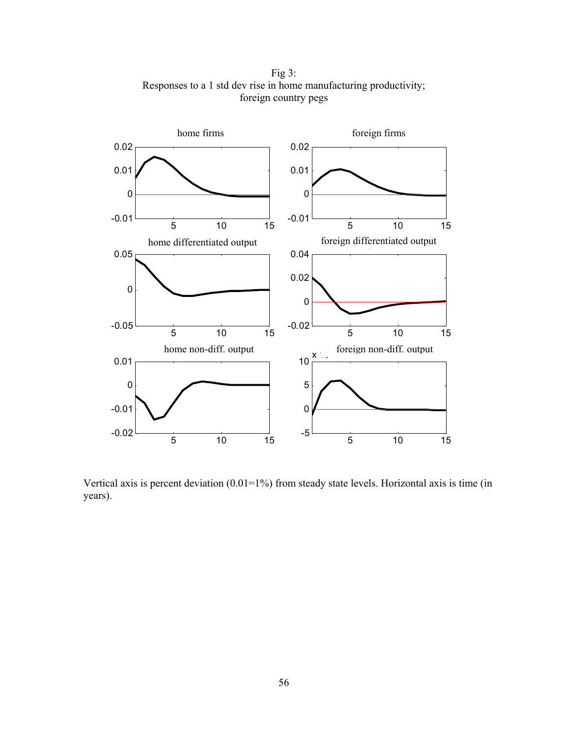Fig 3:
Responses to a 1 std dev rise in home manufacturing productivity;
foreign country pegs

Vertical axis is percent deviation (0.01=1%) from steady state levels. Horizontal axis is time (in years).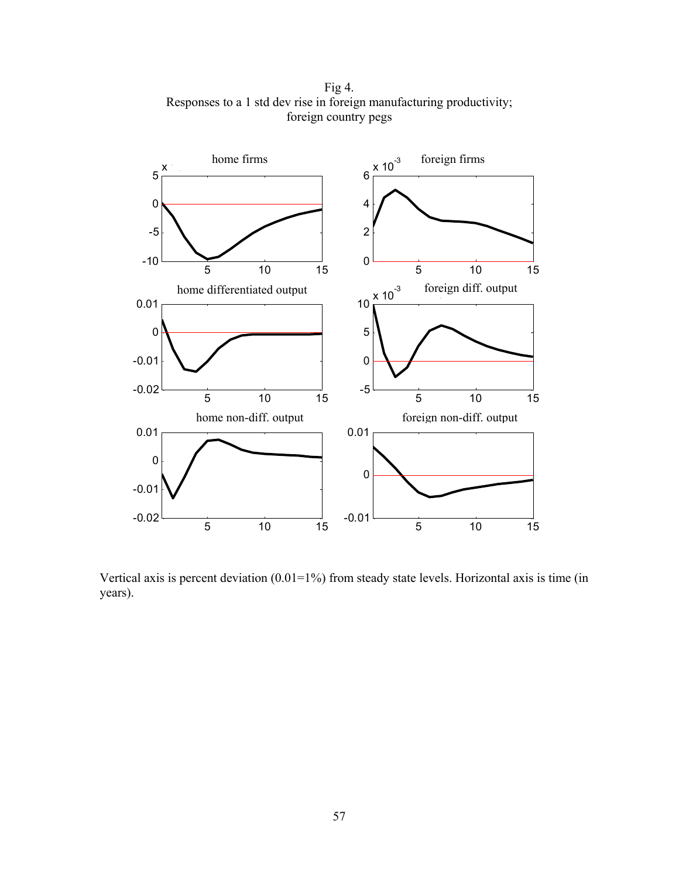Fig 4.
Responses to a 1 std dev rise in foreign manufacturing productivity;
foreign country pegs

home firms

x

5
0
-5
-10

5 10 15

foreign firms

x 10^-3

6
4
2
0

5 10 15

home differentiated output

0.01
0
-0.01
-0.02

5 10 15

foreign diff. output

x 10^-3

10
5
0
-5

5 10 15

home non-diff. output

0.01
0
-0.01
-0.02

5 10 15

foreign non-diff. output

0.01
0
-0.01

5 10 15

Vertical axis is percent deviation (0.01=1%) from steady state levels. Horizontal axis is time (in years).